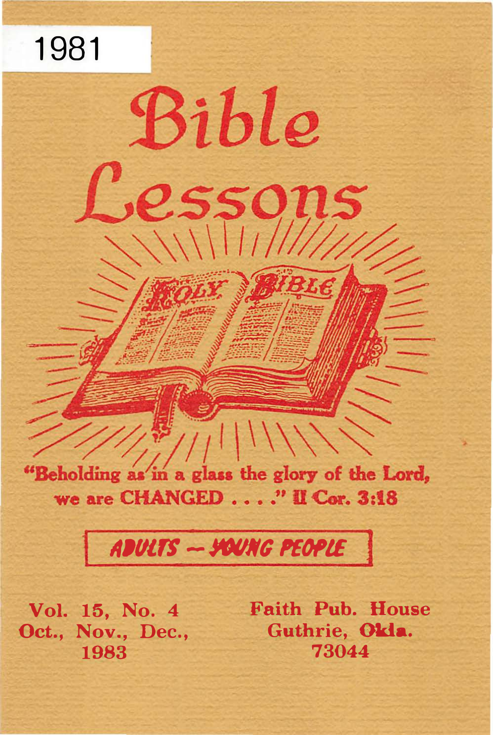1981

# Bible Lessons

HOLY BIBLE

"Beholding as in a glass the glory of the Lord, we are CHANGED . . . ." II Cor. 3:18

**ADULTS — YOUNG PEOPLE**

Vol. 15, No. 4
Oct., Nov., Dec.,
1983

Faith Pub. House
Guthrie, Okla.
73044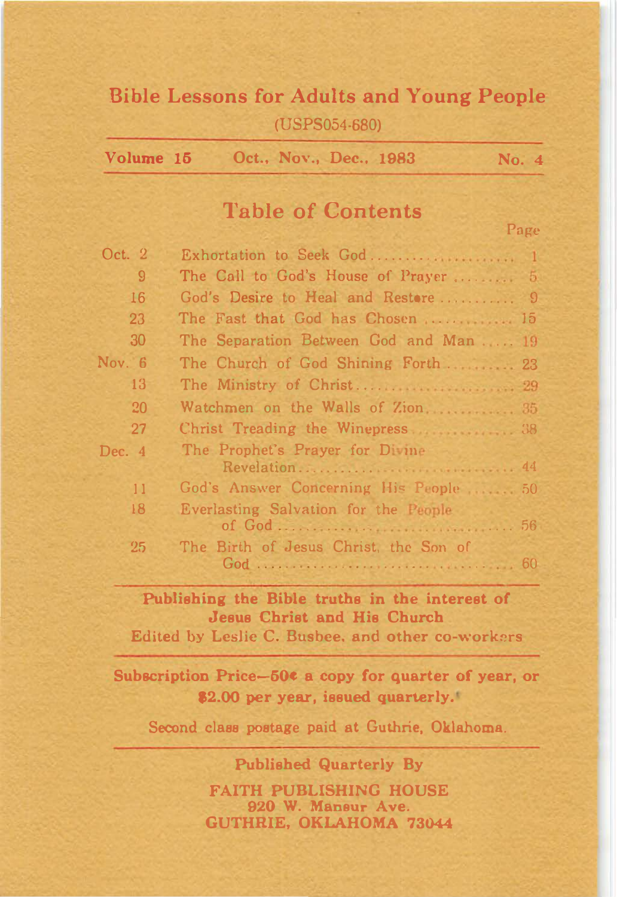# Bible Lessons for Adults and Young People

(USPS054-680)

**Volume 15** **Oct., Nov., Dec., 1983** **No. 4**

## Table of Contents

| Date | Lesson | Page |
|---|---|---|
| Oct. 2 | Exhortation to Seek God | 1 |
| 9 | The Call to God's House of Prayer | 5 |
| 16 | God's Desire to Heal and Restore | 9 |
| 23 | The Fast that God has Chosen | 15 |
| 30 | The Separation Between God and Man | 19 |
| Nov. 6 | The Church of God Shining Forth | 23 |
| 13 | The Ministry of Christ | 29 |
| 20 | Watchmen on the Walls of Zion | 35 |
| 27 | Christ Treading the Winepress | 38 |
| Dec. 4 | The Prophet's Prayer for Divine Revelation | 44 |
| 11 | God's Answer Concerning His People | 50 |
| 18 | Everlasting Salvation for the People of God | 56 |
| 25 | The Birth of Jesus Christ, the Son of God | 60 |

**Publishing the Bible truths in the interest of Jesus Christ and His Church**

Edited by Leslie C. Busbee, and other co-workers

**Subscription Price—50¢ a copy for quarter of year, or $2.00 per year, issued quarterly.**

Second class postage paid at Guthrie, Oklahoma.

**Published Quarterly By**

**FAITH PUBLISHING HOUSE**
**920 W. Mansur Ave.**
**GUTHRIE, OKLAHOMA 73044**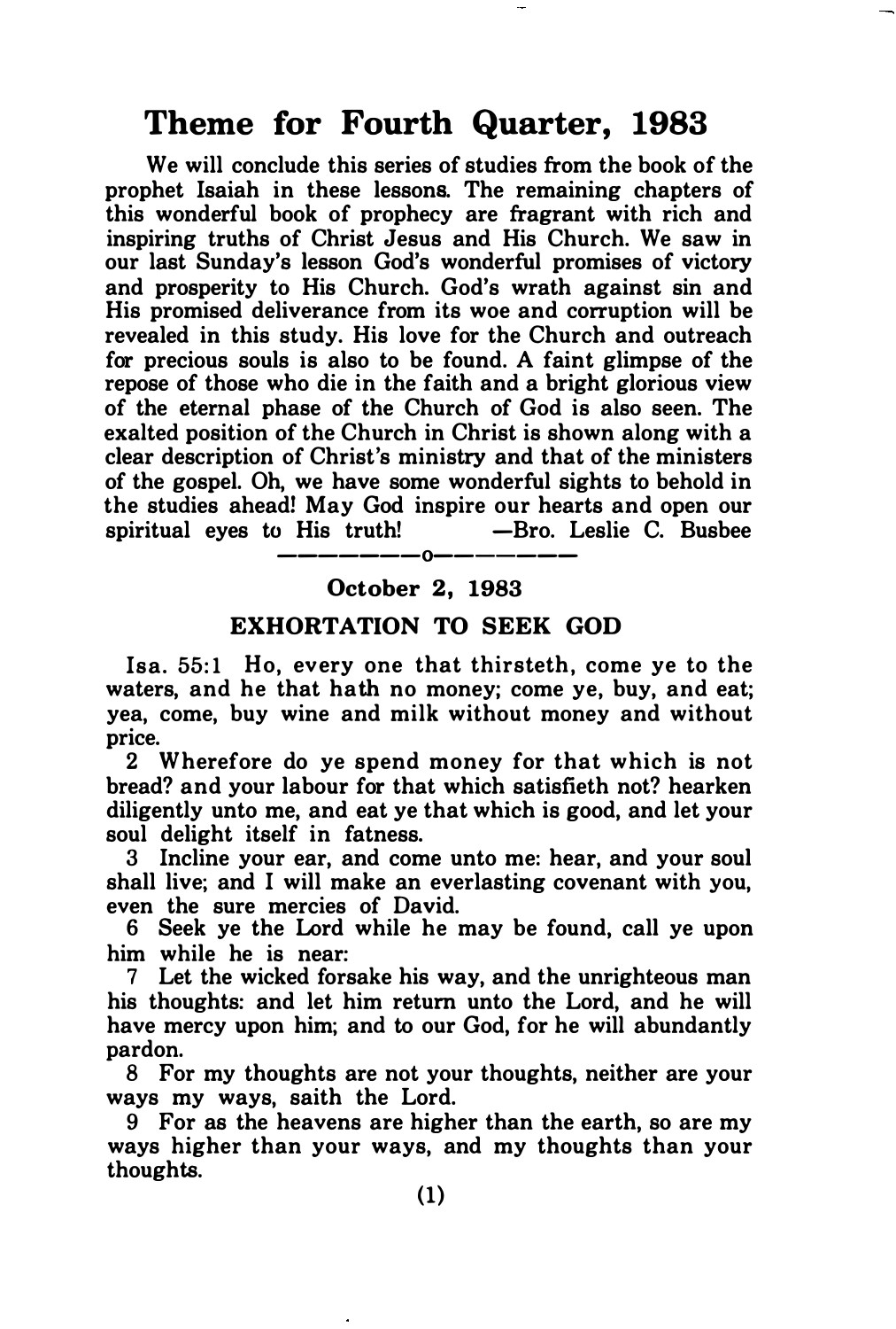# Theme for Fourth Quarter, 1983

We will conclude this series of studies from the book of the prophet Isaiah in these lessons. The remaining chapters of this wonderful book of prophecy are fragrant with rich and inspiring truths of Christ Jesus and His Church. We saw in our last Sunday's lesson God's wonderful promises of victory and prosperity to His Church. God's wrath against sin and His promised deliverance from its woe and corruption will be revealed in this study. His love for the Church and outreach for precious souls is also to be found. A faint glimpse of the repose of those who die in the faith and a bright glorious view of the eternal phase of the Church of God is also seen. The exalted position of the Church in Christ is shown along with a clear description of Christ's ministry and that of the ministers of the gospel. Oh, we have some wonderful sights to behold in the studies ahead! May God inspire our hearts and open our spiritual eyes to His truth! —Bro. Leslie C. Busbee

———————o———————

### October 2, 1983

### EXHORTATION TO SEEK GOD

Isa. 55:1 Ho, every one that thirsteth, come ye to the waters, and he that hath no money; come ye, buy, and eat; yea, come, buy wine and milk without money and without price.

2 Wherefore do ye spend money for that which is not bread? and your labour for that which satisfieth not? hearken diligently unto me, and eat ye that which is good, and let your soul delight itself in fatness.

3 Incline your ear, and come unto me: hear, and your soul shall live; and I will make an everlasting covenant with you, even the sure mercies of David.

6 Seek ye the Lord while he may be found, call ye upon him while he is near:

7 Let the wicked forsake his way, and the unrighteous man his thoughts: and let him return unto the Lord, and he will have mercy upon him; and to our God, for he will abundantly pardon.

8 For my thoughts are not your thoughts, neither are your ways my ways, saith the Lord.

9 For as the heavens are higher than the earth, so are my ways higher than your ways, and my thoughts than your thoughts.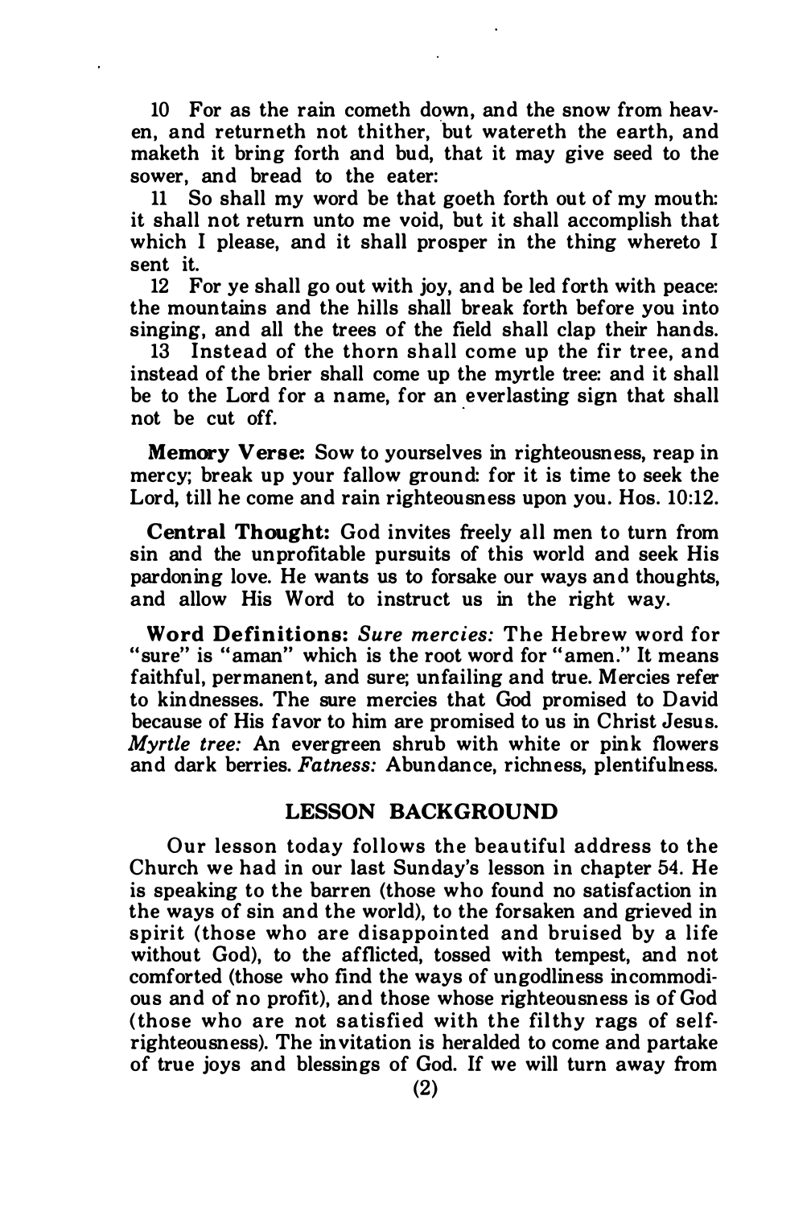10 For as the rain cometh down, and the snow from heaven, and returneth not thither, but watereth the earth, and maketh it bring forth and bud, that it may give seed to the sower, and bread to the eater:

11 So shall my word be that goeth forth out of my mouth: it shall not return unto me void, but it shall accomplish that which I please, and it shall prosper in the thing whereto I sent it.

12 For ye shall go out with joy, and be led forth with peace: the mountains and the hills shall break forth before you into singing, and all the trees of the field shall clap their hands.

13 Instead of the thorn shall come up the fir tree, and instead of the brier shall come up the myrtle tree: and it shall be to the Lord for a name, for an everlasting sign that shall not be cut off.

**Memory Verse:** Sow to yourselves in righteousness, reap in mercy; break up your fallow ground: for it is time to seek the Lord, till he come and rain righteousness upon you. Hos. 10:12.

**Central Thought:** God invites freely all men to turn from sin and the unprofitable pursuits of this world and seek His pardoning love. He wants us to forsake our ways and thoughts, and allow His Word to instruct us in the right way.

**Word Definitions:** *Sure mercies:* The Hebrew word for "sure" is "aman" which is the root word for "amen." It means faithful, permanent, and sure; unfailing and true. Mercies refer to kindnesses. The sure mercies that God promised to David because of His favor to him are promised to us in Christ Jesus. *Myrtle tree:* An evergreen shrub with white or pink flowers and dark berries. *Fatness:* Abundance, richness, plentifulness.

## LESSON BACKGROUND

Our lesson today follows the beautiful address to the Church we had in our last Sunday's lesson in chapter 54. He is speaking to the barren (those who found no satisfaction in the ways of sin and the world), to the forsaken and grieved in spirit (those who are disappointed and bruised by a life without God), to the afflicted, tossed with tempest, and not comforted (those who find the ways of ungodliness incommodious and of no profit), and those whose righteousness is of God (those who are not satisfied with the filthy rags of self-righteousness). The invitation is heralded to come and partake of true joys and blessings of God. If we will turn away from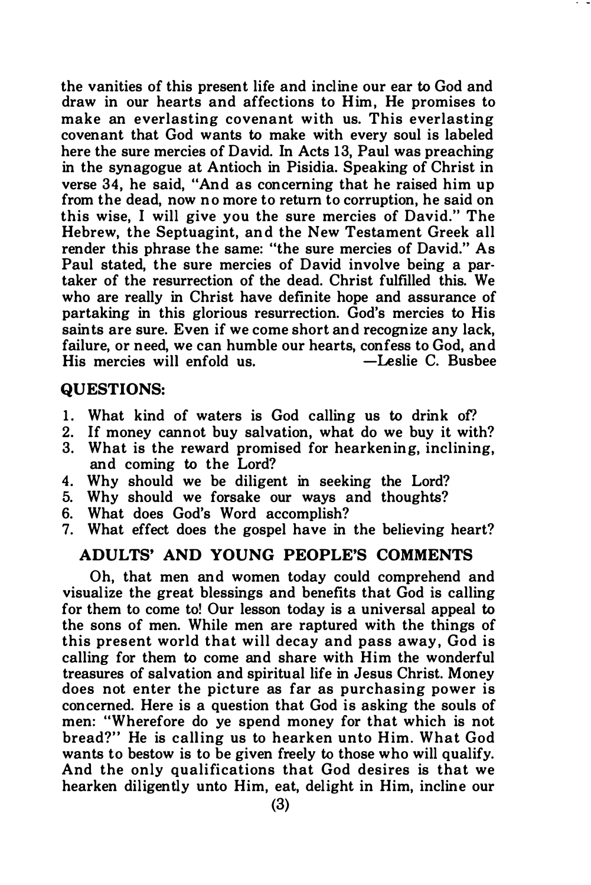the vanities of this present life and incline our ear to God and draw in our hearts and affections to Him, He promises to make an everlasting covenant with us. This everlasting covenant that God wants to make with every soul is labeled here the sure mercies of David. In Acts 13, Paul was preaching in the synagogue at Antioch in Pisidia. Speaking of Christ in verse 34, he said, "And as concerning that he raised him up from the dead, now no more to return to corruption, he said on this wise, I will give you the sure mercies of David." The Hebrew, the Septuagint, and the New Testament Greek all render this phrase the same: "the sure mercies of David." As Paul stated, the sure mercies of David involve being a partaker of the resurrection of the dead. Christ fulfilled this. We who are really in Christ have definite hope and assurance of partaking in this glorious resurrection. God's mercies to His saints are sure. Even if we come short and recognize any lack, failure, or need, we can humble our hearts, confess to God, and His mercies will enfold us. —Leslie C. Busbee

## QUESTIONS:

1. What kind of waters is God calling us to drink of?
2. If money cannot buy salvation, what do we buy it with?
3. What is the reward promised for hearkening, inclining, and coming to the Lord?
4. Why should we be diligent in seeking the Lord?
5. Why should we forsake our ways and thoughts?
6. What does God's Word accomplish?
7. What effect does the gospel have in the believing heart?

## ADULTS' AND YOUNG PEOPLE'S COMMENTS

Oh, that men and women today could comprehend and visualize the great blessings and benefits that God is calling for them to come to! Our lesson today is a universal appeal to the sons of men. While men are raptured with the things of this present world that will decay and pass away, God is calling for them to come and share with Him the wonderful treasures of salvation and spiritual life in Jesus Christ. Money does not enter the picture as far as purchasing power is concerned. Here is a question that God is asking the souls of men: "Wherefore do ye spend money for that which is not bread?" He is calling us to hearken unto Him. What God wants to bestow is to be given freely to those who will qualify. And the only qualifications that God desires is that we hearken diligently unto Him, eat, delight in Him, incline our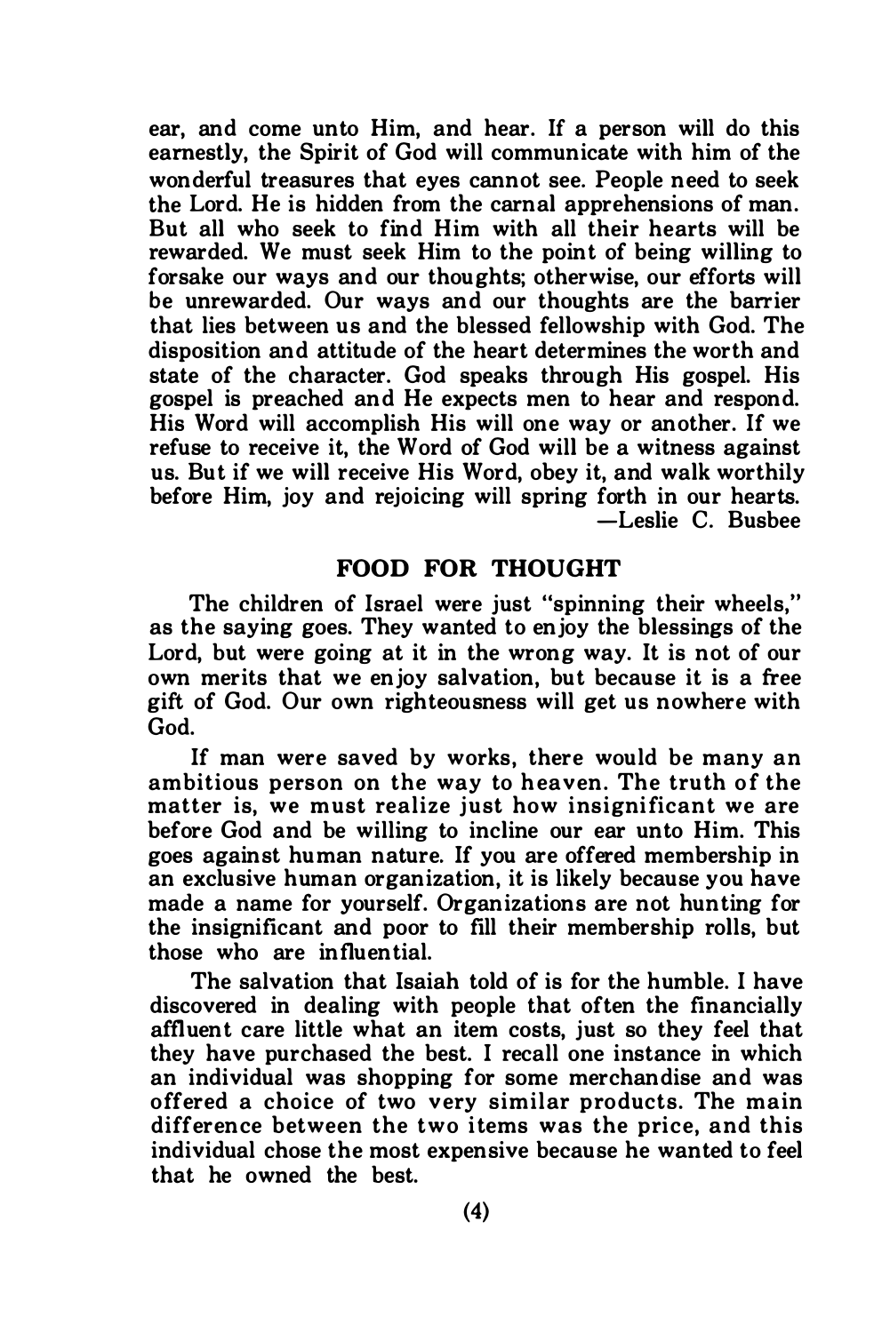ear, and come unto Him, and hear. If a person will do this earnestly, the Spirit of God will communicate with him of the wonderful treasures that eyes cannot see. People need to seek the Lord. He is hidden from the carnal apprehensions of man. But all who seek to find Him with all their hearts will be rewarded. We must seek Him to the point of being willing to forsake our ways and our thoughts; otherwise, our efforts will be unrewarded. Our ways and our thoughts are the barrier that lies between us and the blessed fellowship with God. The disposition and attitude of the heart determines the worth and state of the character. God speaks through His gospel. His gospel is preached and He expects men to hear and respond. His Word will accomplish His will one way or another. If we refuse to receive it, the Word of God will be a witness against us. But if we will receive His Word, obey it, and walk worthily before Him, joy and rejoicing will spring forth in our hearts.

—Leslie C. Busbee

## FOOD FOR THOUGHT

The children of Israel were just "spinning their wheels," as the saying goes. They wanted to enjoy the blessings of the Lord, but were going at it in the wrong way. It is not of our own merits that we enjoy salvation, but because it is a free gift of God. Our own righteousness will get us nowhere with God.

If man were saved by works, there would be many an ambitious person on the way to heaven. The truth of the matter is, we must realize just how insignificant we are before God and be willing to incline our ear unto Him. This goes against human nature. If you are offered membership in an exclusive human organization, it is likely because you have made a name for yourself. Organizations are not hunting for the insignificant and poor to fill their membership rolls, but those who are influential.

The salvation that Isaiah told of is for the humble. I have discovered in dealing with people that often the financially affluent care little what an item costs, just so they feel that they have purchased the best. I recall one instance in which an individual was shopping for some merchandise and was offered a choice of two very similar products. The main difference between the two items was the price, and this individual chose the most expensive because he wanted to feel that he owned the best.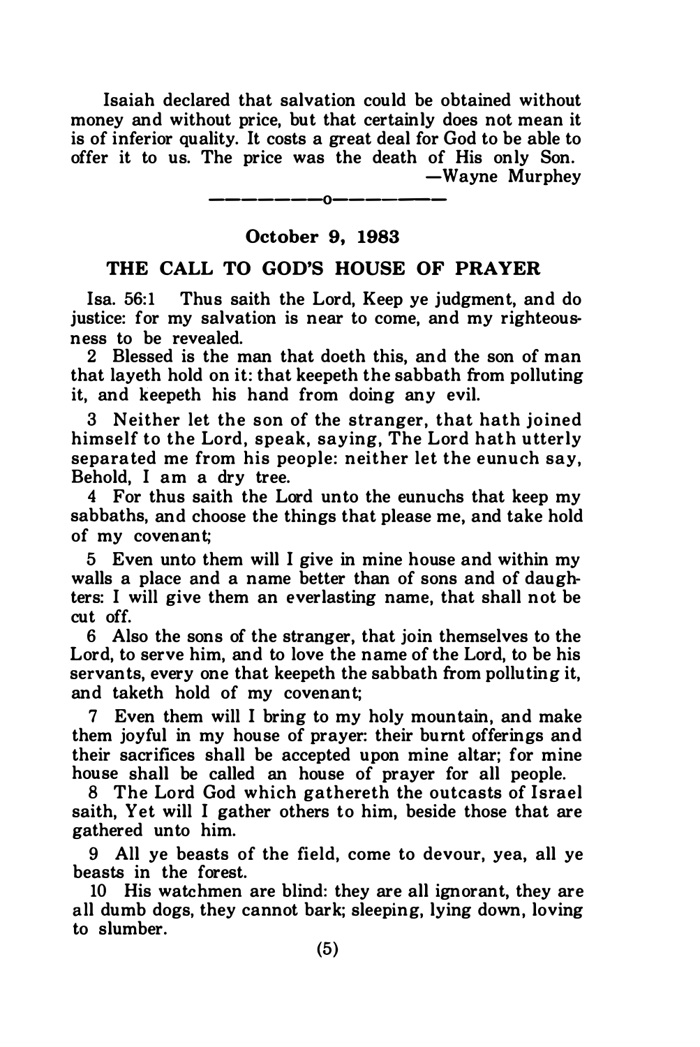Isaiah declared that salvation could be obtained without money and without price, but that certainly does not mean it is of inferior quality. It costs a great deal for God to be able to offer it to us. The price was the death of His only Son.

—Wayne Murphey

---

**October 9, 1983**

## THE CALL TO GOD'S HOUSE OF PRAYER

Isa. 56:1 Thus saith the Lord, Keep ye judgment, and do justice: for my salvation is near to come, and my righteousness to be revealed.

2 Blessed is the man that doeth this, and the son of man that layeth hold on it: that keepeth the sabbath from polluting it, and keepeth his hand from doing any evil.

3 Neither let the son of the stranger, that hath joined himself to the Lord, speak, saying, The Lord hath utterly separated me from his people: neither let the eunuch say, Behold, I am a dry tree.

4 For thus saith the Lord unto the eunuchs that keep my sabbaths, and choose the things that please me, and take hold of my covenant;

5 Even unto them will I give in mine house and within my walls a place and a name better than of sons and of daughters: I will give them an everlasting name, that shall not be cut off.

6 Also the sons of the stranger, that join themselves to the Lord, to serve him, and to love the name of the Lord, to be his servants, every one that keepeth the sabbath from polluting it, and taketh hold of my covenant;

7 Even them will I bring to my holy mountain, and make them joyful in my house of prayer: their burnt offerings and their sacrifices shall be accepted upon mine altar; for mine house shall be called an house of prayer for all people.

8 The Lord God which gathereth the outcasts of Israel saith, Yet will I gather others to him, beside those that are gathered unto him.

9 All ye beasts of the field, come to devour, yea, all ye beasts in the forest.

10 His watchmen are blind: they are all ignorant, they are all dumb dogs, they cannot bark; sleeping, lying down, loving to slumber.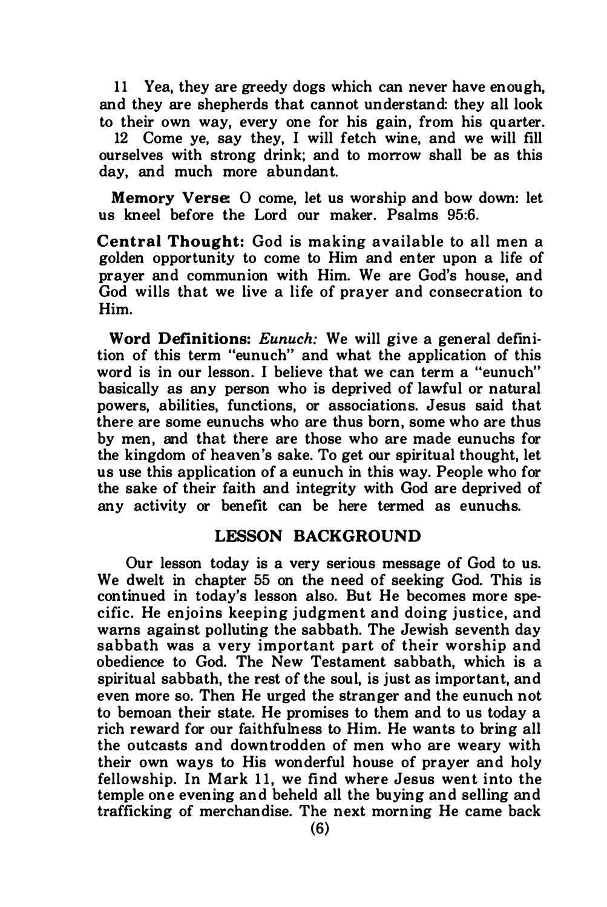11 Yea, they are greedy dogs which can never have enough, and they are shepherds that cannot understand: they all look to their own way, every one for his gain, from his quarter.

12 Come ye, say they, I will fetch wine, and we will fill ourselves with strong drink; and to morrow shall be as this day, and much more abundant.

**Memory Verse:** O come, let us worship and bow down: let us kneel before the Lord our maker. Psalms 95:6.

**Central Thought:** God is making available to all men a golden opportunity to come to Him and enter upon a life of prayer and communion with Him. We are God's house, and God wills that we live a life of prayer and consecration to Him.

**Word Definitions:** *Eunuch:* We will give a general definition of this term "eunuch" and what the application of this word is in our lesson. I believe that we can term a "eunuch" basically as any person who is deprived of lawful or natural powers, abilities, functions, or associations. Jesus said that there are some eunuchs who are thus born, some who are thus by men, and that there are those who are made eunuchs for the kingdom of heaven's sake. To get our spiritual thought, let us use this application of a eunuch in this way. People who for the sake of their faith and integrity with God are deprived of any activity or benefit can be here termed as eunuchs.

## LESSON BACKGROUND

Our lesson today is a very serious message of God to us. We dwelt in chapter 55 on the need of seeking God. This is continued in today's lesson also. But He becomes more specific. He enjoins keeping judgment and doing justice, and warns against polluting the sabbath. The Jewish seventh day sabbath was a very important part of their worship and obedience to God. The New Testament sabbath, which is a spiritual sabbath, the rest of the soul, is just as important, and even more so. Then He urged the stranger and the eunuch not to bemoan their state. He promises to them and to us today a rich reward for our faithfulness to Him. He wants to bring all the outcasts and downtrodden of men who are weary with their own ways to His wonderful house of prayer and holy fellowship. In Mark 11, we find where Jesus went into the temple one evening and beheld all the buying and selling and trafficking of merchandise. The next morning He came back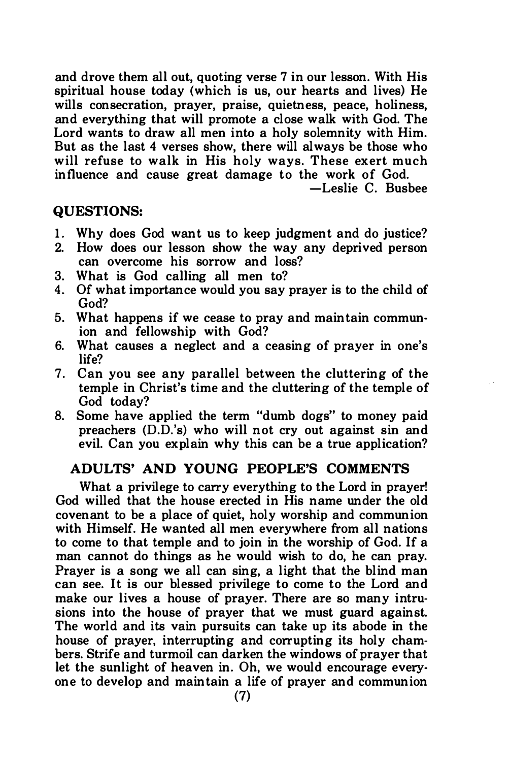and drove them all out, quoting verse 7 in our lesson. With His spiritual house today (which is us, our hearts and lives) He wills consecration, prayer, praise, quietness, peace, holiness, and everything that will promote a close walk with God. The Lord wants to draw all men into a holy solemnity with Him. But as the last 4 verses show, there will always be those who will refuse to walk in His holy ways. These exert much influence and cause great damage to the work of God.

—Leslie C. Busbee

## QUESTIONS:

1. Why does God want us to keep judgment and do justice?
2. How does our lesson show the way any deprived person can overcome his sorrow and loss?
3. What is God calling all men to?
4. Of what importance would you say prayer is to the child of God?
5. What happens if we cease to pray and maintain communion and fellowship with God?
6. What causes a neglect and a ceasing of prayer in one's life?
7. Can you see any parallel between the cluttering of the temple in Christ's time and the cluttering of the temple of God today?
8. Some have applied the term "dumb dogs" to money paid preachers (D.D.'s) who will not cry out against sin and evil. Can you explain why this can be a true application?

## ADULTS' AND YOUNG PEOPLE'S COMMENTS

What a privilege to carry everything to the Lord in prayer! God willed that the house erected in His name under the old covenant to be a place of quiet, holy worship and communion with Himself. He wanted all men everywhere from all nations to come to that temple and to join in the worship of God. If a man cannot do things as he would wish to do, he can pray. Prayer is a song we all can sing, a light that the blind man can see. It is our blessed privilege to come to the Lord and make our lives a house of prayer. There are so many intrusions into the house of prayer that we must guard against. The world and its vain pursuits can take up its abode in the house of prayer, interrupting and corrupting its holy chambers. Strife and turmoil can darken the windows of prayer that let the sunlight of heaven in. Oh, we would encourage everyone to develop and maintain a life of prayer and communion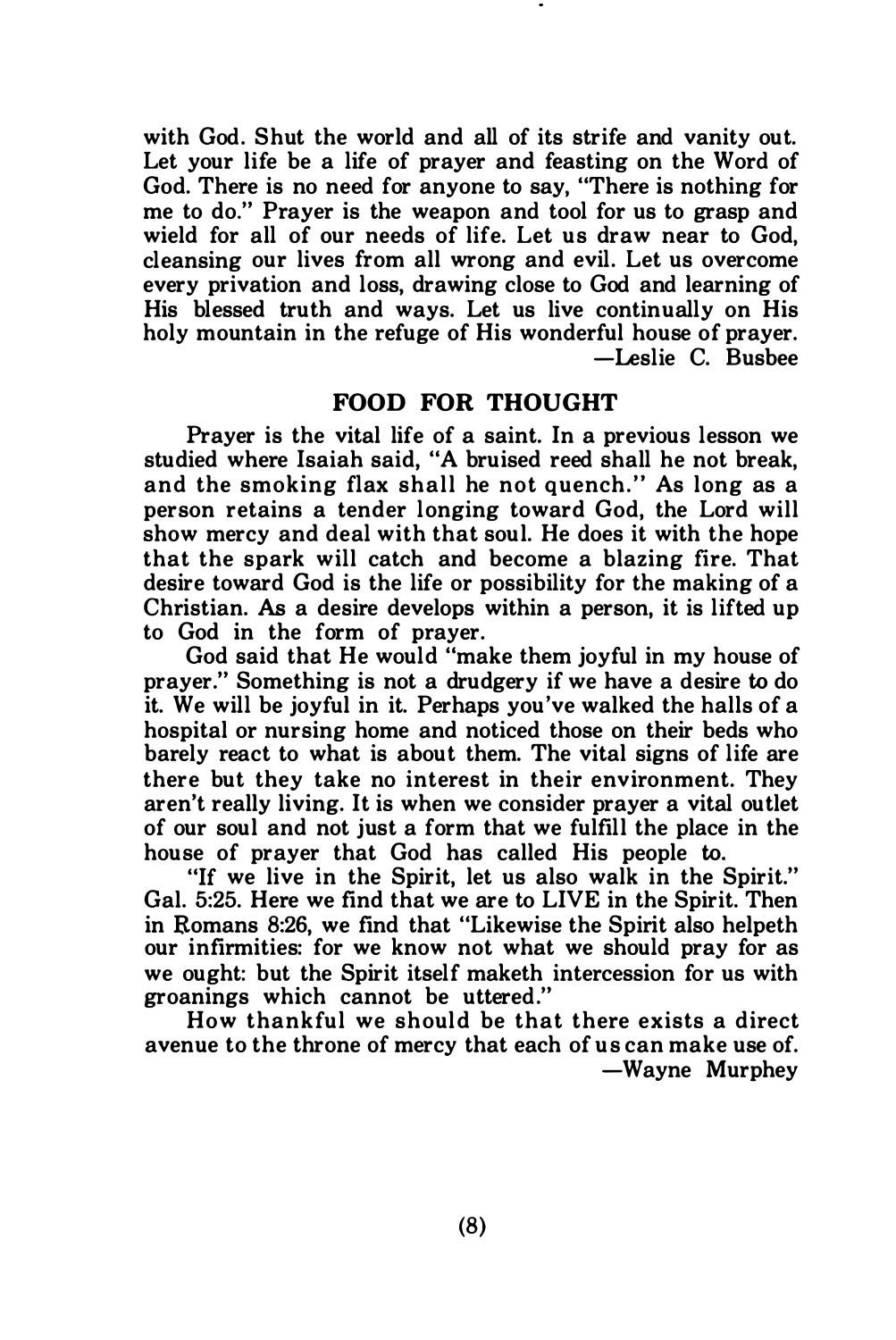with God. Shut the world and all of its strife and vanity out. Let your life be a life of prayer and feasting on the Word of God. There is no need for anyone to say, "There is nothing for me to do." Prayer is the weapon and tool for us to grasp and wield for all of our needs of life. Let us draw near to God, cleansing our lives from all wrong and evil. Let us overcome every privation and loss, drawing close to God and learning of His blessed truth and ways. Let us live continually on His holy mountain in the refuge of His wonderful house of prayer.

—Leslie C. Busbee

## FOOD FOR THOUGHT

Prayer is the vital life of a saint. In a previous lesson we studied where Isaiah said, "A bruised reed shall he not break, and the smoking flax shall he not quench." As long as a person retains a tender longing toward God, the Lord will show mercy and deal with that soul. He does it with the hope that the spark will catch and become a blazing fire. That desire toward God is the life or possibility for the making of a Christian. As a desire develops within a person, it is lifted up to God in the form of prayer.

God said that He would "make them joyful in my house of prayer." Something is not a drudgery if we have a desire to do it. We will be joyful in it. Perhaps you've walked the halls of a hospital or nursing home and noticed those on their beds who barely react to what is about them. The vital signs of life are there but they take no interest in their environment. They aren't really living. It is when we consider prayer a vital outlet of our soul and not just a form that we fulfill the place in the house of prayer that God has called His people to.

"If we live in the Spirit, let us also walk in the Spirit." Gal. 5:25. Here we find that we are to LIVE in the Spirit. Then in Romans 8:26, we find that "Likewise the Spirit also helpeth our infirmities: for we know not what we should pray for as we ought: but the Spirit itself maketh intercession for us with groanings which cannot be uttered."

How thankful we should be that there exists a direct avenue to the throne of mercy that each of us can make use of.

—Wayne Murphey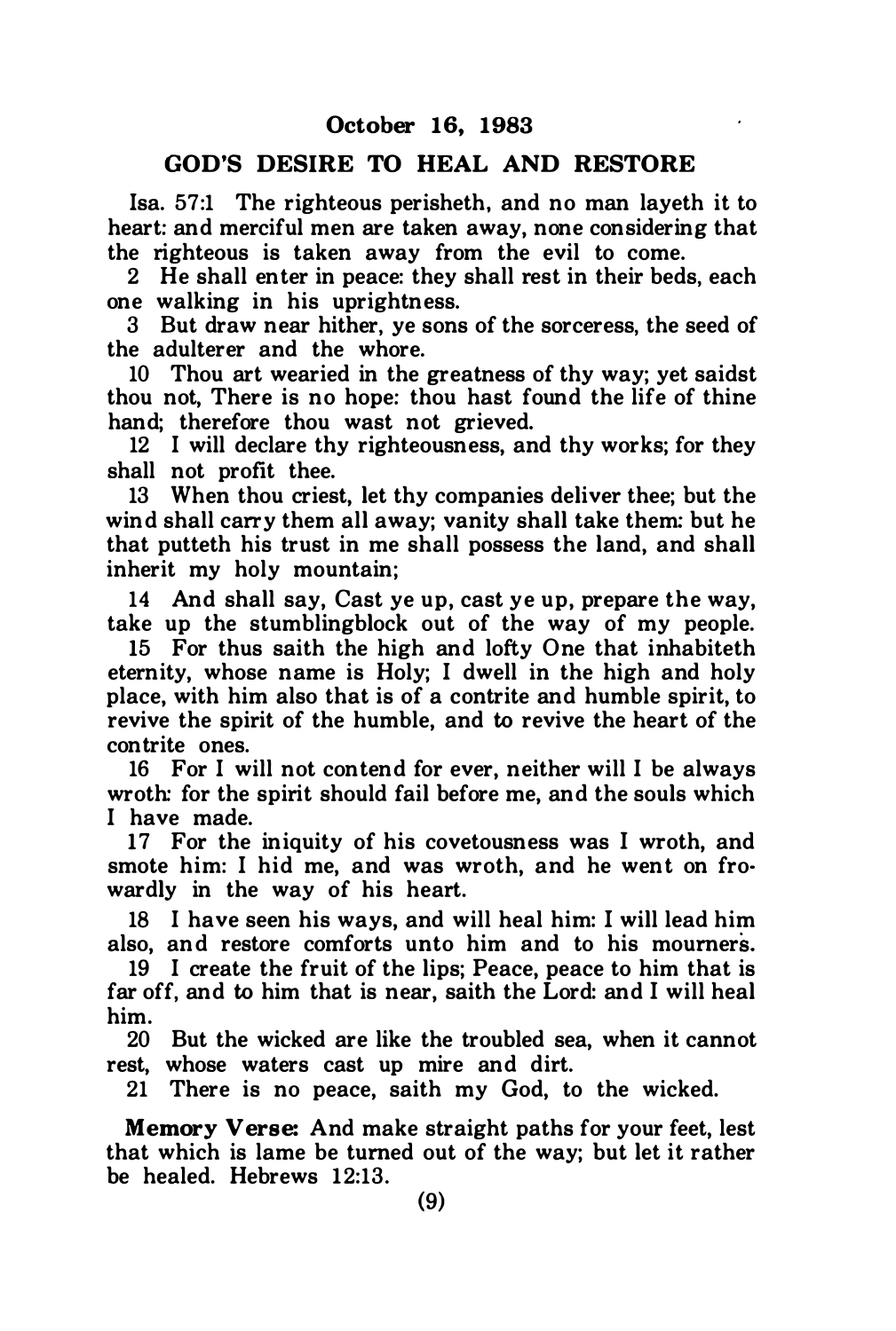**October 16, 1983**

## GOD'S DESIRE TO HEAL AND RESTORE

Isa. 57:1 The righteous perisheth, and no man layeth it to heart: and merciful men are taken away, none considering that the righteous is taken away from the evil to come.

2 He shall enter in peace: they shall rest in their beds, each one walking in his uprightness.

3 But draw near hither, ye sons of the sorceress, the seed of the adulterer and the whore.

10 Thou art wearied in the greatness of thy way; yet saidst thou not, There is no hope: thou hast found the life of thine hand; therefore thou wast not grieved.

12 I will declare thy righteousness, and thy works; for they shall not profit thee.

13 When thou criest, let thy companies deliver thee; but the wind shall carry them all away; vanity shall take them: but he that putteth his trust in me shall possess the land, and shall inherit my holy mountain;

14 And shall say, Cast ye up, cast ye up, prepare the way, take up the stumblingblock out of the way of my people.

15 For thus saith the high and lofty One that inhabiteth eternity, whose name is Holy; I dwell in the high and holy place, with him also that is of a contrite and humble spirit, to revive the spirit of the humble, and to revive the heart of the contrite ones.

16 For I will not contend for ever, neither will I be always wroth: for the spirit should fail before me, and the souls which I have made.

17 For the iniquity of his covetousness was I wroth, and smote him: I hid me, and was wroth, and he went on frowardly in the way of his heart.

18 I have seen his ways, and will heal him: I will lead him also, and restore comforts unto him and to his mourners.

19 I create the fruit of the lips; Peace, peace to him that is far off, and to him that is near, saith the Lord: and I will heal him.

20 But the wicked are like the troubled sea, when it cannot rest, whose waters cast up mire and dirt.

21 There is no peace, saith my God, to the wicked.

**Memory Verse:** And make straight paths for your feet, lest that which is lame be turned out of the way; but let it rather be healed. Hebrews 12:13.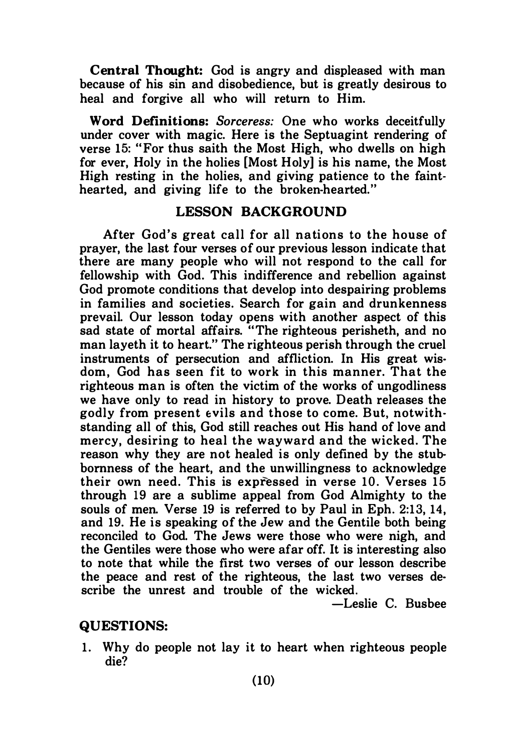**Central Thought:** God is angry and displeased with man because of his sin and disobedience, but is greatly desirous to heal and forgive all who will return to Him.

**Word Definitions:** *Sorceress:* One who works deceitfully under cover with magic. Here is the Septuagint rendering of verse 15: "For thus saith the Most High, who dwells on high for ever, Holy in the holies [Most Holy] is his name, the Most High resting in the holies, and giving patience to the faint-hearted, and giving life to the broken-hearted."

## LESSON BACKGROUND

After God's great call for all nations to the house of prayer, the last four verses of our previous lesson indicate that there are many people who will not respond to the call for fellowship with God. This indifference and rebellion against God promote conditions that develop into despairing problems in families and societies. Search for gain and drunkenness prevail. Our lesson today opens with another aspect of this sad state of mortal affairs. "The righteous perisheth, and no man layeth it to heart." The righteous perish through the cruel instruments of persecution and affliction. In His great wisdom, God has seen fit to work in this manner. That the righteous man is often the victim of the works of ungodliness we have only to read in history to prove. Death releases the godly from present evils and those to come. But, notwithstanding all of this, God still reaches out His hand of love and mercy, desiring to heal the wayward and the wicked. The reason why they are not healed is only defined by the stubbornness of the heart, and the unwillingness to acknowledge their own need. This is expressed in verse 10. Verses 15 through 19 are a sublime appeal from God Almighty to the souls of men. Verse 19 is referred to by Paul in Eph. 2:13, 14, and 19. He is speaking of the Jew and the Gentile both being reconciled to God. The Jews were those who were nigh, and the Gentiles were those who were afar off. It is interesting also to note that while the first two verses of our lesson describe the peace and rest of the righteous, the last two verses describe the unrest and trouble of the wicked.

—Leslie C. Busbee

## QUESTIONS:

1. Why do people not lay it to heart when righteous people die?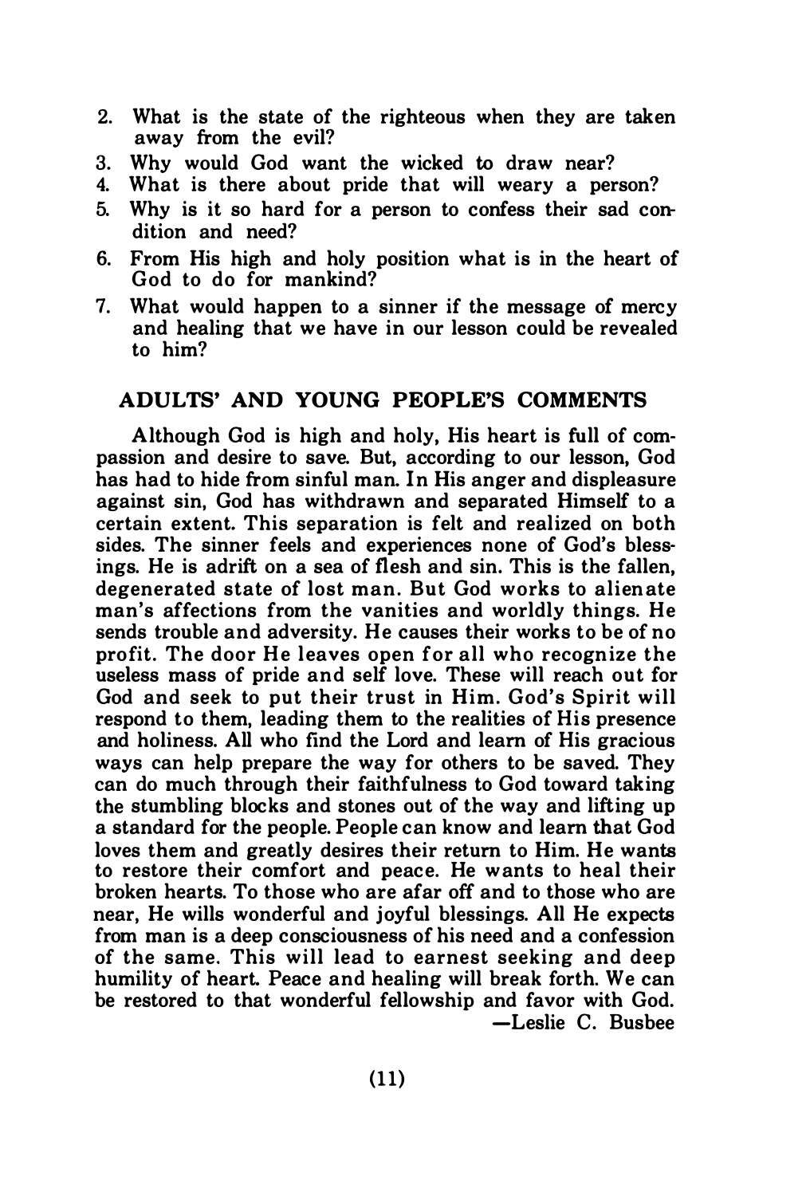2. What is the state of the righteous when they are taken away from the evil?
3. Why would God want the wicked to draw near?
4. What is there about pride that will weary a person?
5. Why is it so hard for a person to confess their sad condition and need?
6. From His high and holy position what is in the heart of God to do for mankind?
7. What would happen to a sinner if the message of mercy and healing that we have in our lesson could be revealed to him?

## ADULTS' AND YOUNG PEOPLE'S COMMENTS

Although God is high and holy, His heart is full of compassion and desire to save. But, according to our lesson, God has had to hide from sinful man. In His anger and displeasure against sin, God has withdrawn and separated Himself to a certain extent. This separation is felt and realized on both sides. The sinner feels and experiences none of God's blessings. He is adrift on a sea of flesh and sin. This is the fallen, degenerated state of lost man. But God works to alienate man's affections from the vanities and worldly things. He sends trouble and adversity. He causes their works to be of no profit. The door He leaves open for all who recognize the useless mass of pride and self love. These will reach out for God and seek to put their trust in Him. God's Spirit will respond to them, leading them to the realities of His presence and holiness. All who find the Lord and learn of His gracious ways can help prepare the way for others to be saved. They can do much through their faithfulness to God toward taking the stumbling blocks and stones out of the way and lifting up a standard for the people. People can know and learn that God loves them and greatly desires their return to Him. He wants to restore their comfort and peace. He wants to heal their broken hearts. To those who are afar off and to those who are near, He wills wonderful and joyful blessings. All He expects from man is a deep consciousness of his need and a confession of the same. This will lead to earnest seeking and deep humility of heart. Peace and healing will break forth. We can be restored to that wonderful fellowship and favor with God.

—Leslie C. Busbee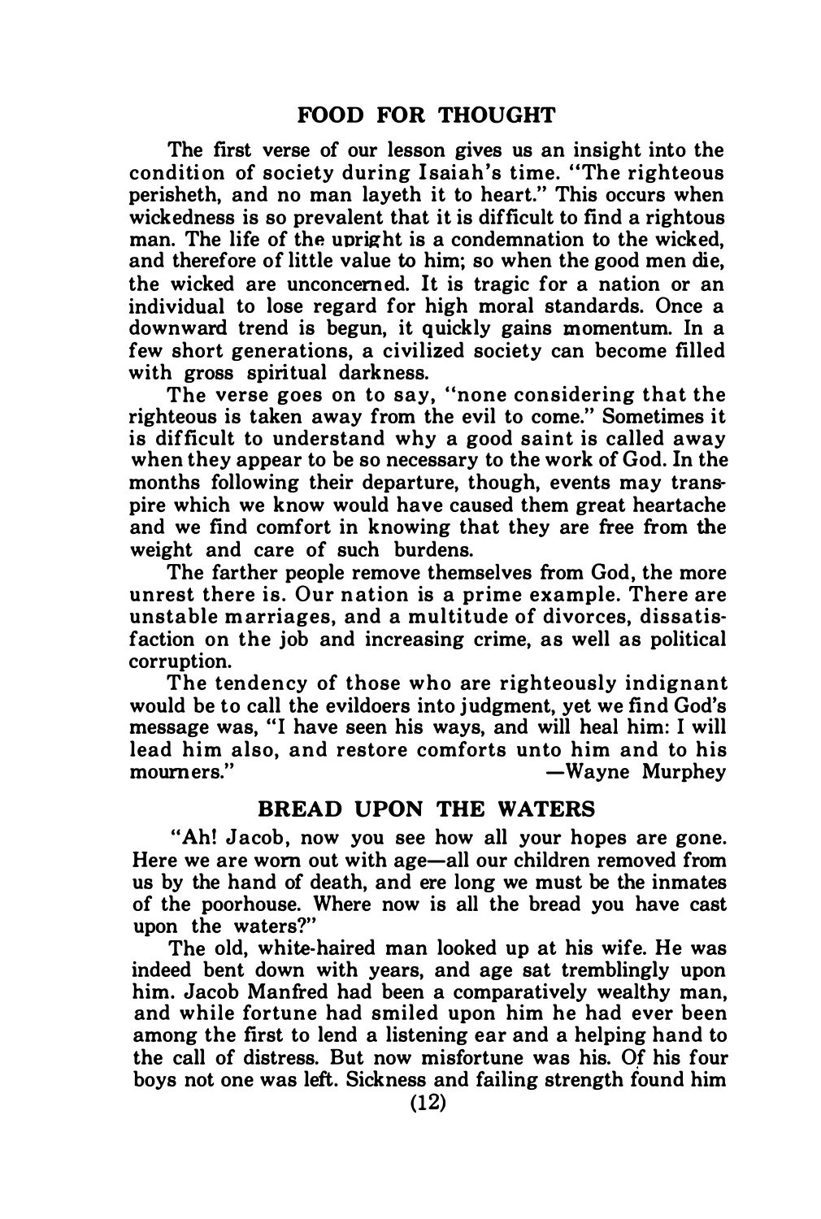## FOOD FOR THOUGHT

The first verse of our lesson gives us an insight into the condition of society during Isaiah's time. "The righteous perisheth, and no man layeth it to heart." This occurs when wickedness is so prevalent that it is difficult to find a rightous man. The life of the upright is a condemnation to the wicked, and therefore of little value to him; so when the good men die, the wicked are unconcerned. It is tragic for a nation or an individual to lose regard for high moral standards. Once a downward trend is begun, it quickly gains momentum. In a few short generations, a civilized society can become filled with gross spiritual darkness.

The verse goes on to say, "none considering that the righteous is taken away from the evil to come." Sometimes it is difficult to understand why a good saint is called away when they appear to be so necessary to the work of God. In the months following their departure, though, events may transpire which we know would have caused them great heartache and we find comfort in knowing that they are free from the weight and care of such burdens.

The farther people remove themselves from God, the more unrest there is. Our nation is a prime example. There are unstable marriages, and a multitude of divorces, dissatisfaction on the job and increasing crime, as well as political corruption.

The tendency of those who are righteously indignant would be to call the evildoers into judgment, yet we find God's message was, "I have seen his ways, and will heal him: I will lead him also, and restore comforts unto him and to his mourners."

—Wayne Murphey

## BREAD UPON THE WATERS

"Ah! Jacob, now you see how all your hopes are gone. Here we are worn out with age—all our children removed from us by the hand of death, and ere long we must be the inmates of the poorhouse. Where now is all the bread you have cast upon the waters?"

The old, white-haired man looked up at his wife. He was indeed bent down with years, and age sat tremblingly upon him. Jacob Manfred had been a comparatively wealthy man, and while fortune had smiled upon him he had ever been among the first to lend a listening ear and a helping hand to the call of distress. But now misfortune was his. Of his four boys not one was left. Sickness and failing strength found him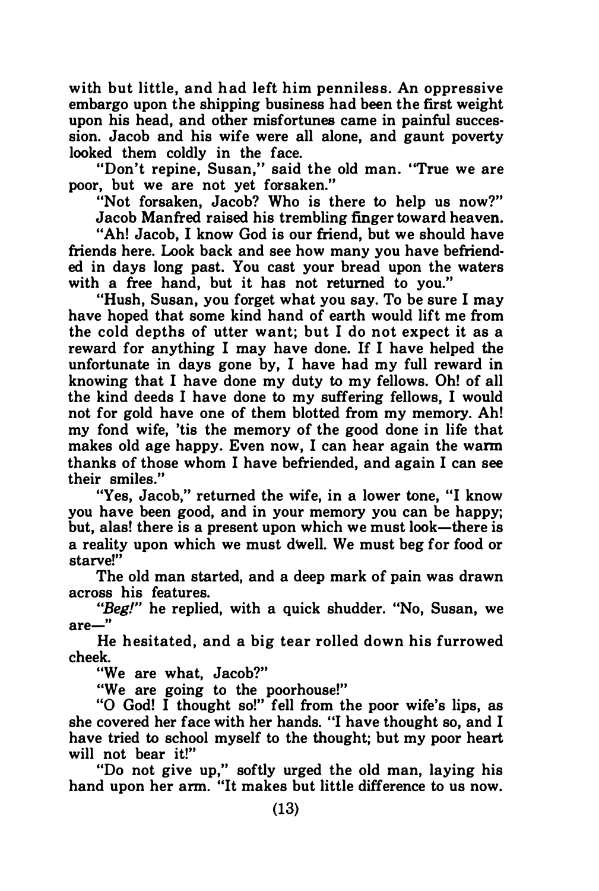with but little, and had left him penniless. An oppressive embargo upon the shipping business had been the first weight upon his head, and other misfortunes came in painful succession. Jacob and his wife were all alone, and gaunt poverty looked them coldly in the face.

"Don't repine, Susan," said the old man. "True we are poor, but we are not yet forsaken."

"Not forsaken, Jacob? Who is there to help us now?"

Jacob Manfred raised his trembling finger toward heaven.

"Ah! Jacob, I know God is our friend, but we should have friends here. Look back and see how many you have befriended in days long past. You cast your bread upon the waters with a free hand, but it has not returned to you."

"Hush, Susan, you forget what you say. To be sure I may have hoped that some kind hand of earth would lift me from the cold depths of utter want; but I do not expect it as a reward for anything I may have done. If I have helped the unfortunate in days gone by, I have had my full reward in knowing that I have done my duty to my fellows. Oh! of all the kind deeds I have done to my suffering fellows, I would not for gold have one of them blotted from my memory. Ah! my fond wife, 'tis the memory of the good done in life that makes old age happy. Even now, I can hear again the warm thanks of those whom I have befriended, and again I can see their smiles."

"Yes, Jacob," returned the wife, in a lower tone, "I know you have been good, and in your memory you can be happy; but, alas! there is a present upon which we must look—there is a reality upon which we must dwell. We must beg for food or starve!"

The old man started, and a deep mark of pain was drawn across his features.

"*Beg!*" he replied, with a quick shudder. "No, Susan, we are—"

He hesitated, and a big tear rolled down his furrowed cheek.

"We are what, Jacob?"

"We are going to the poorhouse!"

"O God! I thought so!" fell from the poor wife's lips, as she covered her face with her hands. "I have thought so, and I have tried to school myself to the thought; but my poor heart will not bear it!"

"Do not give up," softly urged the old man, laying his hand upon her arm. "It makes but little difference to us now.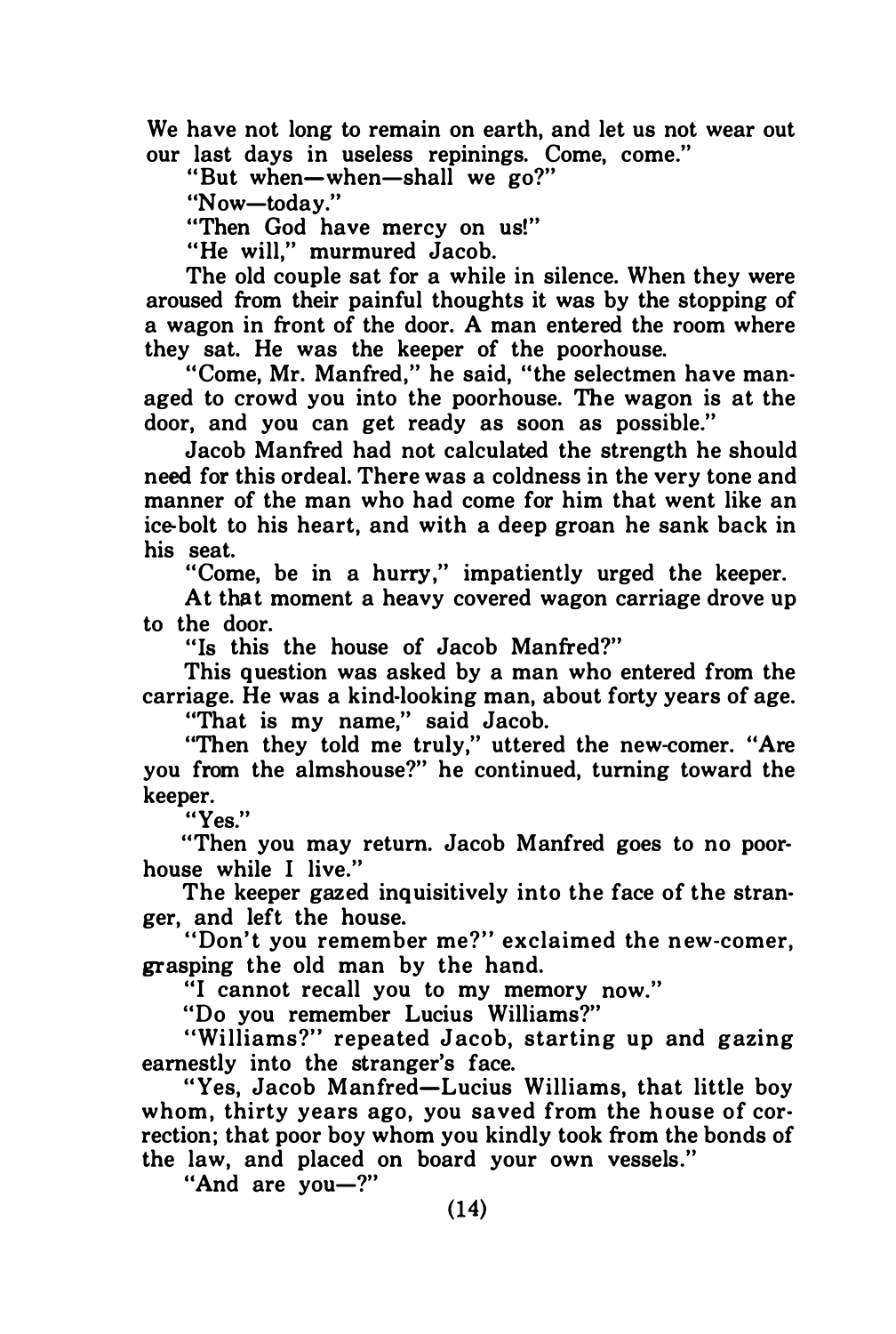We have not long to remain on earth, and let us not wear out our last days in useless repinings. Come, come."

"But when—when—shall we go?"

"Now—today."

"Then God have mercy on us!"

"He will," murmured Jacob.

The old couple sat for a while in silence. When they were aroused from their painful thoughts it was by the stopping of a wagon in front of the door. A man entered the room where they sat. He was the keeper of the poorhouse.

"Come, Mr. Manfred," he said, "the selectmen have managed to crowd you into the poorhouse. The wagon is at the door, and you can get ready as soon as possible."

Jacob Manfred had not calculated the strength he should need for this ordeal. There was a coldness in the very tone and manner of the man who had come for him that went like an ice-bolt to his heart, and with a deep groan he sank back in his seat.

"Come, be in a hurry," impatiently urged the keeper.

At that moment a heavy covered wagon carriage drove up to the door.

"Is this the house of Jacob Manfred?"

This question was asked by a man who entered from the carriage. He was a kind-looking man, about forty years of age.

"That is my name," said Jacob.

"Then they told me truly," uttered the new-comer. "Are you from the almshouse?" he continued, turning toward the keeper.

"Yes."

"Then you may return. Jacob Manfred goes to no poorhouse while I live."

The keeper gazed inquisitively into the face of the stranger, and left the house.

"Don't you remember me?" exclaimed the new-comer, grasping the old man by the hand.

"I cannot recall you to my memory now."

"Do you remember Lucius Williams?"

"Williams?" repeated Jacob, starting up and gazing earnestly into the stranger's face.

"Yes, Jacob Manfred—Lucius Williams, that little boy whom, thirty years ago, you saved from the house of correction; that poor boy whom you kindly took from the bonds of the law, and placed on board your own vessels."

"And are you—?"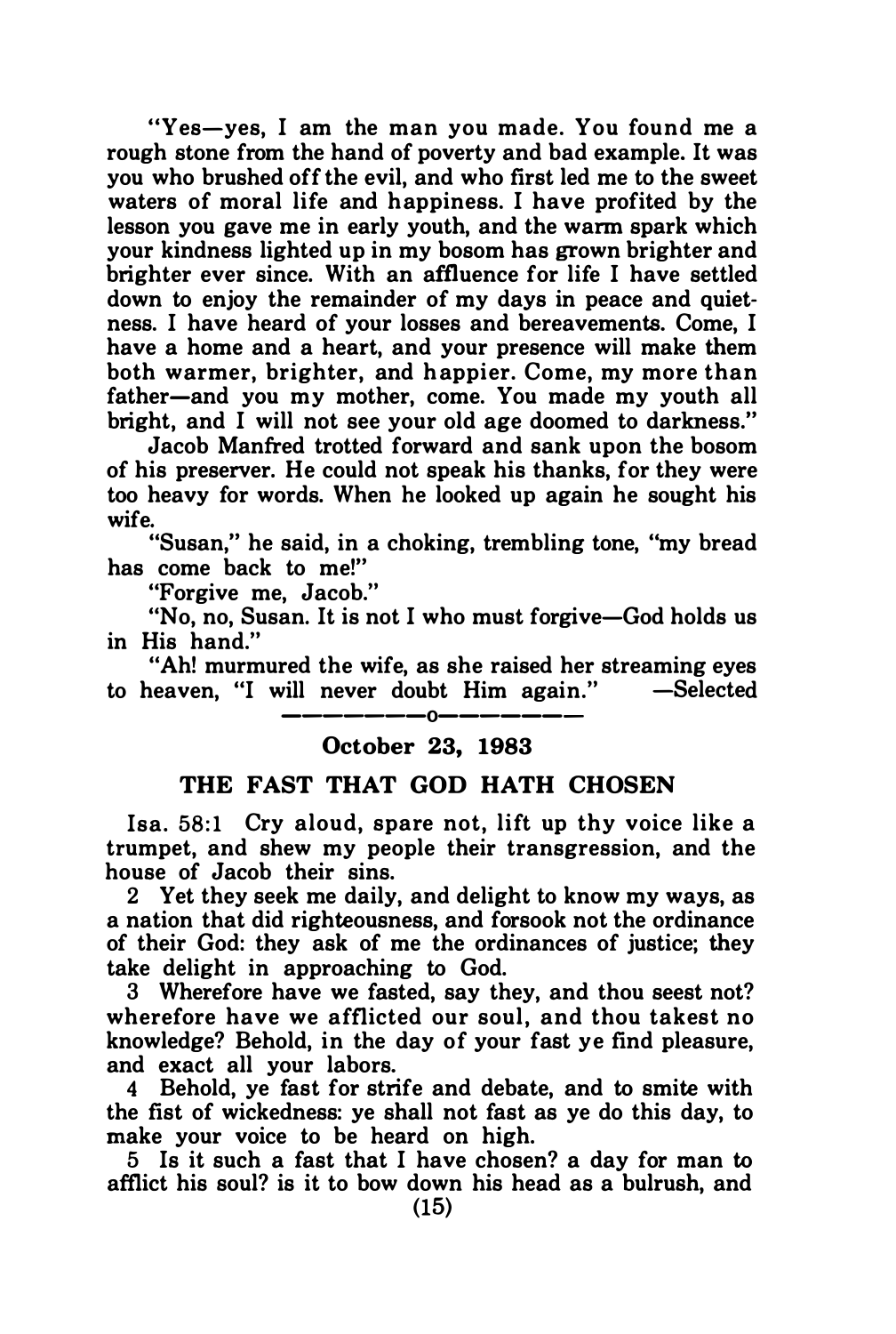"Yes—yes, I am the man you made. You found me a rough stone from the hand of poverty and bad example. It was you who brushed off the evil, and who first led me to the sweet waters of moral life and happiness. I have profited by the lesson you gave me in early youth, and the warm spark which your kindness lighted up in my bosom has grown brighter and brighter ever since. With an affluence for life I have settled down to enjoy the remainder of my days in peace and quietness. I have heard of your losses and bereavements. Come, I have a home and a heart, and your presence will make them both warmer, brighter, and happier. Come, my more than father—and you my mother, come. You made my youth all bright, and I will not see your old age doomed to darkness."

Jacob Manfred trotted forward and sank upon the bosom of his preserver. He could not speak his thanks, for they were too heavy for words. When he looked up again he sought his wife.

"Susan," he said, in a choking, trembling tone, "my bread has come back to me!"

"Forgive me, Jacob."

"No, no, Susan. It is not I who must forgive—God holds us in His hand."

"Ah! murmured the wife, as she raised her streaming eyes to heaven, "I will never doubt Him again." —Selected

————————o————————

## October 23, 1983

## THE FAST THAT GOD HATH CHOSEN

Isa. 58:1 Cry aloud, spare not, lift up thy voice like a trumpet, and shew my people their transgression, and the house of Jacob their sins.

2 Yet they seek me daily, and delight to know my ways, as a nation that did righteousness, and forsook not the ordinance of their God: they ask of me the ordinances of justice; they take delight in approaching to God.

3 Wherefore have we fasted, say they, and thou seest not? wherefore have we afflicted our soul, and thou takest no knowledge? Behold, in the day of your fast ye find pleasure, and exact all your labors.

4 Behold, ye fast for strife and debate, and to smite with the fist of wickedness: ye shall not fast as ye do this day, to make your voice to be heard on high.

5 Is it such a fast that I have chosen? a day for man to afflict his soul? is it to bow down his head as a bulrush, and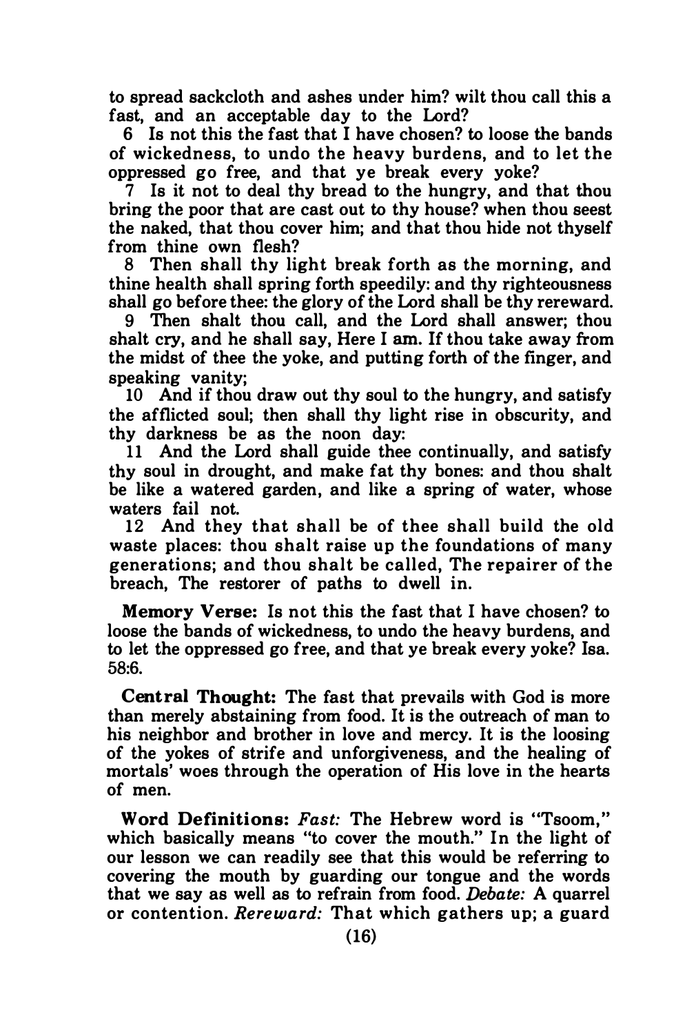to spread sackcloth and ashes under him? wilt thou call this a fast, and an acceptable day to the Lord?

6 Is not this the fast that I have chosen? to loose the bands of wickedness, to undo the heavy burdens, and to let the oppressed go free, and that ye break every yoke?

7 Is it not to deal thy bread to the hungry, and that thou bring the poor that are cast out to thy house? when thou seest the naked, that thou cover him; and that thou hide not thyself from thine own flesh?

8 Then shall thy light break forth as the morning, and thine health shall spring forth speedily: and thy righteousness shall go before thee: the glory of the Lord shall be thy rereward.

9 Then shalt thou call, and the Lord shall answer; thou shalt cry, and he shall say, Here I am. If thou take away from the midst of thee the yoke, and putting forth of the finger, and speaking vanity;

10 And if thou draw out thy soul to the hungry, and satisfy the afflicted soul; then shall thy light rise in obscurity, and thy darkness be as the noon day:

11 And the Lord shall guide thee continually, and satisfy thy soul in drought, and make fat thy bones: and thou shalt be like a watered garden, and like a spring of water, whose waters fail not.

12 And they that shall be of thee shall build the old waste places: thou shalt raise up the foundations of many generations; and thou shalt be called, The repairer of the breach, The restorer of paths to dwell in.

**Memory Verse:** Is not this the fast that I have chosen? to loose the bands of wickedness, to undo the heavy burdens, and to let the oppressed go free, and that ye break every yoke? Isa. 58:6.

**Central Thought:** The fast that prevails with God is more than merely abstaining from food. It is the outreach of man to his neighbor and brother in love and mercy. It is the loosing of the yokes of strife and unforgiveness, and the healing of mortals' woes through the operation of His love in the hearts of men.

**Word Definitions:** *Fast:* The Hebrew word is "Tsoom," which basically means "to cover the mouth." In the light of our lesson we can readily see that this would be referring to covering the mouth by guarding our tongue and the words that we say as well as to refrain from food. *Debate:* A quarrel or contention. *Rereward:* That which gathers up; a guard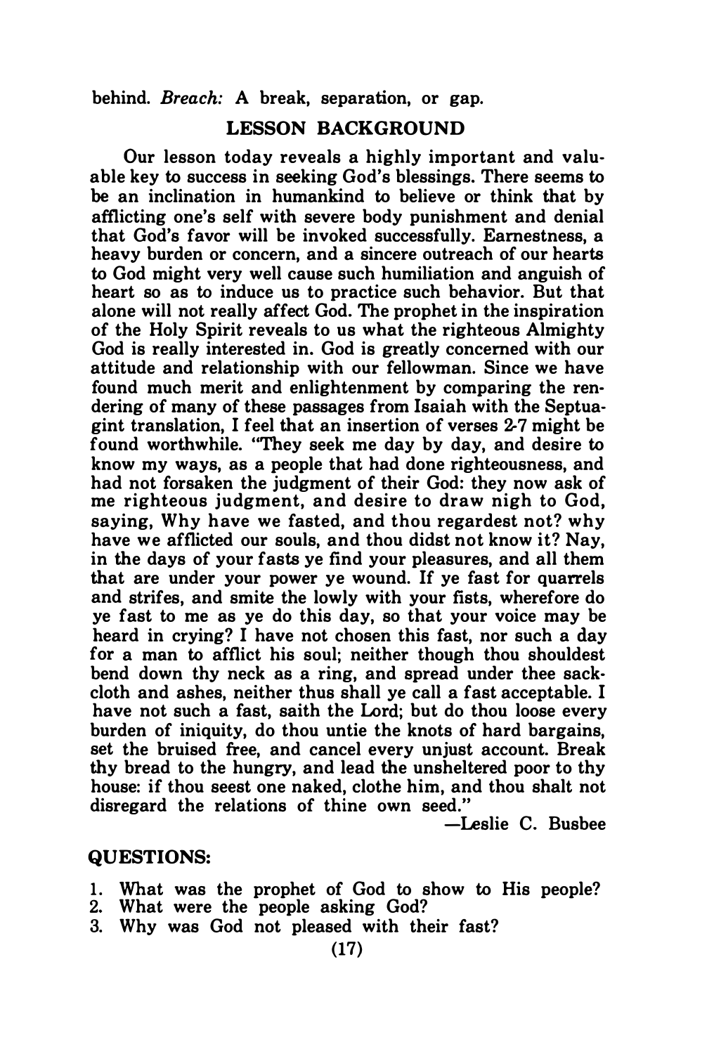behind. *Breach:* A break, separation, or gap.

## LESSON BACKGROUND

Our lesson today reveals a highly important and valuable key to success in seeking God's blessings. There seems to be an inclination in humankind to believe or think that by afflicting one's self with severe body punishment and denial that God's favor will be invoked successfully. Earnestness, a heavy burden or concern, and a sincere outreach of our hearts to God might very well cause such humiliation and anguish of heart so as to induce us to practice such behavior. But that alone will not really affect God. The prophet in the inspiration of the Holy Spirit reveals to us what the righteous Almighty God is really interested in. God is greatly concerned with our attitude and relationship with our fellowman. Since we have found much merit and enlightenment by comparing the rendering of many of these passages from Isaiah with the Septuagint translation, I feel that an insertion of verses 2-7 might be found worthwhile. "They seek me day by day, and desire to know my ways, as a people that had done righteousness, and had not forsaken the judgment of their God: they now ask of me righteous judgment, and desire to draw nigh to God, saying, Why have we fasted, and thou regardest not? why have we afflicted our souls, and thou didst not know it? Nay, in the days of your fasts ye find your pleasures, and all them that are under your power ye wound. If ye fast for quarrels and strifes, and smite the lowly with your fists, wherefore do ye fast to me as ye do this day, so that your voice may be heard in crying? I have not chosen this fast, nor such a day for a man to afflict his soul; neither though thou shouldest bend down thy neck as a ring, and spread under thee sackcloth and ashes, neither thus shall ye call a fast acceptable. I have not such a fast, saith the Lord; but do thou loose every burden of iniquity, do thou untie the knots of hard bargains, set the bruised free, and cancel every unjust account. Break thy bread to the hungry, and lead the unsheltered poor to thy house: if thou seest one naked, clothe him, and thou shalt not disregard the relations of thine own seed."

—Leslie C. Busbee

### QUESTIONS:

1. What was the prophet of God to show to His people?
2. What were the people asking God?
3. Why was God not pleased with their fast?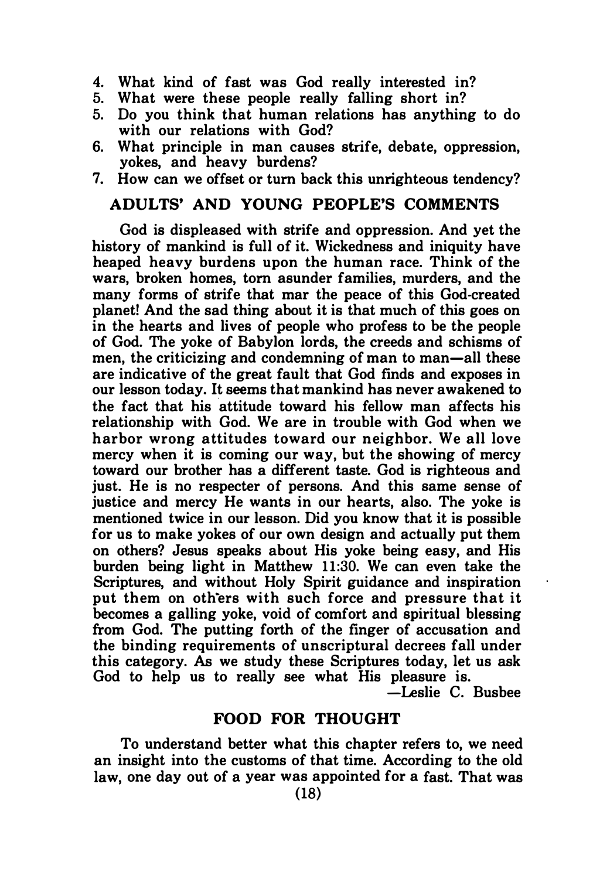4. What kind of fast was God really interested in?
5. What were these people really falling short in?
5. Do you think that human relations has anything to do with our relations with God?
6. What principle in man causes strife, debate, oppression, yokes, and heavy burdens?
7. How can we offset or turn back this unrighteous tendency?

## ADULTS' AND YOUNG PEOPLE'S COMMENTS

God is displeased with strife and oppression. And yet the history of mankind is full of it. Wickedness and iniquity have heaped heavy burdens upon the human race. Think of the wars, broken homes, torn asunder families, murders, and the many forms of strife that mar the peace of this God-created planet! And the sad thing about it is that much of this goes on in the hearts and lives of people who profess to be the people of God. The yoke of Babylon lords, the creeds and schisms of men, the criticizing and condemning of man to man—all these are indicative of the great fault that God finds and exposes in our lesson today. It seems that mankind has never awakened to the fact that his attitude toward his fellow man affects his relationship with God. We are in trouble with God when we harbor wrong attitudes toward our neighbor. We all love mercy when it is coming our way, but the showing of mercy toward our brother has a different taste. God is righteous and just. He is no respecter of persons. And this same sense of justice and mercy He wants in our hearts, also. The yoke is mentioned twice in our lesson. Did you know that it is possible for us to make yokes of our own design and actually put them on others? Jesus speaks about His yoke being easy, and His burden being light in Matthew 11:30. We can even take the Scriptures, and without Holy Spirit guidance and inspiration put them on others with such force and pressure that it becomes a galling yoke, void of comfort and spiritual blessing from God. The putting forth of the finger of accusation and the binding requirements of unscriptural decrees fall under this category. As we study these Scriptures today, let us ask God to help us to really see what His pleasure is.

—Leslie C. Busbee

## FOOD FOR THOUGHT

To understand better what this chapter refers to, we need an insight into the customs of that time. According to the old law, one day out of a year was appointed for a fast. That was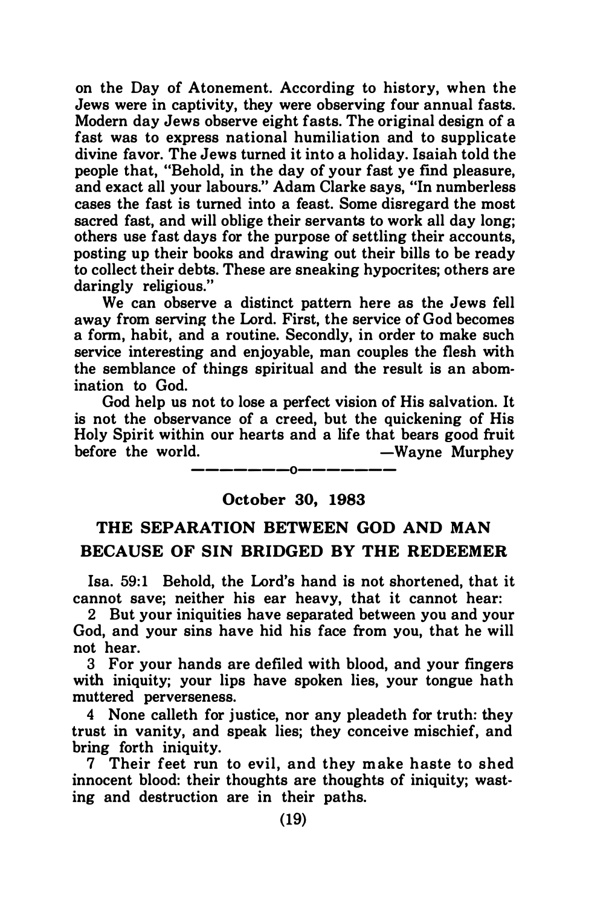on the Day of Atonement. According to history, when the Jews were in captivity, they were observing four annual fasts. Modern day Jews observe eight fasts. The original design of a fast was to express national humiliation and to supplicate divine favor. The Jews turned it into a holiday. Isaiah told the people that, "Behold, in the day of your fast ye find pleasure, and exact all your labours." Adam Clarke says, "In numberless cases the fast is turned into a feast. Some disregard the most sacred fast, and will oblige their servants to work all day long; others use fast days for the purpose of settling their accounts, posting up their books and drawing out their bills to be ready to collect their debts. These are sneaking hypocrites; others are daringly religious."

We can observe a distinct pattern here as the Jews fell away from serving the Lord. First, the service of God becomes a form, habit, and a routine. Secondly, in order to make such service interesting and enjoyable, man couples the flesh with the semblance of things spiritual and the result is an abomination to God.

God help us not to lose a perfect vision of His salvation. It is not the observance of a creed, but the quickening of His Holy Spirit within our hearts and a life that bears good fruit before the world. —Wayne Murphey

---

**October 30, 1983**

## THE SEPARATION BETWEEN GOD AND MAN BECAUSE OF SIN BRIDGED BY THE REDEEMER

Isa. 59:1 Behold, the Lord's hand is not shortened, that it cannot save; neither his ear heavy, that it cannot hear:

2 But your iniquities have separated between you and your God, and your sins have hid his face from you, that he will not hear.

3 For your hands are defiled with blood, and your fingers with iniquity; your lips have spoken lies, your tongue hath muttered perverseness.

4 None calleth for justice, nor any pleadeth for truth: they trust in vanity, and speak lies; they conceive mischief, and bring forth iniquity.

7 Their feet run to evil, and they make haste to shed innocent blood: their thoughts are thoughts of iniquity; wasting and destruction are in their paths.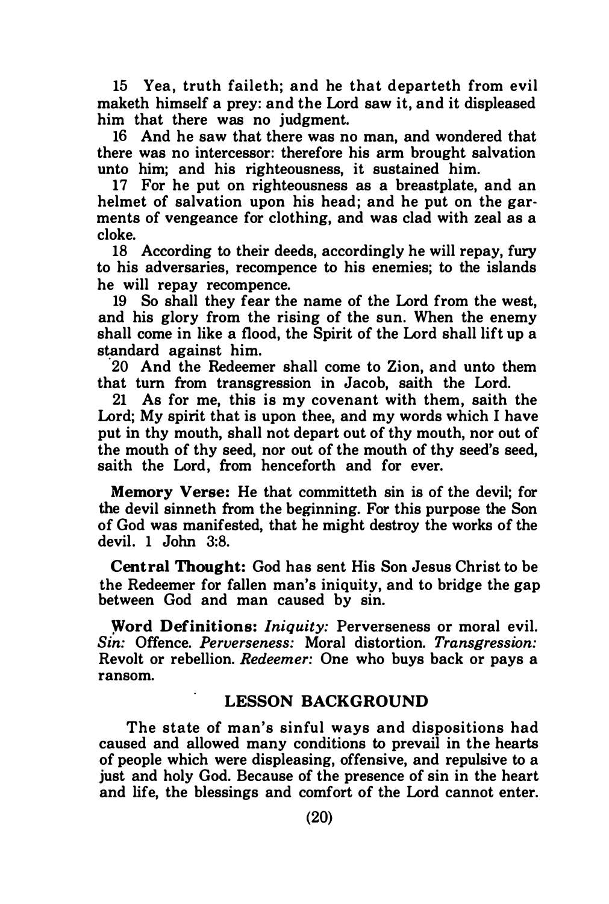15 Yea, truth faileth; and he that departeth from evil maketh himself a prey: and the Lord saw it, and it displeased him that there was no judgment.

16 And he saw that there was no man, and wondered that there was no intercessor: therefore his arm brought salvation unto him; and his righteousness, it sustained him.

17 For he put on righteousness as a breastplate, and an helmet of salvation upon his head; and he put on the garments of vengeance for clothing, and was clad with zeal as a cloke.

18 According to their deeds, accordingly he will repay, fury to his adversaries, recompence to his enemies; to the islands he will repay recompence.

19 So shall they fear the name of the Lord from the west, and his glory from the rising of the sun. When the enemy shall come in like a flood, the Spirit of the Lord shall lift up a standard against him.

20 And the Redeemer shall come to Zion, and unto them that turn from transgression in Jacob, saith the Lord.

21 As for me, this is my covenant with them, saith the Lord; My spirit that is upon thee, and my words which I have put in thy mouth, shall not depart out of thy mouth, nor out of the mouth of thy seed, nor out of the mouth of thy seed's seed, saith the Lord, from henceforth and for ever.

**Memory Verse:** He that committeth sin is of the devil; for the devil sinneth from the beginning. For this purpose the Son of God was manifested, that he might destroy the works of the devil. 1 John 3:8.

**Central Thought:** God has sent His Son Jesus Christ to be the Redeemer for fallen man's iniquity, and to bridge the gap between God and man caused by sin.

**Word Definitions:** *Iniquity:* Perverseness or moral evil. *Sin:* Offence. *Perverseness:* Moral distortion. *Transgression:* Revolt or rebellion. *Redeemer:* One who buys back or pays a ransom.

## LESSON BACKGROUND

The state of man's sinful ways and dispositions had caused and allowed many conditions to prevail in the hearts of people which were displeasing, offensive, and repulsive to a just and holy God. Because of the presence of sin in the heart and life, the blessings and comfort of the Lord cannot enter.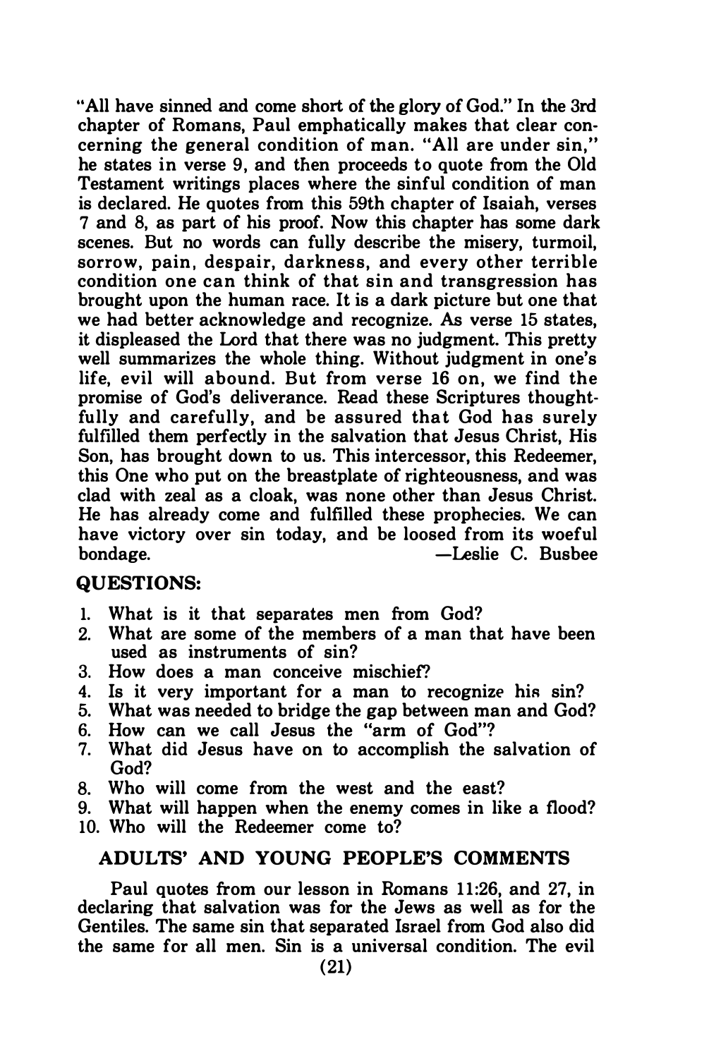"All have sinned and come short of the glory of God." In the 3rd chapter of Romans, Paul emphatically makes that clear concerning the general condition of man. "All are under sin," he states in verse 9, and then proceeds to quote from the Old Testament writings places where the sinful condition of man is declared. He quotes from this 59th chapter of Isaiah, verses 7 and 8, as part of his proof. Now this chapter has some dark scenes. But no words can fully describe the misery, turmoil, sorrow, pain, despair, darkness, and every other terrible condition one can think of that sin and transgression has brought upon the human race. It is a dark picture but one that we had better acknowledge and recognize. As verse 15 states, it displeased the Lord that there was no judgment. This pretty well summarizes the whole thing. Without judgment in one's life, evil will abound. But from verse 16 on, we find the promise of God's deliverance. Read these Scriptures thoughtfully and carefully, and be assured that God has surely fulfilled them perfectly in the salvation that Jesus Christ, His Son, has brought down to us. This intercessor, this Redeemer, this One who put on the breastplate of righteousness, and was clad with zeal as a cloak, was none other than Jesus Christ. He has already come and fulfilled these prophecies. We can have victory over sin today, and be loosed from its woeful bondage.

—Leslie C. Busbee

### QUESTIONS:

1. What is it that separates men from God?
2. What are some of the members of a man that have been used as instruments of sin?
3. How does a man conceive mischief?
4. Is it very important for a man to recognize his sin?
5. What was needed to bridge the gap between man and God?
6. How can we call Jesus the "arm of God"?
7. What did Jesus have on to accomplish the salvation of God?
8. Who will come from the west and the east?
9. What will happen when the enemy comes in like a flood?
10. Who will the Redeemer come to?

## ADULTS' AND YOUNG PEOPLE'S COMMENTS

Paul quotes from our lesson in Romans 11:26, and 27, in declaring that salvation was for the Jews as well as for the Gentiles. The same sin that separated Israel from God also did the same for all men. Sin is a universal condition. The evil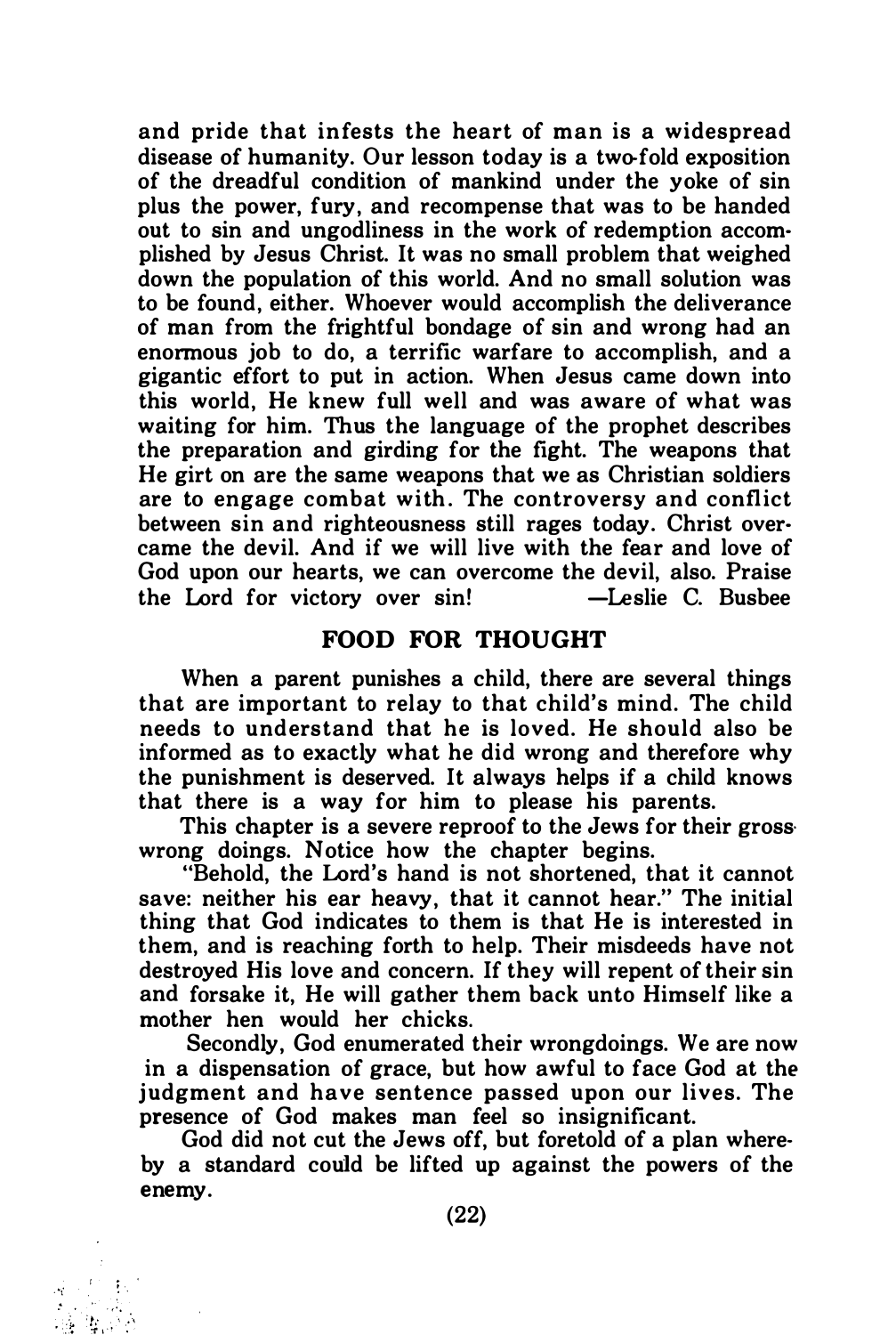and pride that infests the heart of man is a widespread disease of humanity. Our lesson today is a two-fold exposition of the dreadful condition of mankind under the yoke of sin plus the power, fury, and recompense that was to be handed out to sin and ungodliness in the work of redemption accomplished by Jesus Christ. It was no small problem that weighed down the population of this world. And no small solution was to be found, either. Whoever would accomplish the deliverance of man from the frightful bondage of sin and wrong had an enormous job to do, a terrific warfare to accomplish, and a gigantic effort to put in action. When Jesus came down into this world, He knew full well and was aware of what was waiting for him. Thus the language of the prophet describes the preparation and girding for the fight. The weapons that He girt on are the same weapons that we as Christian soldiers are to engage combat with. The controversy and conflict between sin and righteousness still rages today. Christ overcame the devil. And if we will live with the fear and love of God upon our hearts, we can overcome the devil, also. Praise the Lord for victory over sin! —Leslie C. Busbee

## FOOD FOR THOUGHT

When a parent punishes a child, there are several things that are important to relay to that child's mind. The child needs to understand that he is loved. He should also be informed as to exactly what he did wrong and therefore why the punishment is deserved. It always helps if a child knows that there is a way for him to please his parents.

This chapter is a severe reproof to the Jews for their gross wrong doings. Notice how the chapter begins.

"Behold, the Lord's hand is not shortened, that it cannot save: neither his ear heavy, that it cannot hear." The initial thing that God indicates to them is that He is interested in them, and is reaching forth to help. Their misdeeds have not destroyed His love and concern. If they will repent of their sin and forsake it, He will gather them back unto Himself like a mother hen would her chicks.

Secondly, God enumerated their wrongdoings. We are now in a dispensation of grace, but how awful to face God at the judgment and have sentence passed upon our lives. The presence of God makes man feel so insignificant.

God did not cut the Jews off, but foretold of a plan whereby a standard could be lifted up against the powers of the enemy.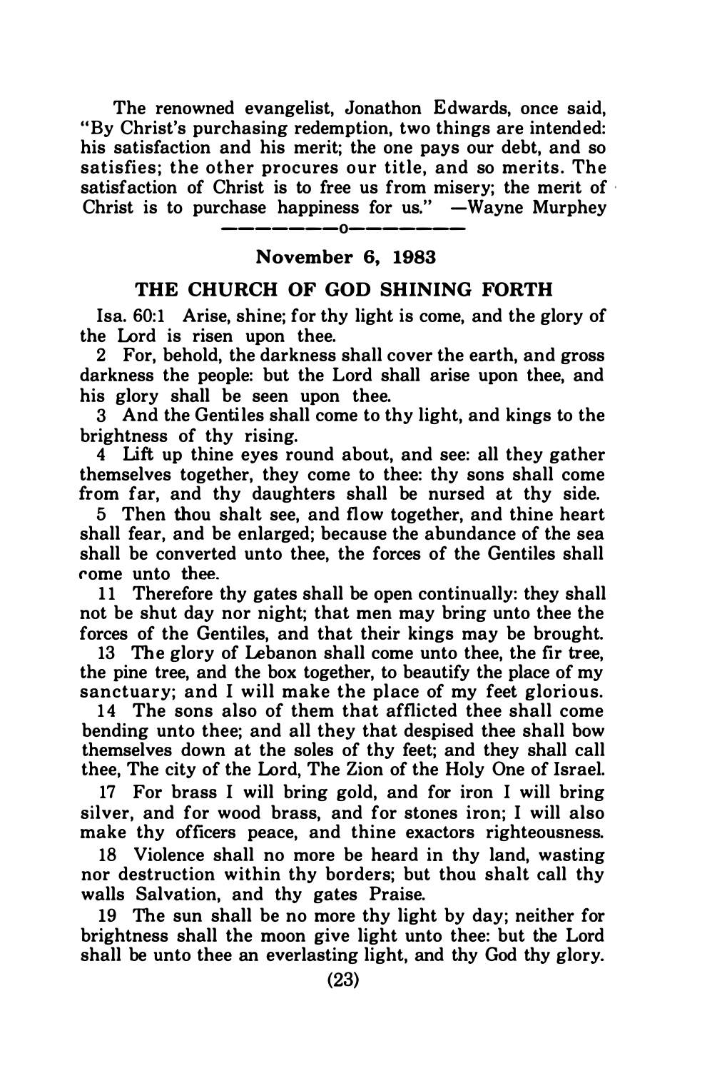The renowned evangelist, Jonathon Edwards, once said, "By Christ's purchasing redemption, two things are intended: his satisfaction and his merit; the one pays our debt, and so satisfies; the other procures our title, and so merits. The satisfaction of Christ is to free us from misery; the merit of Christ is to purchase happiness for us." —Wayne Murphey

---o---

**November 6, 1983**

**THE CHURCH OF GOD SHINING FORTH**

Isa. 60:1 Arise, shine; for thy light is come, and the glory of the Lord is risen upon thee.

2 For, behold, the darkness shall cover the earth, and gross darkness the people: but the Lord shall arise upon thee, and his glory shall be seen upon thee.

3 And the Gentiles shall come to thy light, and kings to the brightness of thy rising.

4 Lift up thine eyes round about, and see: all they gather themselves together, they come to thee: thy sons shall come from far, and thy daughters shall be nursed at thy side.

5 Then thou shalt see, and flow together, and thine heart shall fear, and be enlarged; because the abundance of the sea shall be converted unto thee, the forces of the Gentiles shall come unto thee.

11 Therefore thy gates shall be open continually: they shall not be shut day nor night; that men may bring unto thee the forces of the Gentiles, and that their kings may be brought.

13 The glory of Lebanon shall come unto thee, the fir tree, the pine tree, and the box together, to beautify the place of my sanctuary; and I will make the place of my feet glorious.

14 The sons also of them that afflicted thee shall come bending unto thee; and all they that despised thee shall bow themselves down at the soles of thy feet; and they shall call thee, The city of the Lord, The Zion of the Holy One of Israel.

17 For brass I will bring gold, and for iron I will bring silver, and for wood brass, and for stones iron; I will also make thy officers peace, and thine exactors righteousness.

18 Violence shall no more be heard in thy land, wasting nor destruction within thy borders; but thou shalt call thy walls Salvation, and thy gates Praise.

19 The sun shall be no more thy light by day; neither for brightness shall the moon give light unto thee: but the Lord shall be unto thee an everlasting light, and thy God thy glory.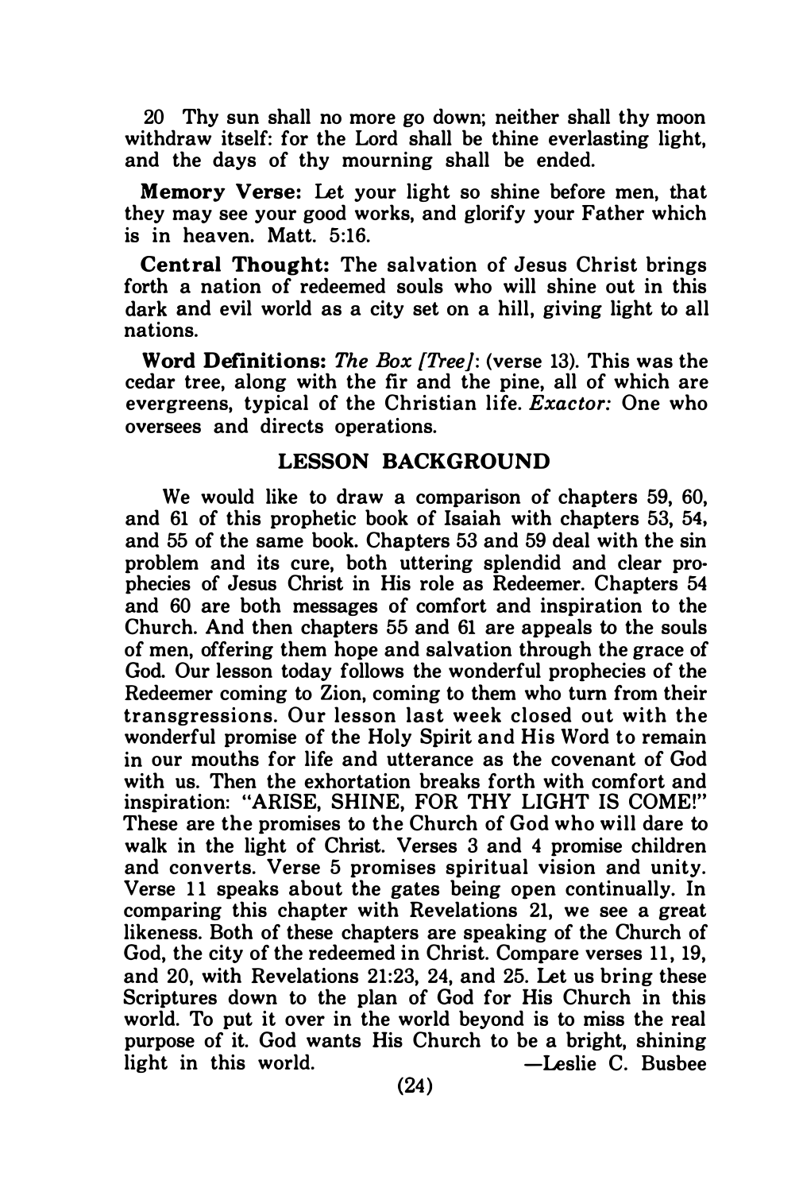20 Thy sun shall no more go down; neither shall thy moon withdraw itself: for the Lord shall be thine everlasting light, and the days of thy mourning shall be ended.

**Memory Verse:** Let your light so shine before men, that they may see your good works, and glorify your Father which is in heaven. Matt. 5:16.

**Central Thought:** The salvation of Jesus Christ brings forth a nation of redeemed souls who will shine out in this dark and evil world as a city set on a hill, giving light to all nations.

**Word Definitions:** *The Box [Tree]*: (verse 13). This was the cedar tree, along with the fir and the pine, all of which are evergreens, typical of the Christian life. *Exactor:* One who oversees and directs operations.

## LESSON BACKGROUND

We would like to draw a comparison of chapters 59, 60, and 61 of this prophetic book of Isaiah with chapters 53, 54, and 55 of the same book. Chapters 53 and 59 deal with the sin problem and its cure, both uttering splendid and clear prophecies of Jesus Christ in His role as Redeemer. Chapters 54 and 60 are both messages of comfort and inspiration to the Church. And then chapters 55 and 61 are appeals to the souls of men, offering them hope and salvation through the grace of God. Our lesson today follows the wonderful prophecies of the Redeemer coming to Zion, coming to them who turn from their transgressions. Our lesson last week closed out with the wonderful promise of the Holy Spirit and His Word to remain in our mouths for life and utterance as the covenant of God with us. Then the exhortation breaks forth with comfort and inspiration: "ARISE, SHINE, FOR THY LIGHT IS COME!" These are the promises to the Church of God who will dare to walk in the light of Christ. Verses 3 and 4 promise children and converts. Verse 5 promises spiritual vision and unity. Verse 11 speaks about the gates being open continually. In comparing this chapter with Revelations 21, we see a great likeness. Both of these chapters are speaking of the Church of God, the city of the redeemed in Christ. Compare verses 11, 19, and 20, with Revelations 21:23, 24, and 25. Let us bring these Scriptures down to the plan of God for His Church in this world. To put it over in the world beyond is to miss the real purpose of it. God wants His Church to be a bright, shining light in this world. —Leslie C. Busbee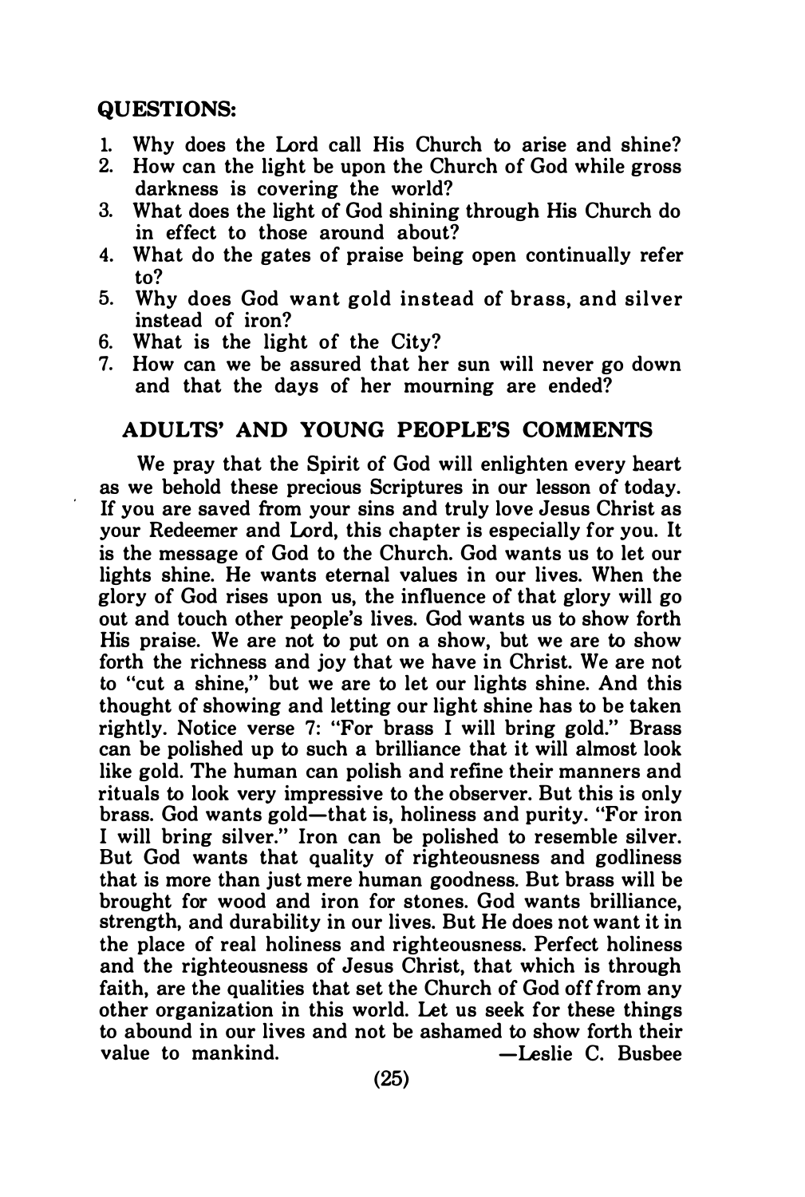## QUESTIONS:

1. Why does the Lord call His Church to arise and shine?
2. How can the light be upon the Church of God while gross darkness is covering the world?
3. What does the light of God shining through His Church do in effect to those around about?
4. What do the gates of praise being open continually refer to?
5. Why does God want gold instead of brass, and silver instead of iron?
6. What is the light of the City?
7. How can we be assured that her sun will never go down and that the days of her mourning are ended?

## ADULTS' AND YOUNG PEOPLE'S COMMENTS

We pray that the Spirit of God will enlighten every heart as we behold these precious Scriptures in our lesson of today. If you are saved from your sins and truly love Jesus Christ as your Redeemer and Lord, this chapter is especially for you. It is the message of God to the Church. God wants us to let our lights shine. He wants eternal values in our lives. When the glory of God rises upon us, the influence of that glory will go out and touch other people's lives. God wants us to show forth His praise. We are not to put on a show, but we are to show forth the richness and joy that we have in Christ. We are not to "cut a shine," but we are to let our lights shine. And this thought of showing and letting our light shine has to be taken rightly. Notice verse 7: "For brass I will bring gold." Brass can be polished up to such a brilliance that it will almost look like gold. The human can polish and refine their manners and rituals to look very impressive to the observer. But this is only brass. God wants gold—that is, holiness and purity. "For iron I will bring silver." Iron can be polished to resemble silver. But God wants that quality of righteousness and godliness that is more than just mere human goodness. But brass will be brought for wood and iron for stones. God wants brilliance, strength, and durability in our lives. But He does not want it in the place of real holiness and righteousness. Perfect holiness and the righteousness of Jesus Christ, that which is through faith, are the qualities that set the Church of God off from any other organization in this world. Let us seek for these things to abound in our lives and not be ashamed to show forth their value to mankind. —Leslie C. Busbee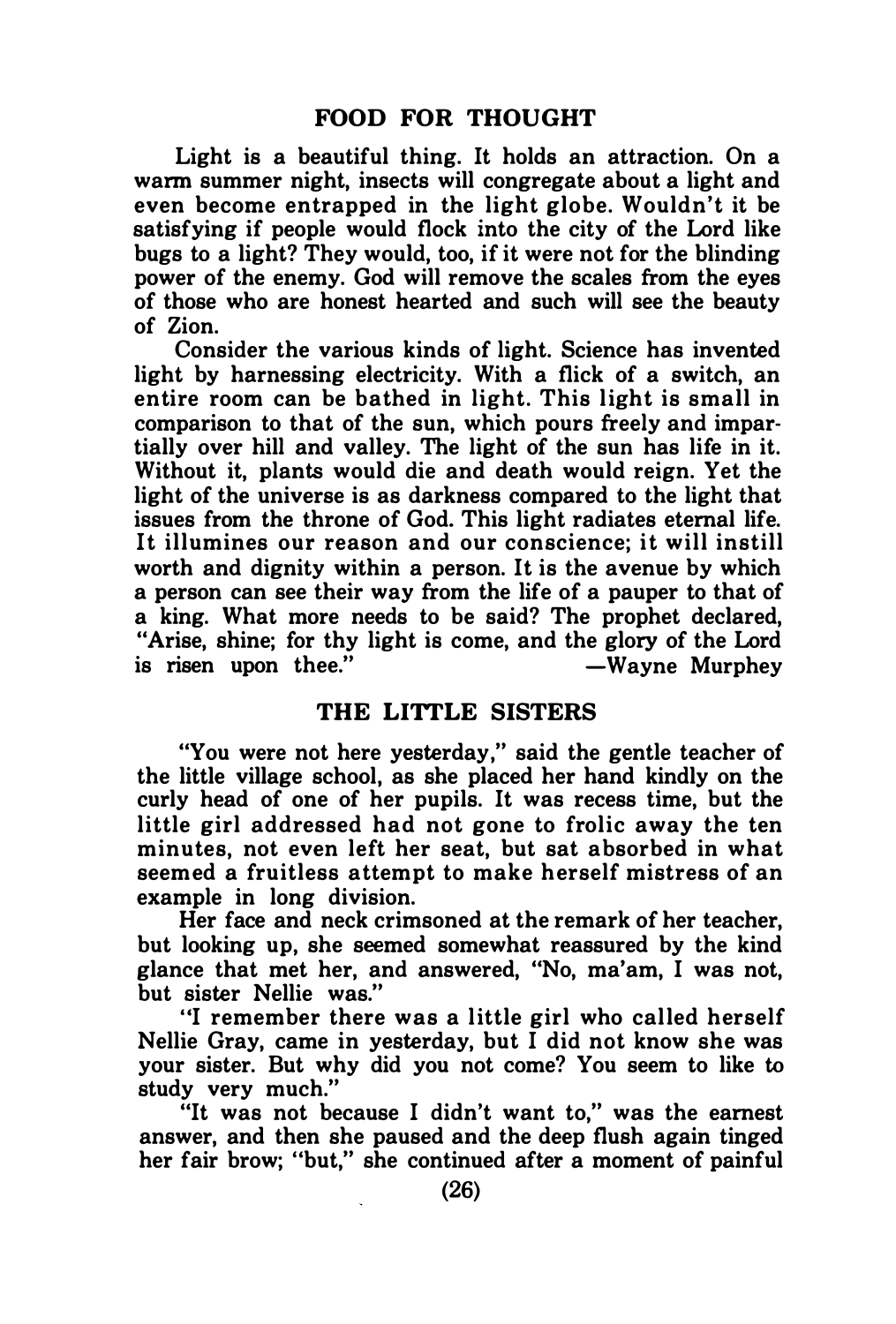## FOOD FOR THOUGHT

Light is a beautiful thing. It holds an attraction. On a warm summer night, insects will congregate about a light and even become entrapped in the light globe. Wouldn't it be satisfying if people would flock into the city of the Lord like bugs to a light? They would, too, if it were not for the blinding power of the enemy. God will remove the scales from the eyes of those who are honest hearted and such will see the beauty of Zion.

Consider the various kinds of light. Science has invented light by harnessing electricity. With a flick of a switch, an entire room can be bathed in light. This light is small in comparison to that of the sun, which pours freely and impartially over hill and valley. The light of the sun has life in it. Without it, plants would die and death would reign. Yet the light of the universe is as darkness compared to the light that issues from the throne of God. This light radiates eternal life. It illumines our reason and our conscience; it will instill worth and dignity within a person. It is the avenue by which a person can see their way from the life of a pauper to that of a king. What more needs to be said? The prophet declared, "Arise, shine; for thy light is come, and the glory of the Lord is risen upon thee."

—Wayne Murphey

## THE LITTLE SISTERS

"You were not here yesterday," said the gentle teacher of the little village school, as she placed her hand kindly on the curly head of one of her pupils. It was recess time, but the little girl addressed had not gone to frolic away the ten minutes, not even left her seat, but sat absorbed in what seemed a fruitless attempt to make herself mistress of an example in long division.

Her face and neck crimsoned at the remark of her teacher, but looking up, she seemed somewhat reassured by the kind glance that met her, and answered, "No, ma'am, I was not, but sister Nellie was."

"I remember there was a little girl who called herself Nellie Gray, came in yesterday, but I did not know she was your sister. But why did you not come? You seem to like to study very much."

"It was not because I didn't want to," was the earnest answer, and then she paused and the deep flush again tinged her fair brow; "but," she continued after a moment of painful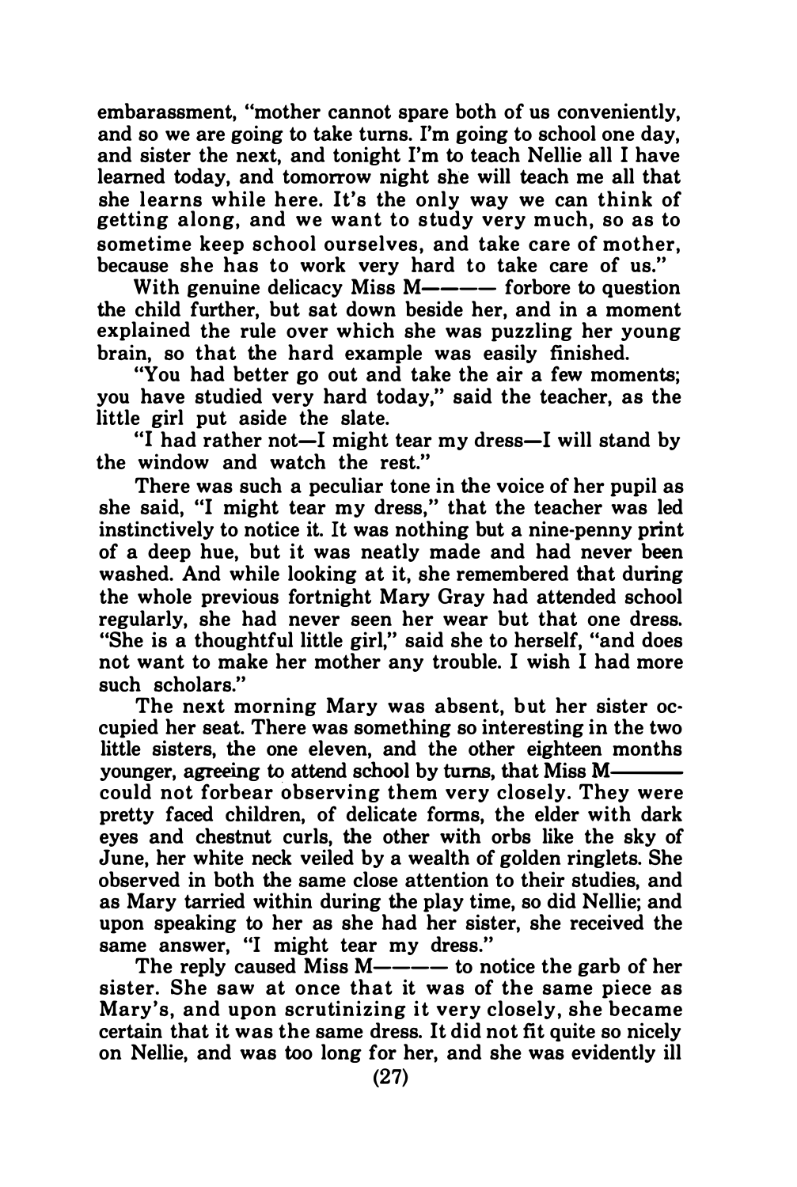embarassment, "mother cannot spare both of us conveniently, and so we are going to take turns. I'm going to school one day, and sister the next, and tonight I'm to teach Nellie all I have learned today, and tomorrow night she will teach me all that she learns while here. It's the only way we can think of getting along, and we want to study very much, so as to sometime keep school ourselves, and take care of mother, because she has to work very hard to take care of us."

With genuine delicacy Miss M———— forbore to question the child further, but sat down beside her, and in a moment explained the rule over which she was puzzling her young brain, so that the hard example was easily finished.

"You had better go out and take the air a few moments; you have studied very hard today," said the teacher, as the little girl put aside the slate.

"I had rather not—I might tear my dress—I will stand by the window and watch the rest."

There was such a peculiar tone in the voice of her pupil as she said, "I might tear my dress," that the teacher was led instinctively to notice it. It was nothing but a nine-penny print of a deep hue, but it was neatly made and had never been washed. And while looking at it, she remembered that during the whole previous fortnight Mary Gray had attended school regularly, she had never seen her wear but that one dress. "She is a thoughtful little girl," said she to herself, "and does not want to make her mother any trouble. I wish I had more such scholars."

The next morning Mary was absent, but her sister occupied her seat. There was something so interesting in the two little sisters, the one eleven, and the other eighteen months younger, agreeing to attend school by turns, that Miss M———— could not forbear observing them very closely. They were pretty faced children, of delicate forms, the elder with dark eyes and chestnut curls, the other with orbs like the sky of June, her white neck veiled by a wealth of golden ringlets. She observed in both the same close attention to their studies, and as Mary tarried within during the play time, so did Nellie; and upon speaking to her as she had her sister, she received the same answer, "I might tear my dress."

The reply caused Miss M———— to notice the garb of her sister. She saw at once that it was of the same piece as Mary's, and upon scrutinizing it very closely, she became certain that it was the same dress. It did not fit quite so nicely on Nellie, and was too long for her, and she was evidently ill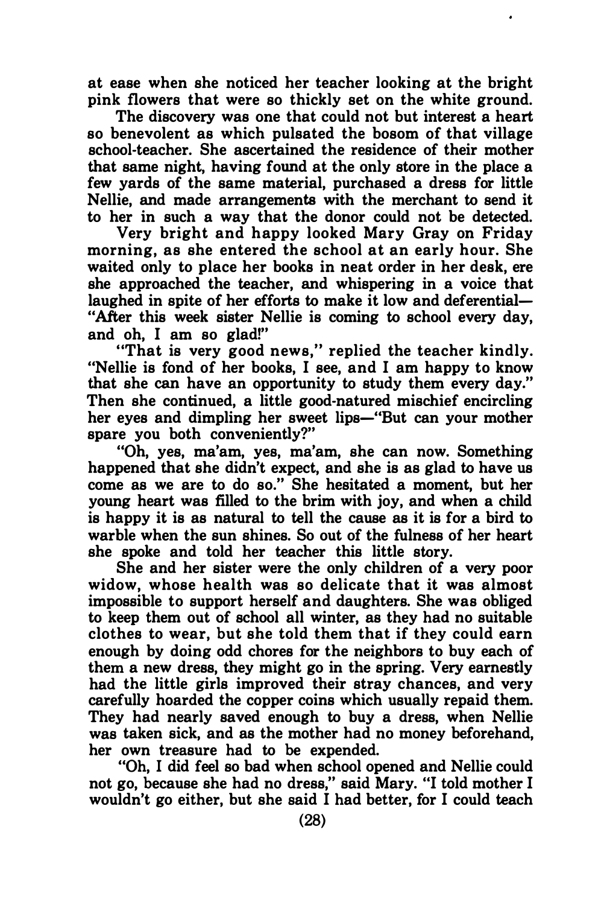at ease when she noticed her teacher looking at the bright pink flowers that were so thickly set on the white ground.

The discovery was one that could not but interest a heart so benevolent as which pulsated the bosom of that village school-teacher. She ascertained the residence of their mother that same night, having found at the only store in the place a few yards of the same material, purchased a dress for little Nellie, and made arrangements with the merchant to send it to her in such a way that the donor could not be detected.

Very bright and happy looked Mary Gray on Friday morning, as she entered the school at an early hour. She waited only to place her books in neat order in her desk, ere she approached the teacher, and whispering in a voice that laughed in spite of her efforts to make it low and deferential—"After this week sister Nellie is coming to school every day, and oh, I am so glad!"

"That is very good news," replied the teacher kindly. "Nellie is fond of her books, I see, and I am happy to know that she can have an opportunity to study them every day." Then she continued, a little good-natured mischief encircling her eyes and dimpling her sweet lips—"But can your mother spare you both conveniently?"

"Oh, yes, ma'am, yes, ma'am, she can now. Something happened that she didn't expect, and she is as glad to have us come as we are to do so." She hesitated a moment, but her young heart was filled to the brim with joy, and when a child is happy it is as natural to tell the cause as it is for a bird to warble when the sun shines. So out of the fulness of her heart she spoke and told her teacher this little story.

She and her sister were the only children of a very poor widow, whose health was so delicate that it was almost impossible to support herself and daughters. She was obliged to keep them out of school all winter, as they had no suitable clothes to wear, but she told them that if they could earn enough by doing odd chores for the neighbors to buy each of them a new dress, they might go in the spring. Very earnestly had the little girls improved their stray chances, and very carefully hoarded the copper coins which usually repaid them. They had nearly saved enough to buy a dress, when Nellie was taken sick, and as the mother had no money beforehand, her own treasure had to be expended.

"Oh, I did feel so bad when school opened and Nellie could not go, because she had no dress," said Mary. "I told mother I wouldn't go either, but she said I had better, for I could teach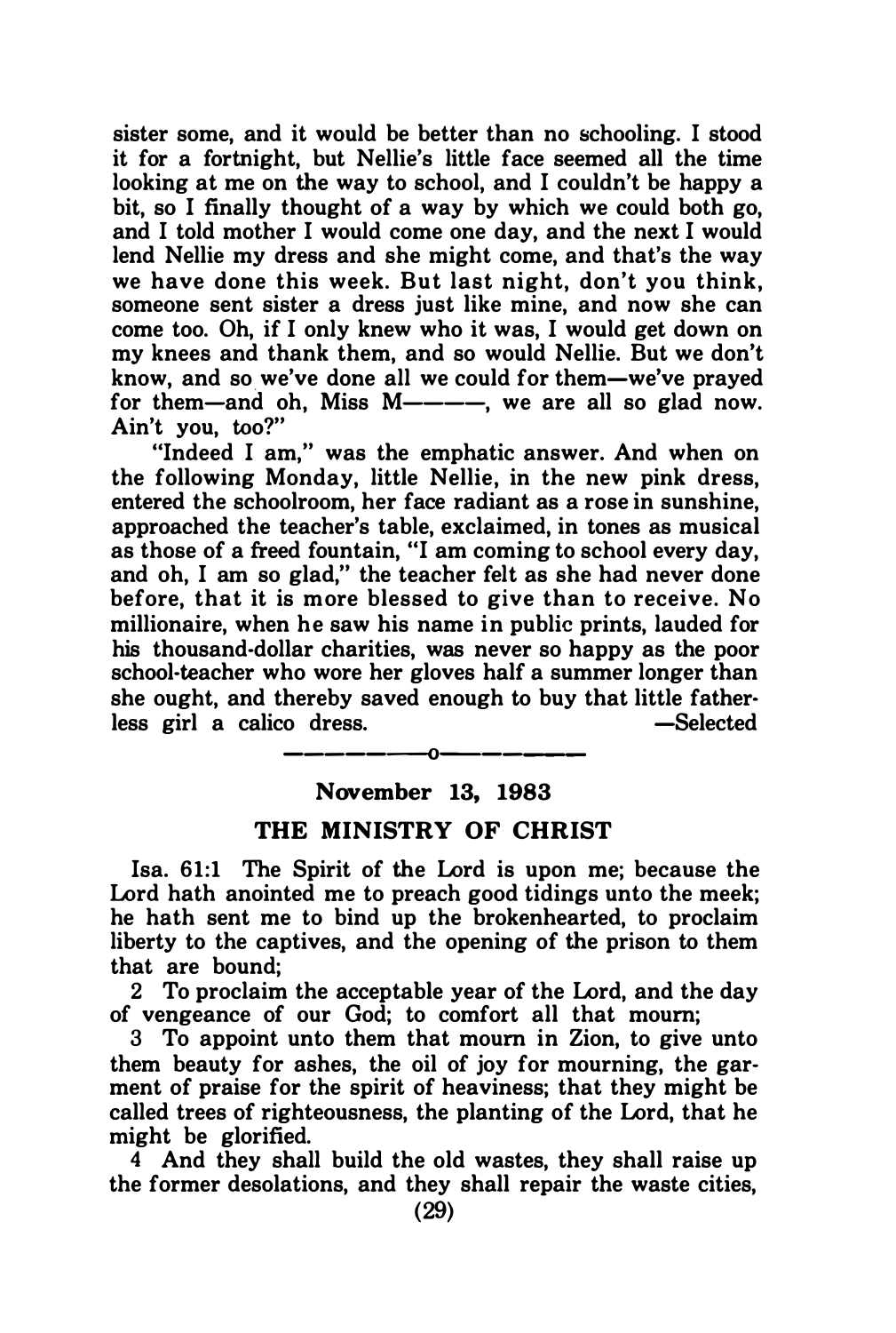sister some, and it would be better than no schooling. I stood it for a fortnight, but Nellie's little face seemed all the time looking at me on the way to school, and I couldn't be happy a bit, so I finally thought of a way by which we could both go, and I told mother I would come one day, and the next I would lend Nellie my dress and she might come, and that's the way we have done this week. But last night, don't you think, someone sent sister a dress just like mine, and now she can come too. Oh, if I only knew who it was, I would get down on my knees and thank them, and so would Nellie. But we don't know, and so we've done all we could for them—we've prayed for them—and oh, Miss M———, we are all so glad now. Ain't you, too?"

"Indeed I am," was the emphatic answer. And when on the following Monday, little Nellie, in the new pink dress, entered the schoolroom, her face radiant as a rose in sunshine, approached the teacher's table, exclaimed, in tones as musical as those of a freed fountain, "I am coming to school every day, and oh, I am so glad," the teacher felt as she had never done before, that it is more blessed to give than to receive. No millionaire, when he saw his name in public prints, lauded for his thousand-dollar charities, was never so happy as the poor school-teacher who wore her gloves half a summer longer than she ought, and thereby saved enough to buy that little fatherless girl a calico dress. —Selected

---

**November 13, 1983**

## THE MINISTRY OF CHRIST

Isa. 61:1 The Spirit of the Lord is upon me; because the Lord hath anointed me to preach good tidings unto the meek; he hath sent me to bind up the brokenhearted, to proclaim liberty to the captives, and the opening of the prison to them that are bound;

2 To proclaim the acceptable year of the Lord, and the day of vengeance of our God; to comfort all that mourn;

3 To appoint unto them that mourn in Zion, to give unto them beauty for ashes, the oil of joy for mourning, the garment of praise for the spirit of heaviness; that they might be called trees of righteousness, the planting of the Lord, that he might be glorified.

4 And they shall build the old wastes, they shall raise up the former desolations, and they shall repair the waste cities,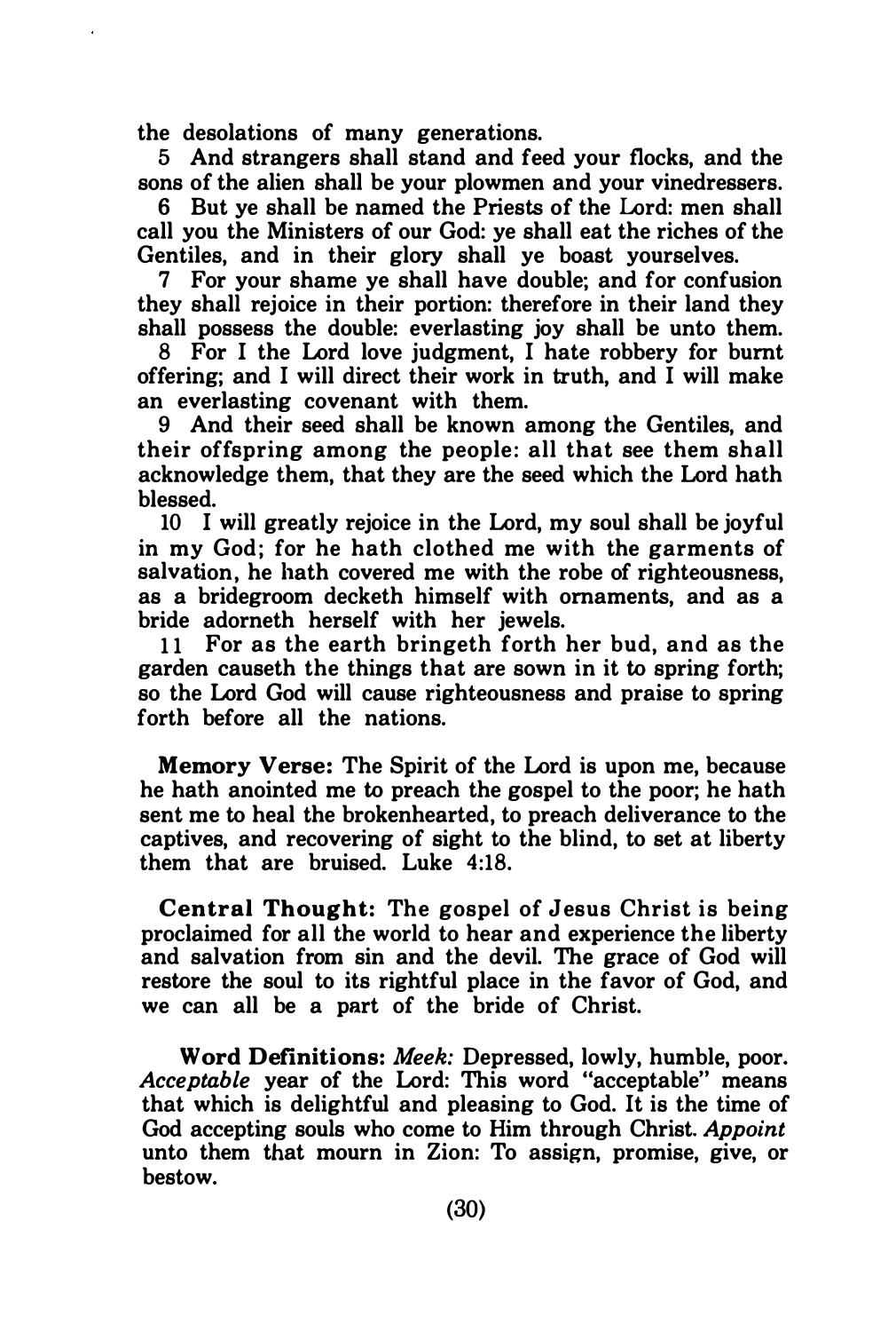the desolations of many generations.

5 And strangers shall stand and feed your flocks, and the sons of the alien shall be your plowmen and your vinedressers.

6 But ye shall be named the Priests of the Lord: men shall call you the Ministers of our God: ye shall eat the riches of the Gentiles, and in their glory shall ye boast yourselves.

7 For your shame ye shall have double; and for confusion they shall rejoice in their portion: therefore in their land they shall possess the double: everlasting joy shall be unto them.

8 For I the Lord love judgment, I hate robbery for burnt offering; and I will direct their work in truth, and I will make an everlasting covenant with them.

9 And their seed shall be known among the Gentiles, and their offspring among the people: all that see them shall acknowledge them, that they are the seed which the Lord hath blessed.

10 I will greatly rejoice in the Lord, my soul shall be joyful in my God; for he hath clothed me with the garments of salvation, he hath covered me with the robe of righteousness, as a bridegroom decketh himself with ornaments, and as a bride adorneth herself with her jewels.

11 For as the earth bringeth forth her bud, and as the garden causeth the things that are sown in it to spring forth; so the Lord God will cause righteousness and praise to spring forth before all the nations.

**Memory Verse:** The Spirit of the Lord is upon me, because he hath anointed me to preach the gospel to the poor; he hath sent me to heal the brokenhearted, to preach deliverance to the captives, and recovering of sight to the blind, to set at liberty them that are bruised. Luke 4:18.

**Central Thought:** The gospel of Jesus Christ is being proclaimed for all the world to hear and experience the liberty and salvation from sin and the devil. The grace of God will restore the soul to its rightful place in the favor of God, and we can all be a part of the bride of Christ.

**Word Definitions:** *Meek:* Depressed, lowly, humble, poor. *Acceptable* year of the Lord: This word "acceptable" means that which is delightful and pleasing to God. It is the time of God accepting souls who come to Him through Christ. *Appoint* unto them that mourn in Zion: To assign, promise, give, or bestow.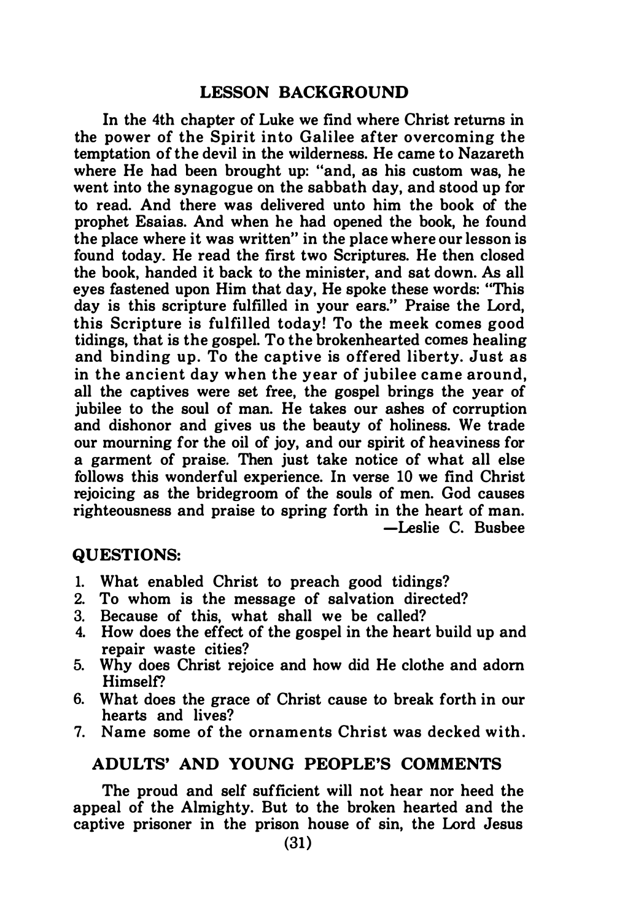## LESSON BACKGROUND

In the 4th chapter of Luke we find where Christ returns in the power of the Spirit into Galilee after overcoming the temptation of the devil in the wilderness. He came to Nazareth where He had been brought up: "and, as his custom was, he went into the synagogue on the sabbath day, and stood up for to read. And there was delivered unto him the book of the prophet Esaias. And when he had opened the book, he found the place where it was written" in the place where our lesson is found today. He read the first two Scriptures. He then closed the book, handed it back to the minister, and sat down. As all eyes fastened upon Him that day, He spoke these words: "This day is this scripture fulfilled in your ears." Praise the Lord, this Scripture is fulfilled today! To the meek comes good tidings, that is the gospel. To the brokenhearted comes healing and binding up. To the captive is offered liberty. Just as in the ancient day when the year of jubilee came around, all the captives were set free, the gospel brings the year of jubilee to the soul of man. He takes our ashes of corruption and dishonor and gives us the beauty of holiness. We trade our mourning for the oil of joy, and our spirit of heaviness for a garment of praise. Then just take notice of what all else follows this wonderful experience. In verse 10 we find Christ rejoicing as the bridegroom of the souls of men. God causes righteousness and praise to spring forth in the heart of man.

—Leslie C. Busbee

### QUESTIONS:

1. What enabled Christ to preach good tidings?
2. To whom is the message of salvation directed?
3. Because of this, what shall we be called?
4. How does the effect of the gospel in the heart build up and repair waste cities?
5. Why does Christ rejoice and how did He clothe and adorn Himself?
6. What does the grace of Christ cause to break forth in our hearts and lives?
7. Name some of the ornaments Christ was decked with.

## ADULTS' AND YOUNG PEOPLE'S COMMENTS

The proud and self sufficient will not hear nor heed the appeal of the Almighty. But to the broken hearted and the captive prisoner in the prison house of sin, the Lord Jesus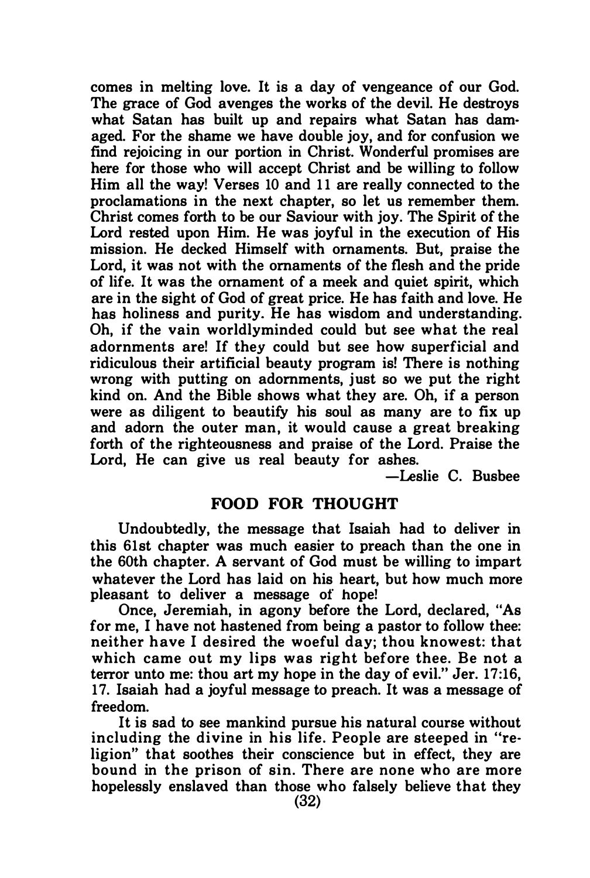comes in melting love. It is a day of vengeance of our God. The grace of God avenges the works of the devil. He destroys what Satan has built up and repairs what Satan has damaged. For the shame we have double joy, and for confusion we find rejoicing in our portion in Christ. Wonderful promises are here for those who will accept Christ and be willing to follow Him all the way! Verses 10 and 11 are really connected to the proclamations in the next chapter, so let us remember them. Christ comes forth to be our Saviour with joy. The Spirit of the Lord rested upon Him. He was joyful in the execution of His mission. He decked Himself with ornaments. But, praise the Lord, it was not with the ornaments of the flesh and the pride of life. It was the ornament of a meek and quiet spirit, which are in the sight of God of great price. He has faith and love. He has holiness and purity. He has wisdom and understanding. Oh, if the vain worldlyminded could but see what the real adornments are! If they could but see how superficial and ridiculous their artificial beauty program is! There is nothing wrong with putting on adornments, just so we put the right kind on. And the Bible shows what they are. Oh, if a person were as diligent to beautify his soul as many are to fix up and adorn the outer man, it would cause a great breaking forth of the righteousness and praise of the Lord. Praise the Lord, He can give us real beauty for ashes.

—Leslie C. Busbee

## FOOD FOR THOUGHT

Undoubtedly, the message that Isaiah had to deliver in this 61st chapter was much easier to preach than the one in the 60th chapter. A servant of God must be willing to impart whatever the Lord has laid on his heart, but how much more pleasant to deliver a message of hope!

Once, Jeremiah, in agony before the Lord, declared, "As for me, I have not hastened from being a pastor to follow thee: neither have I desired the woeful day; thou knowest: that which came out my lips was right before thee. Be not a terror unto me: thou art my hope in the day of evil." Jer. 17:16, 17. Isaiah had a joyful message to preach. It was a message of freedom.

It is sad to see mankind pursue his natural course without including the divine in his life. People are steeped in "religion" that soothes their conscience but in effect, they are bound in the prison of sin. There are none who are more hopelessly enslaved than those who falsely believe that they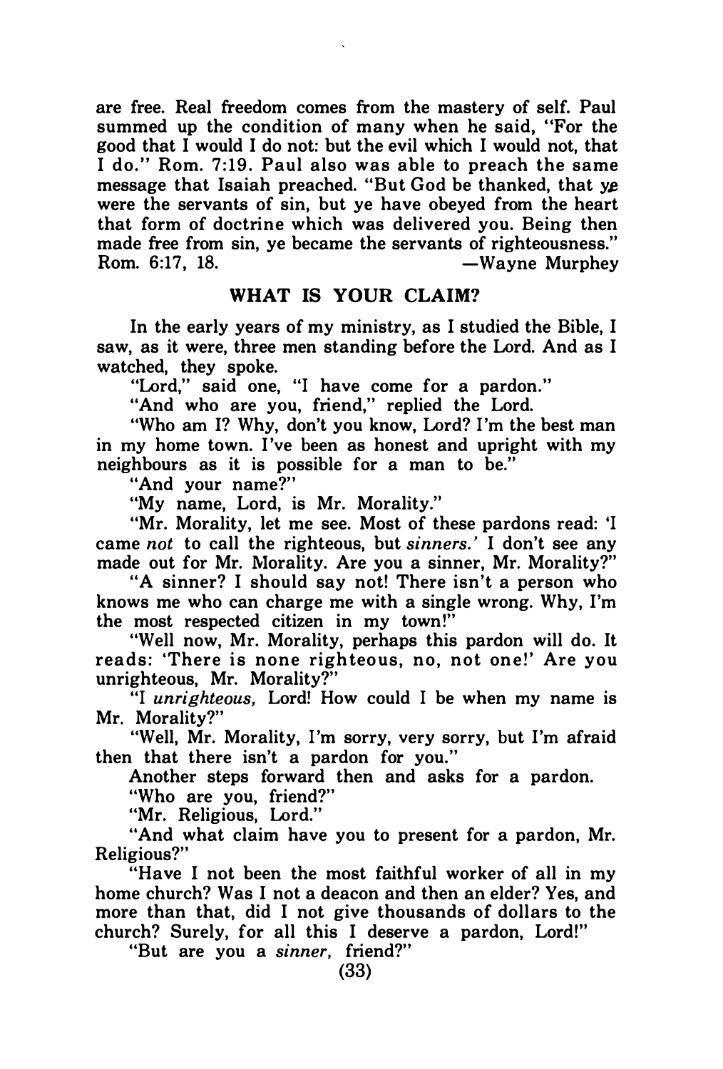are free. Real freedom comes from the mastery of self. Paul summed up the condition of many when he said, "For the good that I would I do not: but the evil which I would not, that I do." Rom. 7:19. Paul also was able to preach the same message that Isaiah preached. "But God be thanked, that ye were the servants of sin, but ye have obeyed from the heart that form of doctrine which was delivered you. Being then made free from sin, ye became the servants of righteousness." Rom. 6:17, 18. —Wayne Murphey

## WHAT IS YOUR CLAIM?

In the early years of my ministry, as I studied the Bible, I saw, as it were, three men standing before the Lord. And as I watched, they spoke.

"Lord," said one, "I have come for a pardon."

"And who are you, friend," replied the Lord.

"Who am I? Why, don't you know, Lord? I'm the best man in my home town. I've been as honest and upright with my neighbours as it is possible for a man to be."

"And your name?"

"My name, Lord, is Mr. Morality."

"Mr. Morality, let me see. Most of these pardons read: 'I came *not* to call the righteous, but *sinners*.' I don't see any made out for Mr. Morality. Are you a sinner, Mr. Morality?"

"A sinner? I should say not! There isn't a person who knows me who can charge me with a single wrong. Why, I'm the most respected citizen in my town!"

"Well now, Mr. Morality, perhaps this pardon will do. It reads: 'There is none righteous, no, not one!' Are you unrighteous, Mr. Morality?"

"I *unrighteous*, Lord! How could I be when my name is Mr. Morality?"

"Well, Mr. Morality, I'm sorry, very sorry, but I'm afraid then that there isn't a pardon for you."

Another steps forward then and asks for a pardon.

"Who are you, friend?"

"Mr. Religious, Lord."

"And what claim have you to present for a pardon, Mr. Religious?"

"Have I not been the most faithful worker of all in my home church? Was I not a deacon and then an elder? Yes, and more than that, did I not give thousands of dollars to the church? Surely, for all this I deserve a pardon, Lord!"

"But are you a *sinner*, friend?"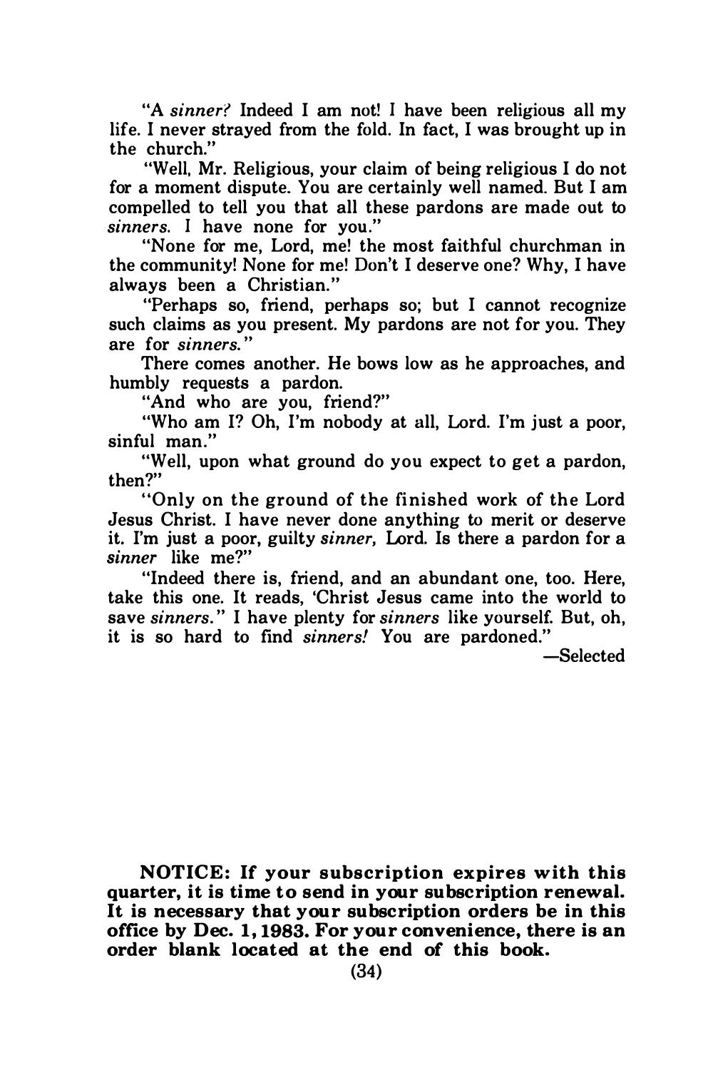"A *sinner?* Indeed I am not! I have been religious all my life. I never strayed from the fold. In fact, I was brought up in the church."

"Well, Mr. Religious, your claim of being religious I do not for a moment dispute. You are certainly well named. But I am compelled to tell you that all these pardons are made out to *sinners.* I have none for you."

"None for me, Lord, me! the most faithful churchman in the community! None for me! Don't I deserve one? Why, I have always been a Christian."

"Perhaps so, friend, perhaps so; but I cannot recognize such claims as you present. My pardons are not for you. They are for *sinners.*"

There comes another. He bows low as he approaches, and humbly requests a pardon.

"And who are you, friend?"

"Who am I? Oh, I'm nobody at all, Lord. I'm just a poor, sinful man."

"Well, upon what ground do you expect to get a pardon, then?"

"Only on the ground of the finished work of the Lord Jesus Christ. I have never done anything to merit or deserve it. I'm just a poor, guilty *sinner,* Lord. Is there a pardon for a *sinner* like me?"

"Indeed there is, friend, and an abundant one, too. Here, take this one. It reads, 'Christ Jesus came into the world to save *sinners.*" I have plenty for *sinners* like yourself. But, oh, it is so hard to find *sinners!* You are pardoned."

—Selected

**NOTICE: If your subscription expires with this quarter, it is time to send in your subscription renewal. It is necessary that your subscription orders be in this office by Dec. 1, 1983. For your convenience, there is an order blank located at the end of this book.**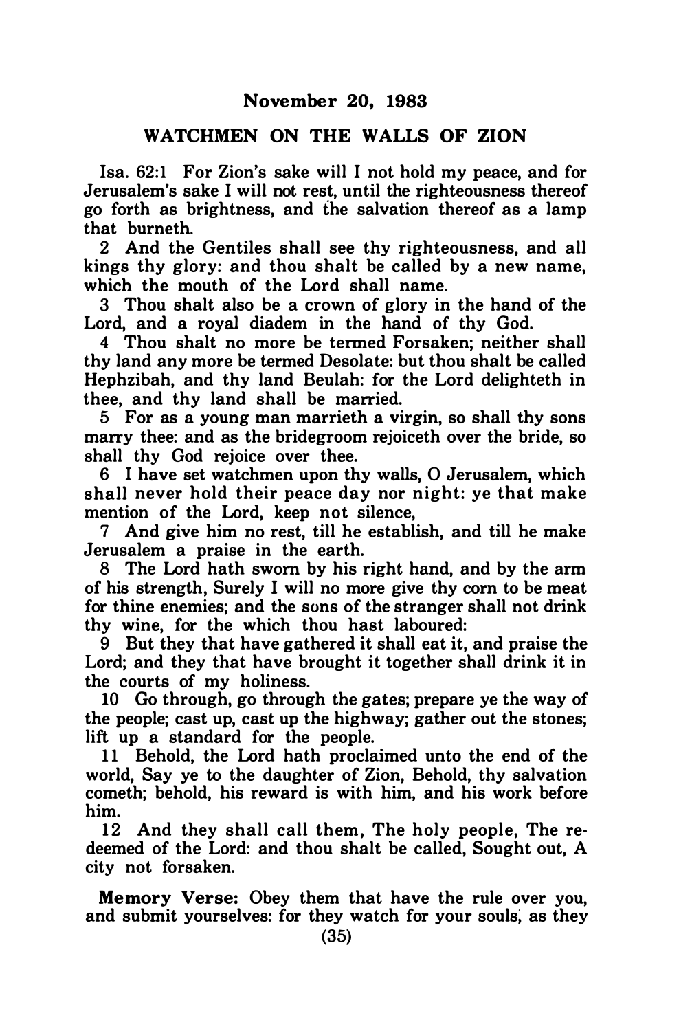November 20, 1983

## WATCHMEN ON THE WALLS OF ZION

Isa. 62:1 For Zion's sake will I not hold my peace, and for Jerusalem's sake I will not rest, until the righteousness thereof go forth as brightness, and the salvation thereof as a lamp that burneth.

2 And the Gentiles shall see thy righteousness, and all kings thy glory: and thou shalt be called by a new name, which the mouth of the Lord shall name.

3 Thou shalt also be a crown of glory in the hand of the Lord, and a royal diadem in the hand of thy God.

4 Thou shalt no more be termed Forsaken; neither shall thy land any more be termed Desolate: but thou shalt be called Hephzibah, and thy land Beulah: for the Lord delighteth in thee, and thy land shall be married.

5 For as a young man marrieth a virgin, so shall thy sons marry thee: and as the bridegroom rejoiceth over the bride, so shall thy God rejoice over thee.

6 I have set watchmen upon thy walls, O Jerusalem, which shall never hold their peace day nor night: ye that make mention of the Lord, keep not silence,

7 And give him no rest, till he establish, and till he make Jerusalem a praise in the earth.

8 The Lord hath sworn by his right hand, and by the arm of his strength, Surely I will no more give thy corn to be meat for thine enemies; and the sons of the stranger shall not drink thy wine, for the which thou hast laboured:

9 But they that have gathered it shall eat it, and praise the Lord; and they that have brought it together shall drink it in the courts of my holiness.

10 Go through, go through the gates; prepare ye the way of the people; cast up, cast up the highway; gather out the stones; lift up a standard for the people.

11 Behold, the Lord hath proclaimed unto the end of the world, Say ye to the daughter of Zion, Behold, thy salvation cometh; behold, his reward is with him, and his work before him.

12 And they shall call them, The holy people, The redeemed of the Lord: and thou shalt be called, Sought out, A city not forsaken.

**Memory Verse:** Obey them that have the rule over you, and submit yourselves: for they watch for your souls, as they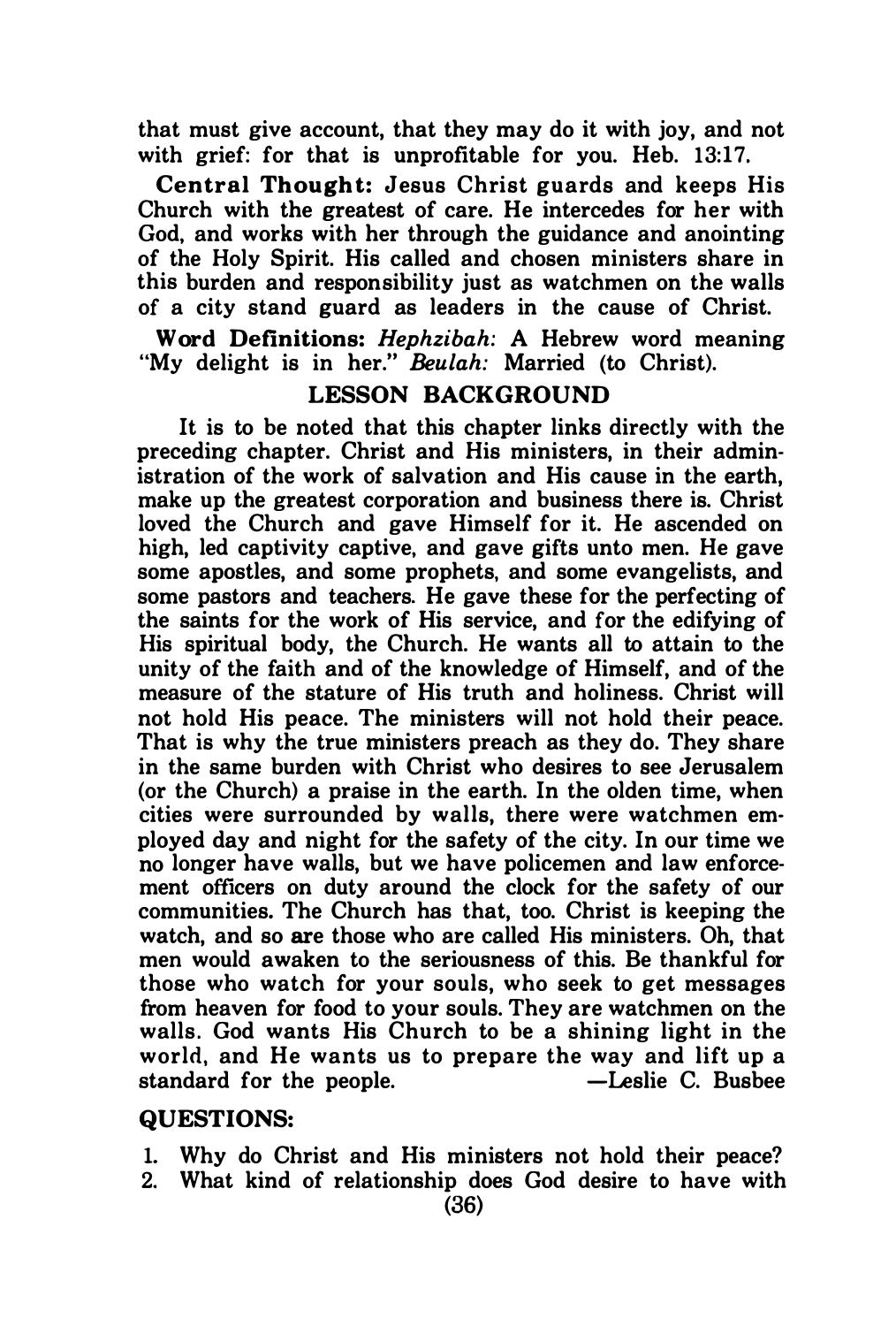that must give account, that they may do it with joy, and not with grief: for that is unprofitable for you. Heb. 13:17.

**Central Thought:** Jesus Christ guards and keeps His Church with the greatest of care. He intercedes for her with God, and works with her through the guidance and anointing of the Holy Spirit. His called and chosen ministers share in this burden and responsibility just as watchmen on the walls of a city stand guard as leaders in the cause of Christ.

**Word Definitions:** *Hephzibah*: A Hebrew word meaning "My delight is in her." *Beulah:* Married (to Christ).

## LESSON BACKGROUND

It is to be noted that this chapter links directly with the preceding chapter. Christ and His ministers, in their administration of the work of salvation and His cause in the earth, make up the greatest corporation and business there is. Christ loved the Church and gave Himself for it. He ascended on high, led captivity captive, and gave gifts unto men. He gave some apostles, and some prophets, and some evangelists, and some pastors and teachers. He gave these for the perfecting of the saints for the work of His service, and for the edifying of His spiritual body, the Church. He wants all to attain to the unity of the faith and of the knowledge of Himself, and of the measure of the stature of His truth and holiness. Christ will not hold His peace. The ministers will not hold their peace. That is why the true ministers preach as they do. They share in the same burden with Christ who desires to see Jerusalem (or the Church) a praise in the earth. In the olden time, when cities were surrounded by walls, there were watchmen employed day and night for the safety of the city. In our time we no longer have walls, but we have policemen and law enforcement officers on duty around the clock for the safety of our communities. The Church has that, too. Christ is keeping the watch, and so are those who are called His ministers. Oh, that men would awaken to the seriousness of this. Be thankful for those who watch for your souls, who seek to get messages from heaven for food to your souls. They are watchmen on the walls. God wants His Church to be a shining light in the world, and He wants us to prepare the way and lift up a standard for the people. —Leslie C. Busbee

## QUESTIONS:

1. Why do Christ and His ministers not hold their peace?
2. What kind of relationship does God desire to have with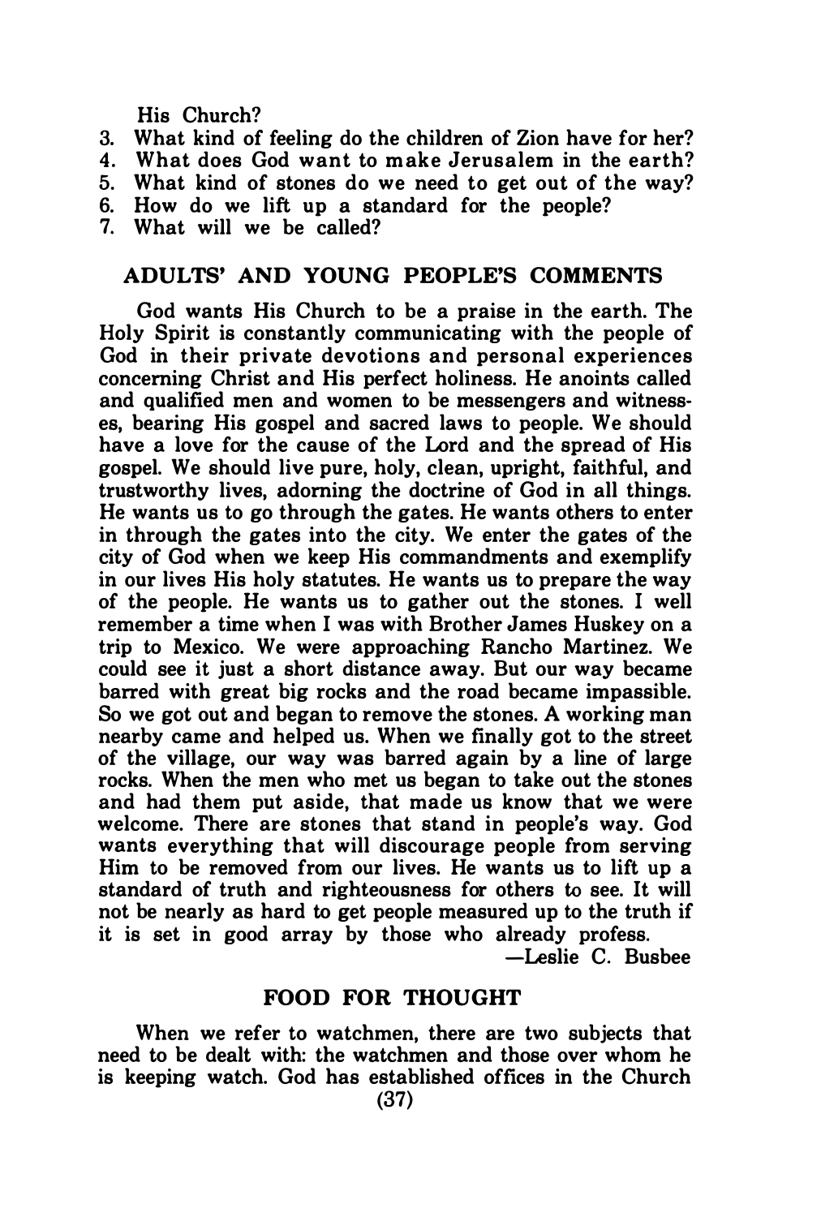His Church?

3. What kind of feeling do the children of Zion have for her?
4. What does God want to make Jerusalem in the earth?
5. What kind of stones do we need to get out of the way?
6. How do we lift up a standard for the people?
7. What will we be called?

## ADULTS' AND YOUNG PEOPLE'S COMMENTS

God wants His Church to be a praise in the earth. The Holy Spirit is constantly communicating with the people of God in their private devotions and personal experiences concerning Christ and His perfect holiness. He anoints called and qualified men and women to be messengers and witnesses, bearing His gospel and sacred laws to people. We should have a love for the cause of the Lord and the spread of His gospel. We should live pure, holy, clean, upright, faithful, and trustworthy lives, adorning the doctrine of God in all things. He wants us to go through the gates. He wants others to enter in through the gates into the city. We enter the gates of the city of God when we keep His commandments and exemplify in our lives His holy statutes. He wants us to prepare the way of the people. He wants us to gather out the stones. I well remember a time when I was with Brother James Huskey on a trip to Mexico. We were approaching Rancho Martinez. We could see it just a short distance away. But our way became barred with great big rocks and the road became impassible. So we got out and began to remove the stones. A working man nearby came and helped us. When we finally got to the street of the village, our way was barred again by a line of large rocks. When the men who met us began to take out the stones and had them put aside, that made us know that we were welcome. There are stones that stand in people's way. God wants everything that will discourage people from serving Him to be removed from our lives. He wants us to lift up a standard of truth and righteousness for others to see. It will not be nearly as hard to get people measured up to the truth if it is set in good array by those who already profess.

—Leslie C. Busbee

## FOOD FOR THOUGHT

When we refer to watchmen, there are two subjects that need to be dealt with: the watchmen and those over whom he is keeping watch. God has established offices in the Church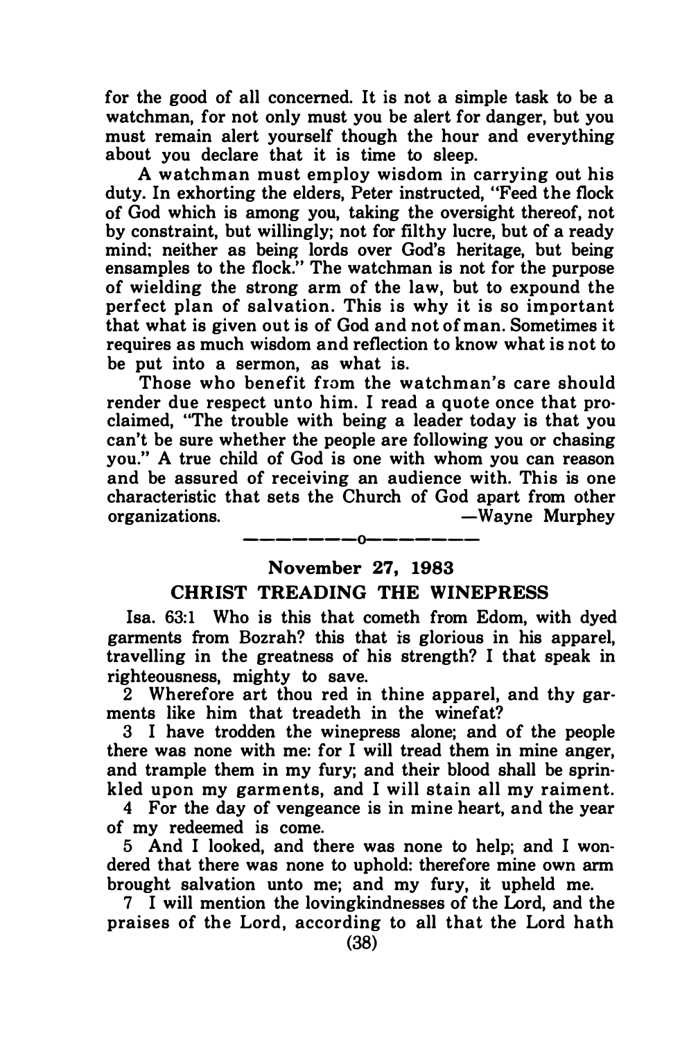for the good of all concerned. It is not a simple task to be a watchman, for not only must you be alert for danger, but you must remain alert yourself though the hour and everything about you declare that it is time to sleep.

A watchman must employ wisdom in carrying out his duty. In exhorting the elders, Peter instructed, "Feed the flock of God which is among you, taking the oversight thereof, not by constraint, but willingly; not for filthy lucre, but of a ready mind; neither as being lords over God's heritage, but being ensamples to the flock." The watchman is not for the purpose of wielding the strong arm of the law, but to expound the perfect plan of salvation. This is why it is so important that what is given out is of God and not of man. Sometimes it requires as much wisdom and reflection to know what is not to be put into a sermon, as what is.

Those who benefit from the watchman's care should render due respect unto him. I read a quote once that proclaimed, "The trouble with being a leader today is that you can't be sure whether the people are following you or chasing you." A true child of God is one with whom you can reason and be assured of receiving an audience with. This is one characteristic that sets the Church of God apart from other organizations. —Wayne Murphey

---

## November 27, 1983

## CHRIST TREADING THE WINEPRESS

Isa. 63:1 Who is this that cometh from Edom, with dyed garments from Bozrah? this that is glorious in his apparel, travelling in the greatness of his strength? I that speak in righteousness, mighty to save.

2 Wherefore art thou red in thine apparel, and thy garments like him that treadeth in the winefat?

3 I have trodden the winepress alone; and of the people there was none with me: for I will tread them in mine anger, and trample them in my fury; and their blood shall be sprinkled upon my garments, and I will stain all my raiment.

4 For the day of vengeance is in mine heart, and the year of my redeemed is come.

5 And I looked, and there was none to help; and I wondered that there was none to uphold: therefore mine own arm brought salvation unto me; and my fury, it upheld me.

7 I will mention the lovingkindnesses of the Lord, and the praises of the Lord, according to all that the Lord hath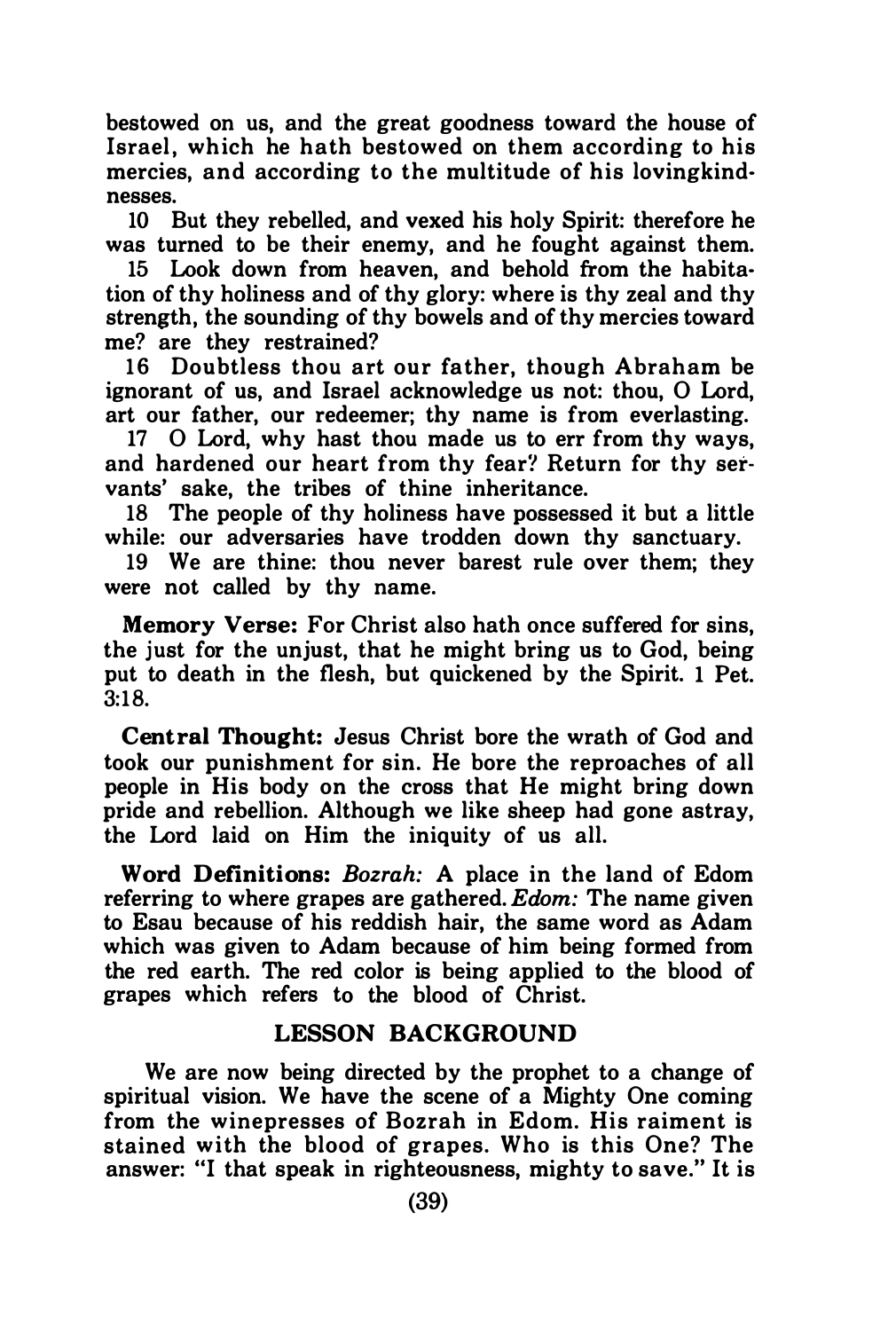bestowed on us, and the great goodness toward the house of Israel, which he hath bestowed on them according to his mercies, and according to the multitude of his lovingkindnesses.

10 But they rebelled, and vexed his holy Spirit: therefore he was turned to be their enemy, and he fought against them.

15 Look down from heaven, and behold from the habitation of thy holiness and of thy glory: where is thy zeal and thy strength, the sounding of thy bowels and of thy mercies toward me? are they restrained?

16 Doubtless thou art our father, though Abraham be ignorant of us, and Israel acknowledge us not: thou, O Lord, art our father, our redeemer; thy name is from everlasting.

17 O Lord, why hast thou made us to err from thy ways, and hardened our heart from thy fear? Return for thy servants' sake, the tribes of thine inheritance.

18 The people of thy holiness have possessed it but a little while: our adversaries have trodden down thy sanctuary.

19 We are thine: thou never barest rule over them; they were not called by thy name.

**Memory Verse:** For Christ also hath once suffered for sins, the just for the unjust, that he might bring us to God, being put to death in the flesh, but quickened by the Spirit. 1 Pet. 3:18.

**Central Thought:** Jesus Christ bore the wrath of God and took our punishment for sin. He bore the reproaches of all people in His body on the cross that He might bring down pride and rebellion. Although we like sheep had gone astray, the Lord laid on Him the iniquity of us all.

**Word Definitions:** *Bozrah:* A place in the land of Edom referring to where grapes are gathered. *Edom:* The name given to Esau because of his reddish hair, the same word as Adam which was given to Adam because of him being formed from the red earth. The red color is being applied to the blood of grapes which refers to the blood of Christ.

## LESSON BACKGROUND

We are now being directed by the prophet to a change of spiritual vision. We have the scene of a Mighty One coming from the winepresses of Bozrah in Edom. His raiment is stained with the blood of grapes. Who is this One? The answer: "I that speak in righteousness, mighty to save." It is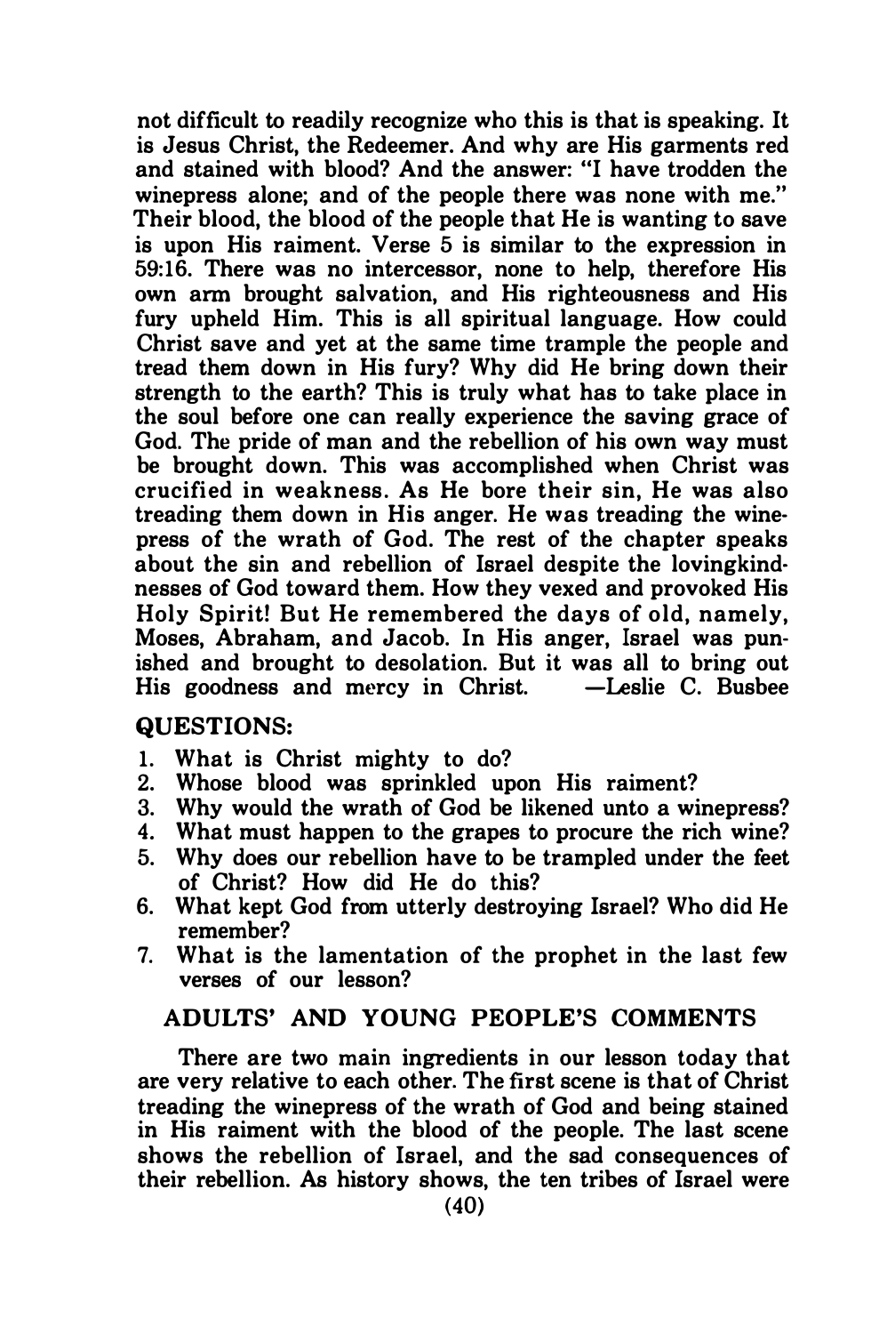not difficult to readily recognize who this is that is speaking. It is Jesus Christ, the Redeemer. And why are His garments red and stained with blood? And the answer: "I have trodden the winepress alone; and of the people there was none with me." Their blood, the blood of the people that He is wanting to save is upon His raiment. Verse 5 is similar to the expression in 59:16. There was no intercessor, none to help, therefore His own arm brought salvation, and His righteousness and His fury upheld Him. This is all spiritual language. How could Christ save and yet at the same time trample the people and tread them down in His fury? Why did He bring down their strength to the earth? This is truly what has to take place in the soul before one can really experience the saving grace of God. The pride of man and the rebellion of his own way must be brought down. This was accomplished when Christ was crucified in weakness. As He bore their sin, He was also treading them down in His anger. He was treading the winepress of the wrath of God. The rest of the chapter speaks about the sin and rebellion of Israel despite the lovingkindnesses of God toward them. How they vexed and provoked His Holy Spirit! But He remembered the days of old, namely, Moses, Abraham, and Jacob. In His anger, Israel was punished and brought to desolation. But it was all to bring out His goodness and mercy in Christ. —Leslie C. Busbee

## QUESTIONS:

1. What is Christ mighty to do?
2. Whose blood was sprinkled upon His raiment?
3. Why would the wrath of God be likened unto a winepress?
4. What must happen to the grapes to procure the rich wine?
5. Why does our rebellion have to be trampled under the feet of Christ? How did He do this?
6. What kept God from utterly destroying Israel? Who did He remember?
7. What is the lamentation of the prophet in the last few verses of our lesson?

## ADULTS' AND YOUNG PEOPLE'S COMMENTS

There are two main ingredients in our lesson today that are very relative to each other. The first scene is that of Christ treading the winepress of the wrath of God and being stained in His raiment with the blood of the people. The last scene shows the rebellion of Israel, and the sad consequences of their rebellion. As history shows, the ten tribes of Israel were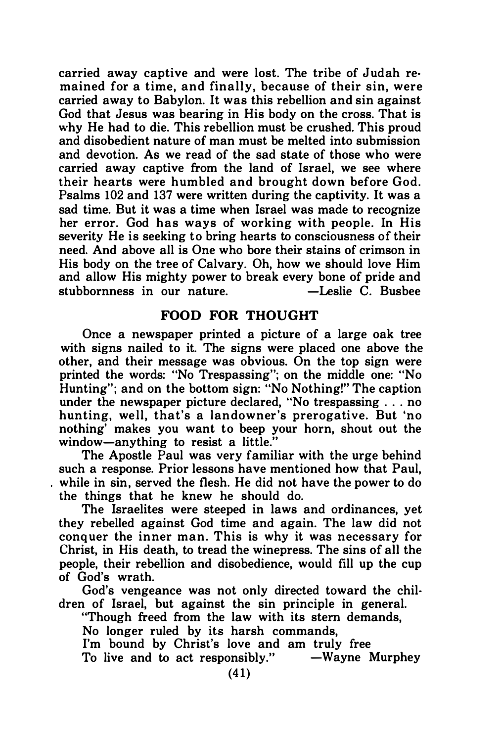carried away captive and were lost. The tribe of Judah remained for a time, and finally, because of their sin, were carried away to Babylon. It was this rebellion and sin against God that Jesus was bearing in His body on the cross. That is why He had to die. This rebellion must be crushed. This proud and disobedient nature of man must be melted into submission and devotion. As we read of the sad state of those who were carried away captive from the land of Israel, we see where their hearts were humbled and brought down before God. Psalms 102 and 137 were written during the captivity. It was a sad time. But it was a time when Israel was made to recognize her error. God has ways of working with people. In His severity He is seeking to bring hearts to consciousness of their need. And above all is One who bore their stains of crimson in His body on the tree of Calvary. Oh, how we should love Him and allow His mighty power to break every bone of pride and stubbornness in our nature. —Leslie C. Busbee

## FOOD FOR THOUGHT

Once a newspaper printed a picture of a large oak tree with signs nailed to it. The signs were placed one above the other, and their message was obvious. On the top sign were printed the words: "No Trespassing"; on the middle one: "No Hunting"; and on the bottom sign: "No Nothing!" The caption under the newspaper picture declared, "No trespassing . . . no hunting, well, that's a landowner's prerogative. But 'no nothing' makes you want to beep your horn, shout out the window—anything to resist a little."

The Apostle Paul was very familiar with the urge behind such a response. Prior lessons have mentioned how that Paul, while in sin, served the flesh. He did not have the power to do the things that he knew he should do.

The Israelites were steeped in laws and ordinances, yet they rebelled against God time and again. The law did not conquer the inner man. This is why it was necessary for Christ, in His death, to tread the winepress. The sins of all the people, their rebellion and disobedience, would fill up the cup of God's wrath.

God's vengeance was not only directed toward the children of Israel, but against the sin principle in general.

"Though freed from the law with its stern demands,  
No longer ruled by its harsh commands,  
I'm bound by Christ's love and am truly free  
To live and to act responsibly." —Wayne Murphey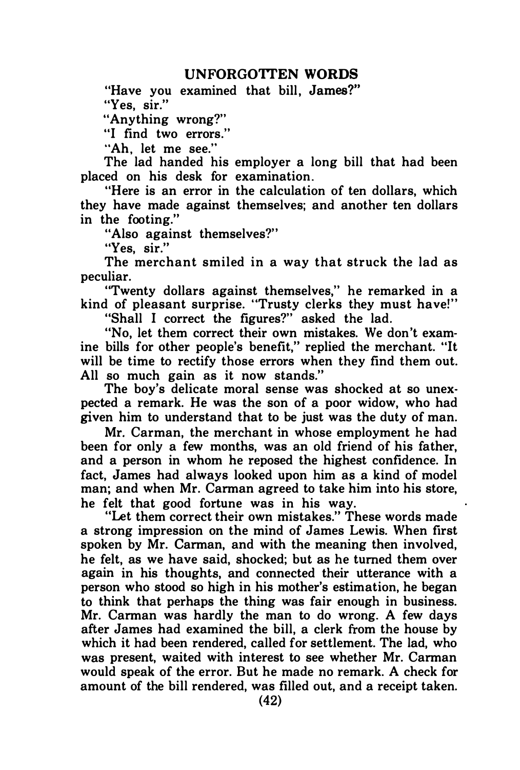## UNFORGOTTEN WORDS

"Have you examined that bill, James?"

"Yes, sir."

"Anything wrong?"

"I find two errors."

"Ah, let me see."

The lad handed his employer a long bill that had been placed on his desk for examination.

"Here is an error in the calculation of ten dollars, which they have made against themselves; and another ten dollars in the footing."

"Also against themselves?"

"Yes, sir."

The merchant smiled in a way that struck the lad as peculiar.

"Twenty dollars against themselves," he remarked in a kind of pleasant surprise. "Trusty clerks they must have!"

"Shall I correct the figures?" asked the lad.

"No, let them correct their own mistakes. We don't examine bills for other people's benefit," replied the merchant. "It will be time to rectify those errors when they find them out. All so much gain as it now stands."

The boy's delicate moral sense was shocked at so unexpected a remark. He was the son of a poor widow, who had given him to understand that to be just was the duty of man.

Mr. Carman, the merchant in whose employment he had been for only a few months, was an old friend of his father, and a person in whom he reposed the highest confidence. In fact, James had always looked upon him as a kind of model man; and when Mr. Carman agreed to take him into his store, he felt that good fortune was in his way.

"Let them correct their own mistakes." These words made a strong impression on the mind of James Lewis. When first spoken by Mr. Carman, and with the meaning then involved, he felt, as we have said, shocked; but as he turned them over again in his thoughts, and connected their utterance with a person who stood so high in his mother's estimation, he began to think that perhaps the thing was fair enough in business. Mr. Carman was hardly the man to do wrong. A few days after James had examined the bill, a clerk from the house by which it had been rendered, called for settlement. The lad, who was present, waited with interest to see whether Mr. Carman would speak of the error. But he made no remark. A check for amount of the bill rendered, was filled out, and a receipt taken.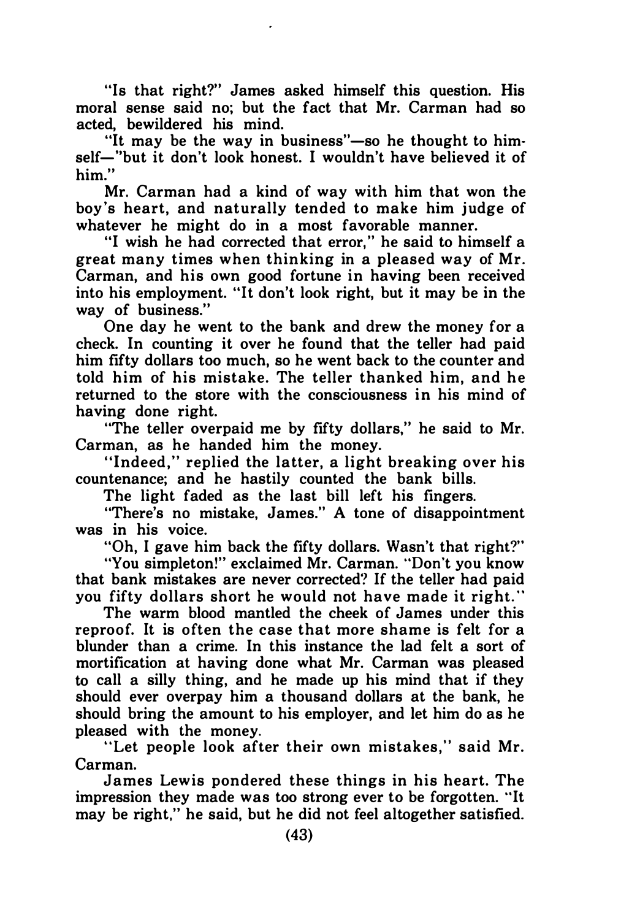"Is that right?" James asked himself this question. His moral sense said no; but the fact that Mr. Carman had so acted, bewildered his mind.

"It may be the way in business"—so he thought to himself—"but it don't look honest. I wouldn't have believed it of him."

Mr. Carman had a kind of way with him that won the boy's heart, and naturally tended to make him judge of whatever he might do in a most favorable manner.

"I wish he had corrected that error," he said to himself a great many times when thinking in a pleased way of Mr. Carman, and his own good fortune in having been received into his employment. "It don't look right, but it may be in the way of business."

One day he went to the bank and drew the money for a check. In counting it over he found that the teller had paid him fifty dollars too much, so he went back to the counter and told him of his mistake. The teller thanked him, and he returned to the store with the consciousness in his mind of having done right.

"The teller overpaid me by fifty dollars," he said to Mr. Carman, as he handed him the money.

"Indeed," replied the latter, a light breaking over his countenance; and he hastily counted the bank bills.

The light faded as the last bill left his fingers.

"There's no mistake, James." A tone of disappointment was in his voice.

"Oh, I gave him back the fifty dollars. Wasn't that right?"

"You simpleton!" exclaimed Mr. Carman. "Don't you know that bank mistakes are never corrected? If the teller had paid you fifty dollars short he would not have made it right."

The warm blood mantled the cheek of James under this reproof. It is often the case that more shame is felt for a blunder than a crime. In this instance the lad felt a sort of mortification at having done what Mr. Carman was pleased to call a silly thing, and he made up his mind that if they should ever overpay him a thousand dollars at the bank, he should bring the amount to his employer, and let him do as he pleased with the money.

"Let people look after their own mistakes," said Mr. Carman.

James Lewis pondered these things in his heart. The impression they made was too strong ever to be forgotten. "It may be right," he said, but he did not feel altogether satisfied.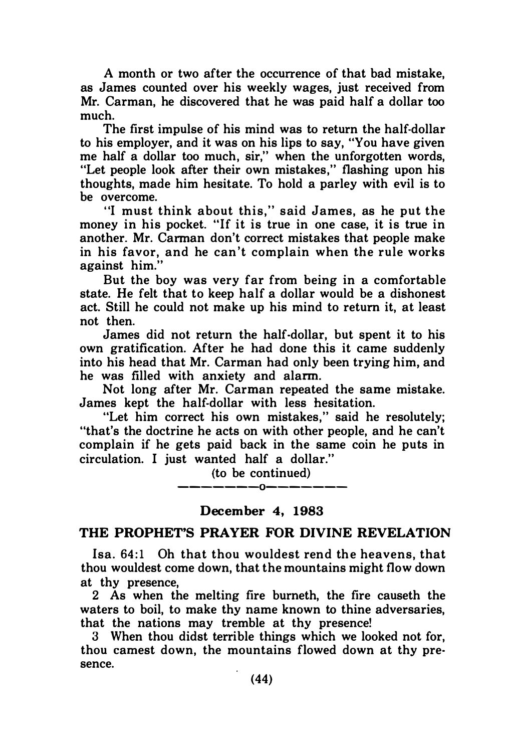A month or two after the occurrence of that bad mistake, as James counted over his weekly wages, just received from Mr. Carman, he discovered that he was paid half a dollar too much.

The first impulse of his mind was to return the half-dollar to his employer, and it was on his lips to say, "You have given me half a dollar too much, sir," when the unforgotten words, "Let people look after their own mistakes," flashing upon his thoughts, made him hesitate. To hold a parley with evil is to be overcome.

"I must think about this," said James, as he put the money in his pocket. "If it is true in one case, it is true in another. Mr. Carman don't correct mistakes that people make in his favor, and he can't complain when the rule works against him."

But the boy was very far from being in a comfortable state. He felt that to keep half a dollar would be a dishonest act. Still he could not make up his mind to return it, at least not then.

James did not return the half-dollar, but spent it to his own gratification. After he had done this it came suddenly into his head that Mr. Carman had only been trying him, and he was filled with anxiety and alarm.

Not long after Mr. Carman repeated the same mistake. James kept the half-dollar with less hesitation.

"Let him correct his own mistakes," said he resolutely; "that's the doctrine he acts on with other people, and he can't complain if he gets paid back in the same coin he puts in circulation. I just wanted half a dollar."

(to be continued)

---

**December 4, 1983**

## THE PROPHET'S PRAYER FOR DIVINE REVELATION

Isa. 64:1 Oh that thou wouldest rend the heavens, that thou wouldest come down, that the mountains might flow down at thy presence,

2 As when the melting fire burneth, the fire causeth the waters to boil, to make thy name known to thine adversaries, that the nations may tremble at thy presence!

3 When thou didst terrible things which we looked not for, thou camest down, the mountains flowed down at thy presence.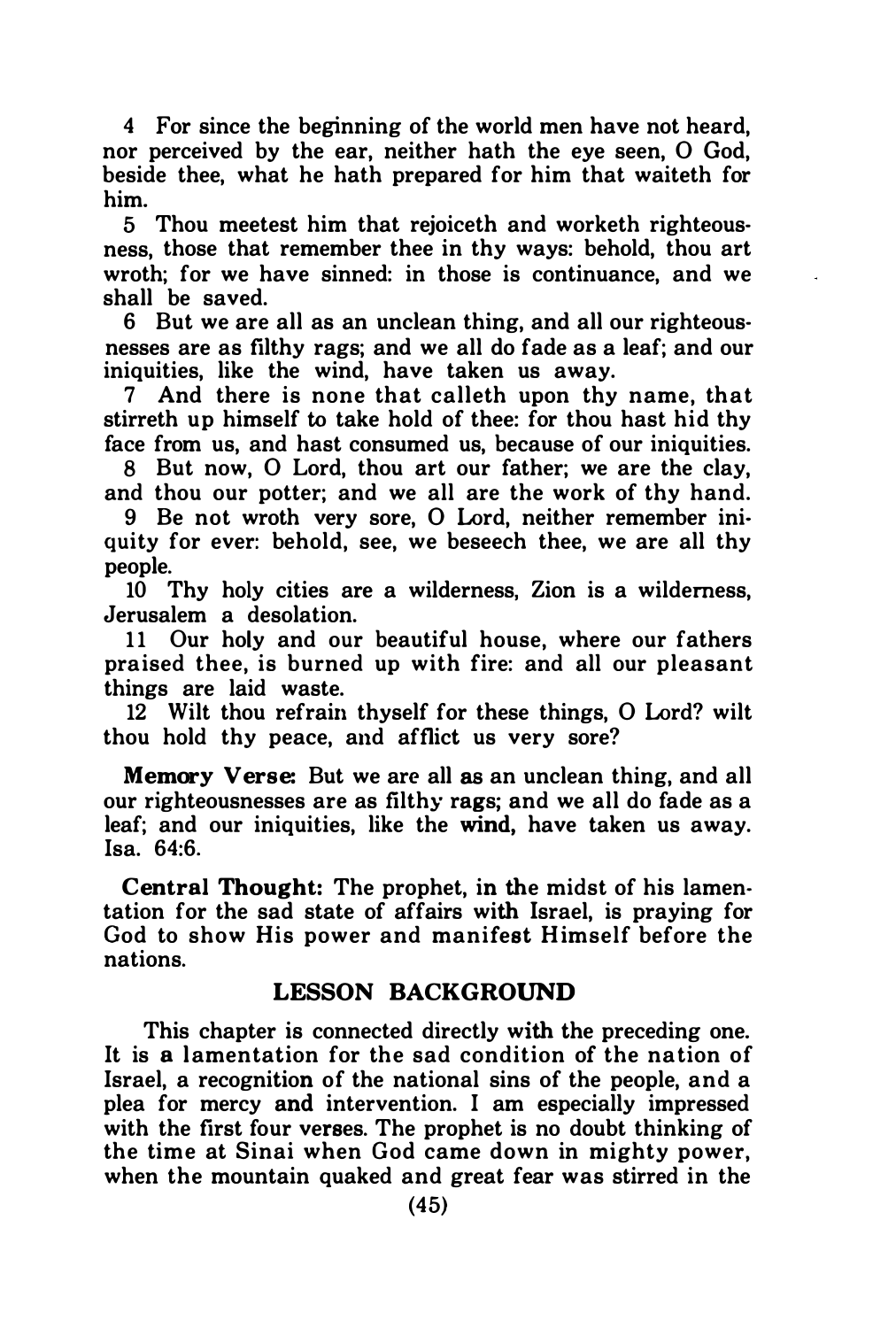4 For since the beginning of the world men have not heard, nor perceived by the ear, neither hath the eye seen, O God, beside thee, what he hath prepared for him that waiteth for him.

5 Thou meetest him that rejoiceth and worketh righteousness, those that remember thee in thy ways: behold, thou art wroth; for we have sinned: in those is continuance, and we shall be saved.

6 But we are all as an unclean thing, and all our righteousnesses are as filthy rags; and we all do fade as a leaf; and our iniquities, like the wind, have taken us away.

7 And there is none that calleth upon thy name, that stirreth up himself to take hold of thee: for thou hast hid thy face from us, and hast consumed us, because of our iniquities.

8 But now, O Lord, thou art our father; we are the clay, and thou our potter; and we all are the work of thy hand.

9 Be not wroth very sore, O Lord, neither remember iniquity for ever: behold, see, we beseech thee, we are all thy people.

10 Thy holy cities are a wilderness, Zion is a wilderness, Jerusalem a desolation.

11 Our holy and our beautiful house, where our fathers praised thee, is burned up with fire: and all our pleasant things are laid waste.

12 Wilt thou refrain thyself for these things, O Lord? wilt thou hold thy peace, and afflict us very sore?

**Memory Verse:** But we are all as an unclean thing, and all our righteousnesses are as filthy rags; and we all do fade as a leaf; and our iniquities, like the wind, have taken us away. Isa. 64:6.

**Central Thought:** The prophet, in the midst of his lamentation for the sad state of affairs with Israel, is praying for God to show His power and manifest Himself before the nations.

## LESSON BACKGROUND

This chapter is connected directly with the preceding one. It is a lamentation for the sad condition of the nation of Israel, a recognition of the national sins of the people, and a plea for mercy and intervention. I am especially impressed with the first four verses. The prophet is no doubt thinking of the time at Sinai when God came down in mighty power, when the mountain quaked and great fear was stirred in the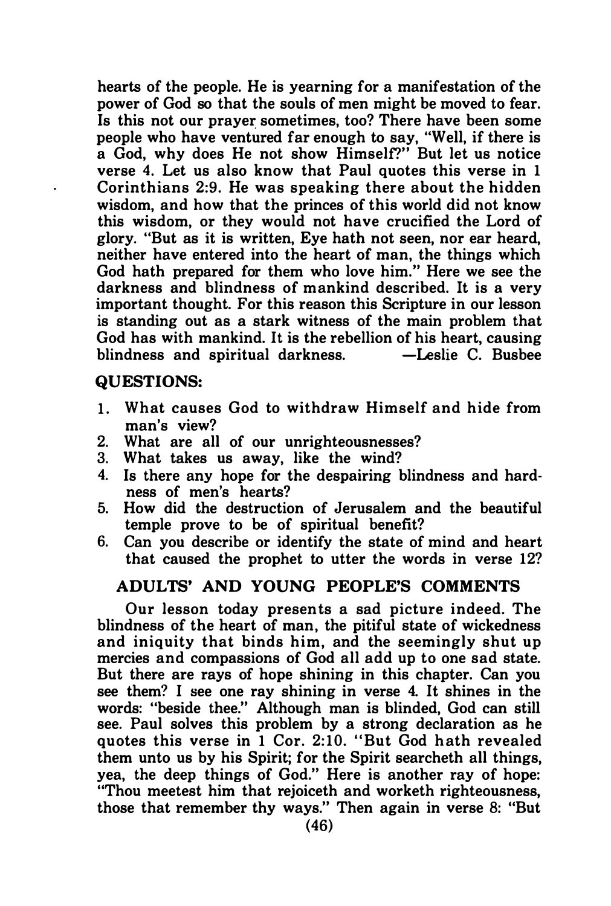hearts of the people. He is yearning for a manifestation of the power of God so that the souls of men might be moved to fear. Is this not our prayer sometimes, too? There have been some people who have ventured far enough to say, "Well, if there is a God, why does He not show Himself?" But let us notice verse 4. Let us also know that Paul quotes this verse in 1 Corinthians 2:9. He was speaking there about the hidden wisdom, and how that the princes of this world did not know this wisdom, or they would not have crucified the Lord of glory. "But as it is written, Eye hath not seen, nor ear heard, neither have entered into the heart of man, the things which God hath prepared for them who love him." Here we see the darkness and blindness of mankind described. It is a very important thought. For this reason this Scripture in our lesson is standing out as a stark witness of the main problem that God has with mankind. It is the rebellion of his heart, causing blindness and spiritual darkness. —Leslie C. Busbee

## QUESTIONS:

1. What causes God to withdraw Himself and hide from man's view?
2. What are all of our unrighteousnesses?
3. What takes us away, like the wind?
4. Is there any hope for the despairing blindness and hardness of men's hearts?
5. How did the destruction of Jerusalem and the beautiful temple prove to be of spiritual benefit?
6. Can you describe or identify the state of mind and heart that caused the prophet to utter the words in verse 12?

## ADULTS' AND YOUNG PEOPLE'S COMMENTS

Our lesson today presents a sad picture indeed. The blindness of the heart of man, the pitiful state of wickedness and iniquity that binds him, and the seemingly shut up mercies and compassions of God all add up to one sad state. But there are rays of hope shining in this chapter. Can you see them? I see one ray shining in verse 4. It shines in the words: "beside thee." Although man is blinded, God can still see. Paul solves this problem by a strong declaration as he quotes this verse in 1 Cor. 2:10. "But God hath revealed them unto us by his Spirit; for the Spirit searcheth all things, yea, the deep things of God." Here is another ray of hope: "Thou meetest him that rejoiceth and worketh righteousness, those that remember thy ways." Then again in verse 8: "But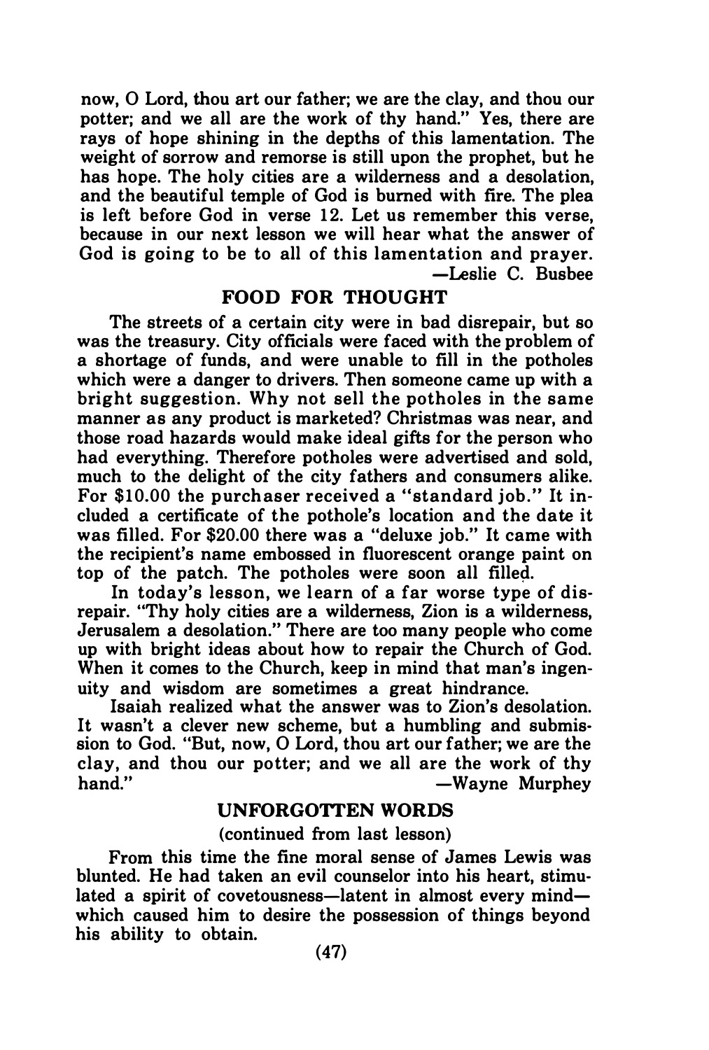now, O Lord, thou art our father; we are the clay, and thou our potter; and we all are the work of thy hand." Yes, there are rays of hope shining in the depths of this lamentation. The weight of sorrow and remorse is still upon the prophet, but he has hope. The holy cities are a wilderness and a desolation, and the beautiful temple of God is burned with fire. The plea is left before God in verse 12. Let us remember this verse, because in our next lesson we will hear what the answer of God is going to be to all of this lamentation and prayer.

—Leslie C. Busbee

## FOOD FOR THOUGHT

The streets of a certain city were in bad disrepair, but so was the treasury. City officials were faced with the problem of a shortage of funds, and were unable to fill in the potholes which were a danger to drivers. Then someone came up with a bright suggestion. Why not sell the potholes in the same manner as any product is marketed? Christmas was near, and those road hazards would make ideal gifts for the person who had everything. Therefore potholes were advertised and sold, much to the delight of the city fathers and consumers alike. For $10.00 the purchaser received a "standard job." It included a certificate of the pothole's location and the date it was filled. For $20.00 there was a "deluxe job." It came with the recipient's name embossed in fluorescent orange paint on top of the patch. The potholes were soon all filled.

In today's lesson, we learn of a far worse type of disrepair. "Thy holy cities are a wilderness, Zion is a wilderness, Jerusalem a desolation." There are too many people who come up with bright ideas about how to repair the Church of God. When it comes to the Church, keep in mind that man's ingenuity and wisdom are sometimes a great hindrance.

Isaiah realized what the answer was to Zion's desolation. It wasn't a clever new scheme, but a humbling and submission to God. "But, now, O Lord, thou art our father; we are the clay, and thou our potter; and we all are the work of thy hand."

—Wayne Murphey

## UNFORGOTTEN WORDS

(continued from last lesson)

From this time the fine moral sense of James Lewis was blunted. He had taken an evil counselor into his heart, stimulated a spirit of covetousness—latent in almost every mind—which caused him to desire the possession of things beyond his ability to obtain.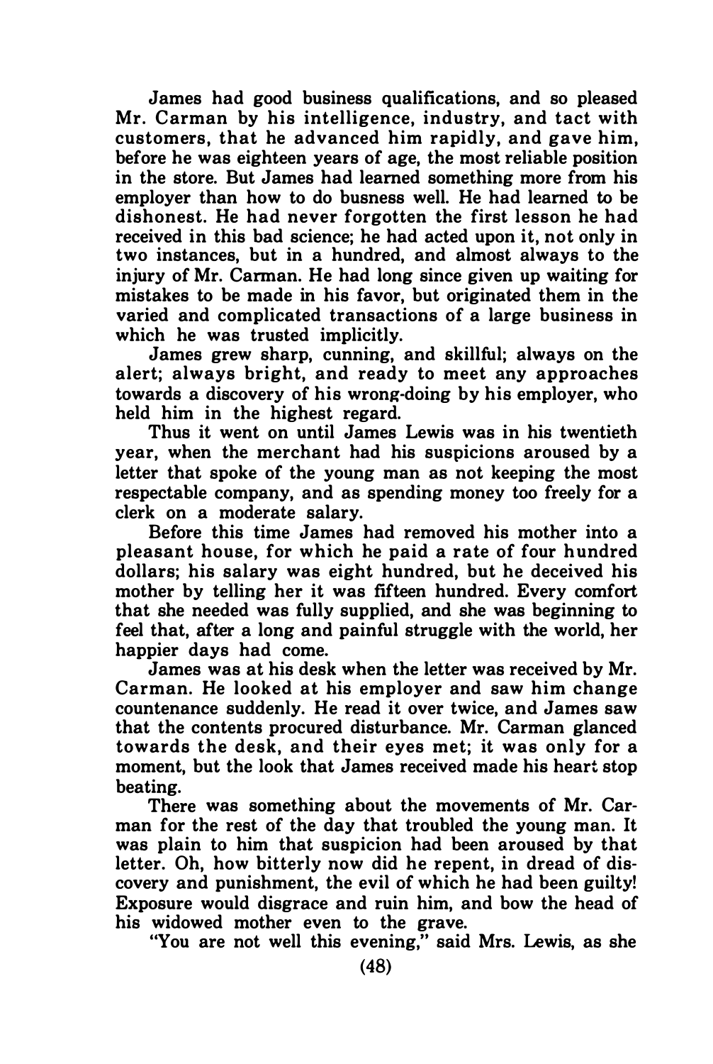James had good business qualifications, and so pleased Mr. Carman by his intelligence, industry, and tact with customers, that he advanced him rapidly, and gave him, before he was eighteen years of age, the most reliable position in the store. But James had learned something more from his employer than how to do busness well. He had learned to be dishonest. He had never forgotten the first lesson he had received in this bad science; he had acted upon it, not only in two instances, but in a hundred, and almost always to the injury of Mr. Carman. He had long since given up waiting for mistakes to be made in his favor, but originated them in the varied and complicated transactions of a large business in which he was trusted implicitly.

James grew sharp, cunning, and skillful; always on the alert; always bright, and ready to meet any approaches towards a discovery of his wrong-doing by his employer, who held him in the highest regard.

Thus it went on until James Lewis was in his twentieth year, when the merchant had his suspicions aroused by a letter that spoke of the young man as not keeping the most respectable company, and as spending money too freely for a clerk on a moderate salary.

Before this time James had removed his mother into a pleasant house, for which he paid a rate of four hundred dollars; his salary was eight hundred, but he deceived his mother by telling her it was fifteen hundred. Every comfort that she needed was fully supplied, and she was beginning to feel that, after a long and painful struggle with the world, her happier days had come.

James was at his desk when the letter was received by Mr. Carman. He looked at his employer and saw him change countenance suddenly. He read it over twice, and James saw that the contents procured disturbance. Mr. Carman glanced towards the desk, and their eyes met; it was only for a moment, but the look that James received made his heart stop beating.

There was something about the movements of Mr. Carman for the rest of the day that troubled the young man. It was plain to him that suspicion had been aroused by that letter. Oh, how bitterly now did he repent, in dread of discovery and punishment, the evil of which he had been guilty! Exposure would disgrace and ruin him, and bow the head of his widowed mother even to the grave.

"You are not well this evening," said Mrs. Lewis, as she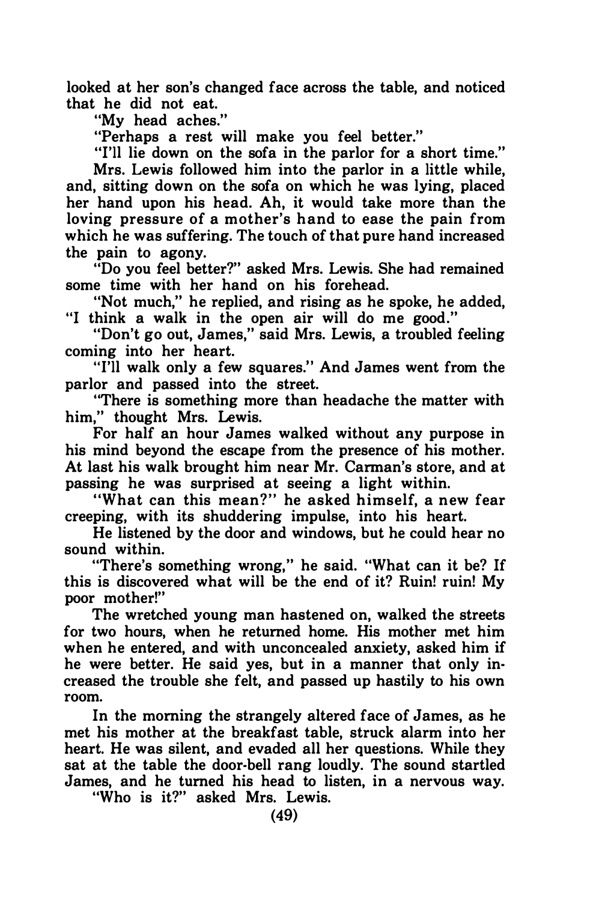looked at her son's changed face across the table, and noticed that he did not eat.

"My head aches."

"Perhaps a rest will make you feel better."

"I'll lie down on the sofa in the parlor for a short time."

Mrs. Lewis followed him into the parlor in a little while, and, sitting down on the sofa on which he was lying, placed her hand upon his head. Ah, it would take more than the loving pressure of a mother's hand to ease the pain from which he was suffering. The touch of that pure hand increased the pain to agony.

"Do you feel better?" asked Mrs. Lewis. She had remained some time with her hand on his forehead.

"Not much," he replied, and rising as he spoke, he added, "I think a walk in the open air will do me good."

"Don't go out, James," said Mrs. Lewis, a troubled feeling coming into her heart.

"I'll walk only a few squares." And James went from the parlor and passed into the street.

"There is something more than headache the matter with him," thought Mrs. Lewis.

For half an hour James walked without any purpose in his mind beyond the escape from the presence of his mother. At last his walk brought him near Mr. Carman's store, and at passing he was surprised at seeing a light within.

"What can this mean?" he asked himself, a new fear creeping, with its shuddering impulse, into his heart.

He listened by the door and windows, but he could hear no sound within.

"There's something wrong," he said. "What can it be? If this is discovered what will be the end of it? Ruin! ruin! My poor mother!"

The wretched young man hastened on, walked the streets for two hours, when he returned home. His mother met him when he entered, and with unconcealed anxiety, asked him if he were better. He said yes, but in a manner that only increased the trouble she felt, and passed up hastily to his own room.

In the morning the strangely altered face of James, as he met his mother at the breakfast table, struck alarm into her heart. He was silent, and evaded all her questions. While they sat at the table the door-bell rang loudly. The sound startled James, and he turned his head to listen, in a nervous way.

"Who is it?" asked Mrs. Lewis.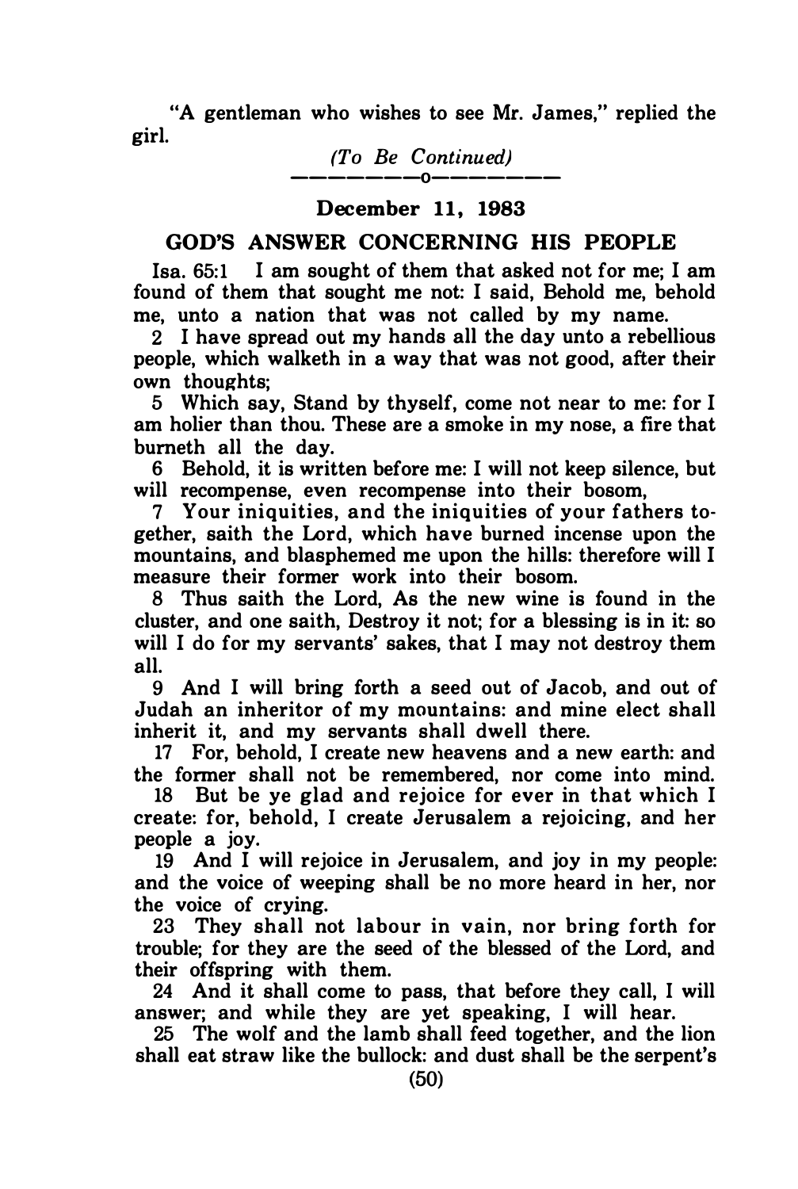"A gentleman who wishes to see Mr. James," replied the girl.

*(To Be Continued)*

---

**December 11, 1983**

## GOD'S ANSWER CONCERNING HIS PEOPLE

Isa. 65:1 I am sought of them that asked not for me; I am found of them that sought me not: I said, Behold me, behold me, unto a nation that was not called by my name.

2 I have spread out my hands all the day unto a rebellious people, which walketh in a way that was not good, after their own thoughts;

5 Which say, Stand by thyself, come not near to me: for I am holier than thou. These are a smoke in my nose, a fire that burneth all the day.

6 Behold, it is written before me: I will not keep silence, but will recompense, even recompense into their bosom,

7 Your iniquities, and the iniquities of your fathers together, saith the Lord, which have burned incense upon the mountains, and blasphemed me upon the hills: therefore will I measure their former work into their bosom.

8 Thus saith the Lord, As the new wine is found in the cluster, and one saith, Destroy it not; for a blessing is in it: so will I do for my servants' sakes, that I may not destroy them all.

9 And I will bring forth a seed out of Jacob, and out of Judah an inheritor of my mountains: and mine elect shall inherit it, and my servants shall dwell there.

17 For, behold, I create new heavens and a new earth: and the former shall not be remembered, nor come into mind.

18 But be ye glad and rejoice for ever in that which I create: for, behold, I create Jerusalem a rejoicing, and her people a joy.

19 And I will rejoice in Jerusalem, and joy in my people: and the voice of weeping shall be no more heard in her, nor the voice of crying.

23 They shall not labour in vain, nor bring forth for trouble; for they are the seed of the blessed of the Lord, and their offspring with them.

24 And it shall come to pass, that before they call, I will answer; and while they are yet speaking, I will hear.

25 The wolf and the lamb shall feed together, and the lion shall eat straw like the bullock: and dust shall be the serpent's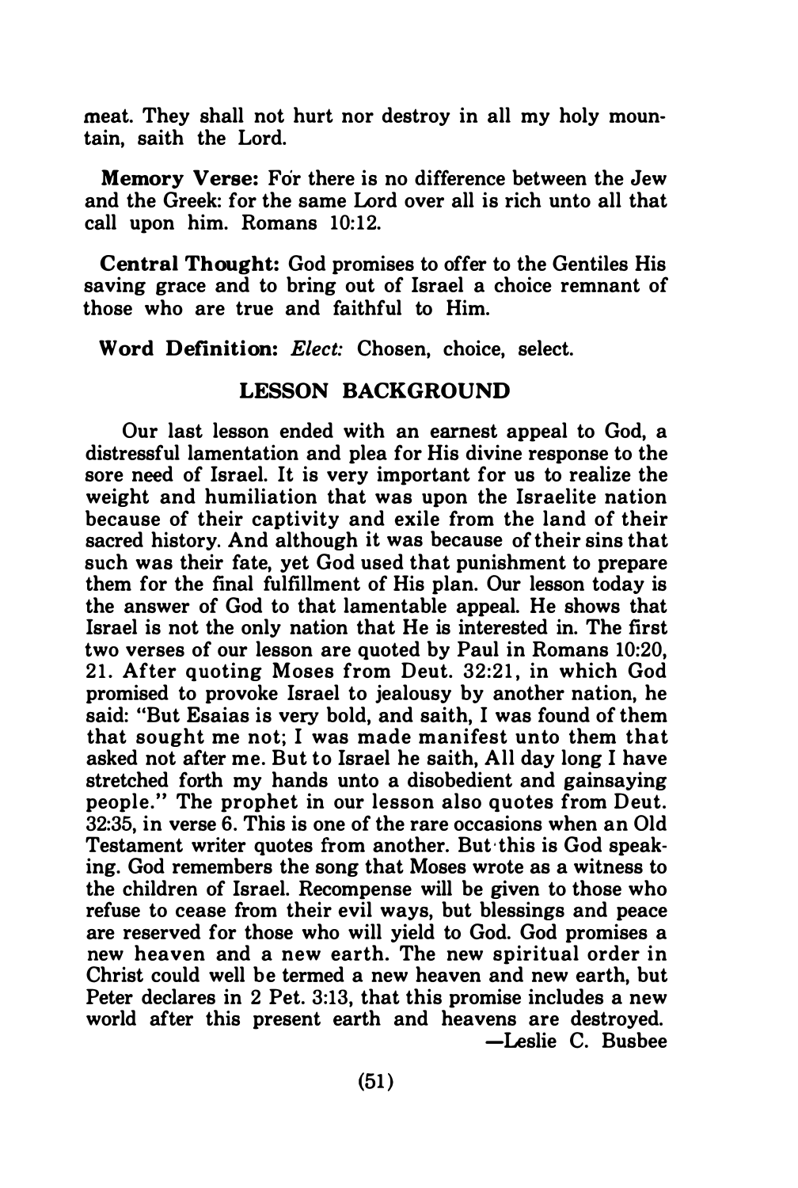meat. They shall not hurt nor destroy in all my holy mountain, saith the Lord.

**Memory Verse:** For there is no difference between the Jew and the Greek: for the same Lord over all is rich unto all that call upon him. Romans 10:12.

**Central Thought:** God promises to offer to the Gentiles His saving grace and to bring out of Israel a choice remnant of those who are true and faithful to Him.

**Word Definition:** *Elect:* Chosen, choice, select.

## LESSON BACKGROUND

Our last lesson ended with an earnest appeal to God, a distressful lamentation and plea for His divine response to the sore need of Israel. It is very important for us to realize the weight and humiliation that was upon the Israelite nation because of their captivity and exile from the land of their sacred history. And although it was because of their sins that such was their fate, yet God used that punishment to prepare them for the final fulfillment of His plan. Our lesson today is the answer of God to that lamentable appeal. He shows that Israel is not the only nation that He is interested in. The first two verses of our lesson are quoted by Paul in Romans 10:20, 21. After quoting Moses from Deut. 32:21, in which God promised to provoke Israel to jealousy by another nation, he said: "But Esaias is very bold, and saith, I was found of them that sought me not; I was made manifest unto them that asked not after me. But to Israel he saith, All day long I have stretched forth my hands unto a disobedient and gainsaying people." The prophet in our lesson also quotes from Deut. 32:35, in verse 6. This is one of the rare occasions when an Old Testament writer quotes from another. But this is God speaking. God remembers the song that Moses wrote as a witness to the children of Israel. Recompense will be given to those who refuse to cease from their evil ways, but blessings and peace are reserved for those who will yield to God. God promises a new heaven and a new earth. The new spiritual order in Christ could well be termed a new heaven and new earth, but Peter declares in 2 Pet. 3:13, that this promise includes a new world after this present earth and heavens are destroyed.

—Leslie C. Busbee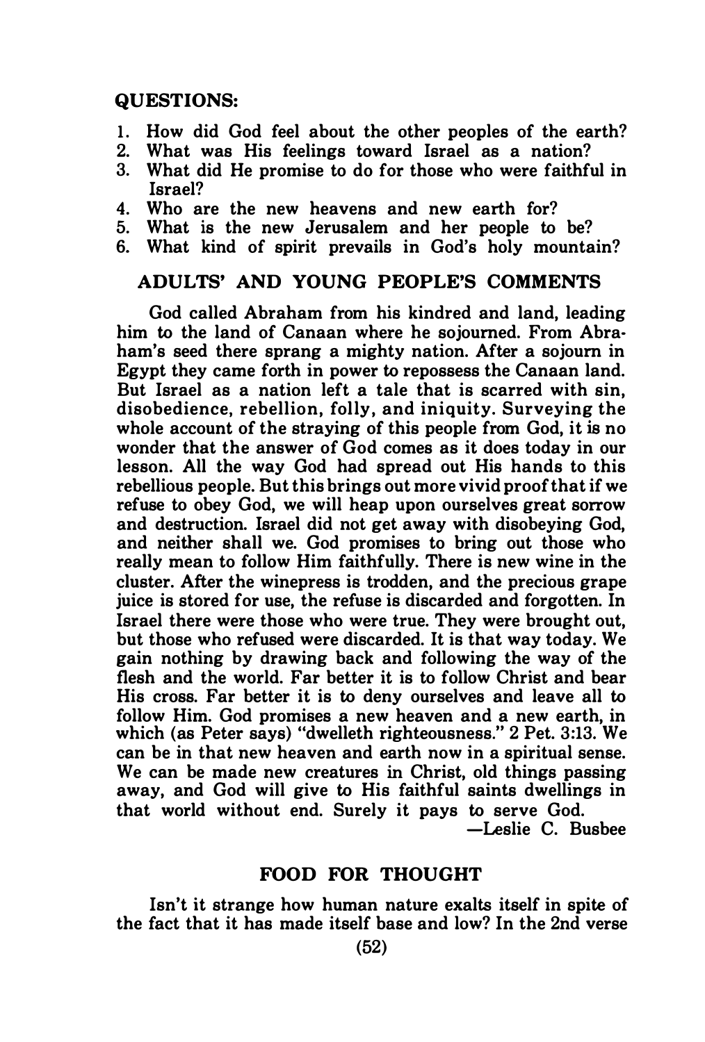## QUESTIONS:

1. How did God feel about the other peoples of the earth?
2. What was His feelings toward Israel as a nation?
3. What did He promise to do for those who were faithful in Israel?
4. Who are the new heavens and new earth for?
5. What is the new Jerusalem and her people to be?
6. What kind of spirit prevails in God's holy mountain?

## ADULTS' AND YOUNG PEOPLE'S COMMENTS

God called Abraham from his kindred and land, leading him to the land of Canaan where he sojourned. From Abraham's seed there sprang a mighty nation. After a sojourn in Egypt they came forth in power to repossess the Canaan land. But Israel as a nation left a tale that is scarred with sin, disobedience, rebellion, folly, and iniquity. Surveying the whole account of the straying of this people from God, it is no wonder that the answer of God comes as it does today in our lesson. All the way God had spread out His hands to this rebellious people. But this brings out more vivid proof that if we refuse to obey God, we will heap upon ourselves great sorrow and destruction. Israel did not get away with disobeying God, and neither shall we. God promises to bring out those who really mean to follow Him faithfully. There is new wine in the cluster. After the winepress is trodden, and the precious grape juice is stored for use, the refuse is discarded and forgotten. In Israel there were those who were true. They were brought out, but those who refused were discarded. It is that way today. We gain nothing by drawing back and following the way of the flesh and the world. Far better it is to follow Christ and bear His cross. Far better it is to deny ourselves and leave all to follow Him. God promises a new heaven and a new earth, in which (as Peter says) "dwelleth righteousness." 2 Pet. 3:13. We can be in that new heaven and earth now in a spiritual sense. We can be made new creatures in Christ, old things passing away, and God will give to His faithful saints dwellings in that world without end. Surely it pays to serve God.

—Leslie C. Busbee

## FOOD FOR THOUGHT

Isn't it strange how human nature exalts itself in spite of the fact that it has made itself base and low? In the 2nd verse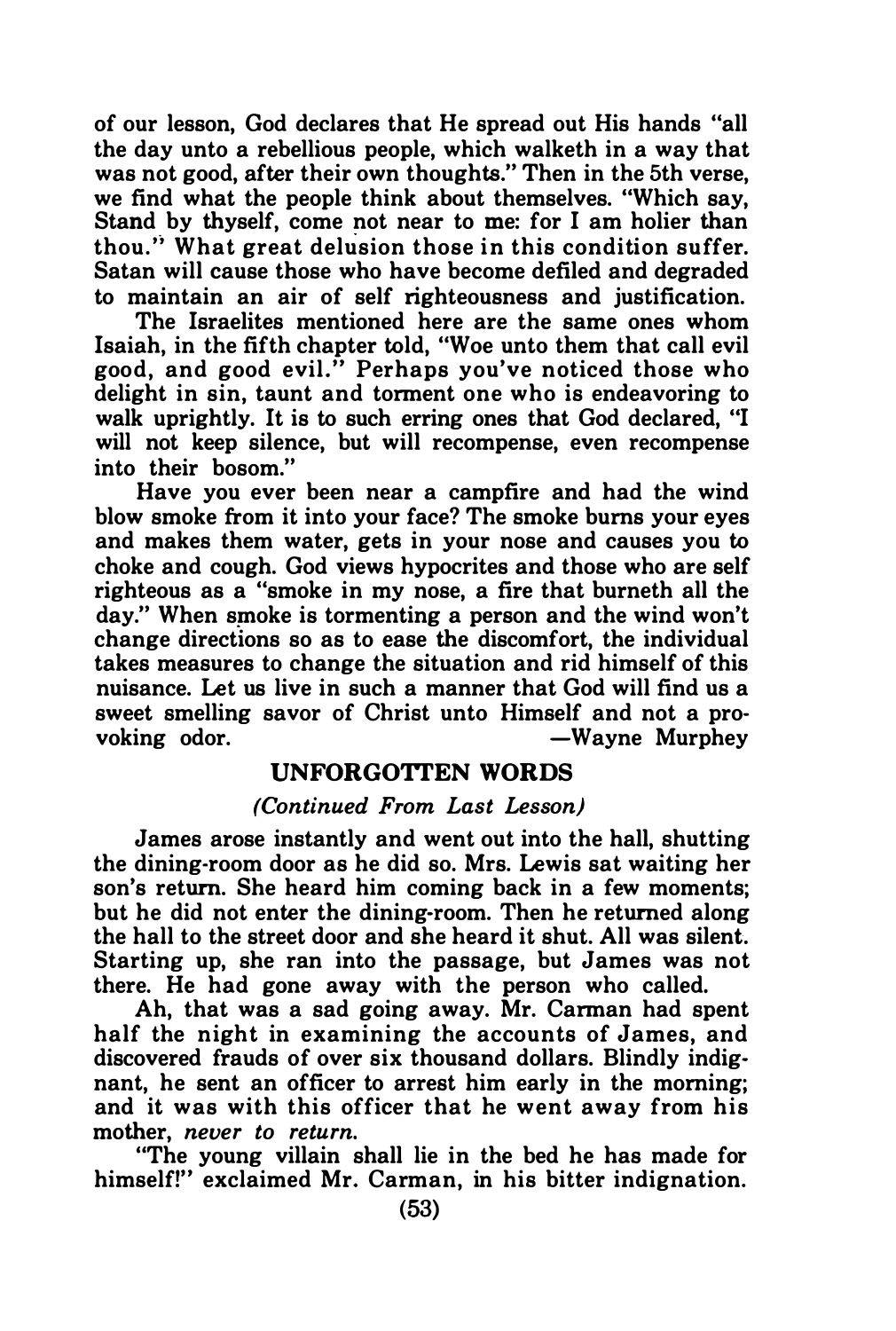of our lesson, God declares that He spread out His hands "all the day unto a rebellious people, which walketh in a way that was not good, after their own thoughts." Then in the 5th verse, we find what the people think about themselves. "Which say, Stand by thyself, come not near to me: for I am holier than thou." What great delusion those in this condition suffer. Satan will cause those who have become defiled and degraded to maintain an air of self righteousness and justification.

The Israelites mentioned here are the same ones whom Isaiah, in the fifth chapter told, "Woe unto them that call evil good, and good evil." Perhaps you've noticed those who delight in sin, taunt and torment one who is endeavoring to walk uprightly. It is to such erring ones that God declared, "I will not keep silence, but will recompense, even recompense into their bosom."

Have you ever been near a campfire and had the wind blow smoke from it into your face? The smoke burns your eyes and makes them water, gets in your nose and causes you to choke and cough. God views hypocrites and those who are self righteous as a "smoke in my nose, a fire that burneth all the day." When smoke is tormenting a person and the wind won't change directions so as to ease the discomfort, the individual takes measures to change the situation and rid himself of this nuisance. Let us live in such a manner that God will find us a sweet smelling savor of Christ unto Himself and not a provoking odor.

—Wayne Murphey

## UNFORGOTTEN WORDS

*(Continued From Last Lesson)*

James arose instantly and went out into the hall, shutting the dining-room door as he did so. Mrs. Lewis sat waiting her son's return. She heard him coming back in a few moments; but he did not enter the dining-room. Then he returned along the hall to the street door and she heard it shut. All was silent. Starting up, she ran into the passage, but James was not there. He had gone away with the person who called.

Ah, that was a sad going away. Mr. Carman had spent half the night in examining the accounts of James, and discovered frauds of over six thousand dollars. Blindly indignant, he sent an officer to arrest him early in the morning; and it was with this officer that he went away from his mother, *never to return.*

"The young villain shall lie in the bed he has made for himself!" exclaimed Mr. Carman, in his bitter indignation.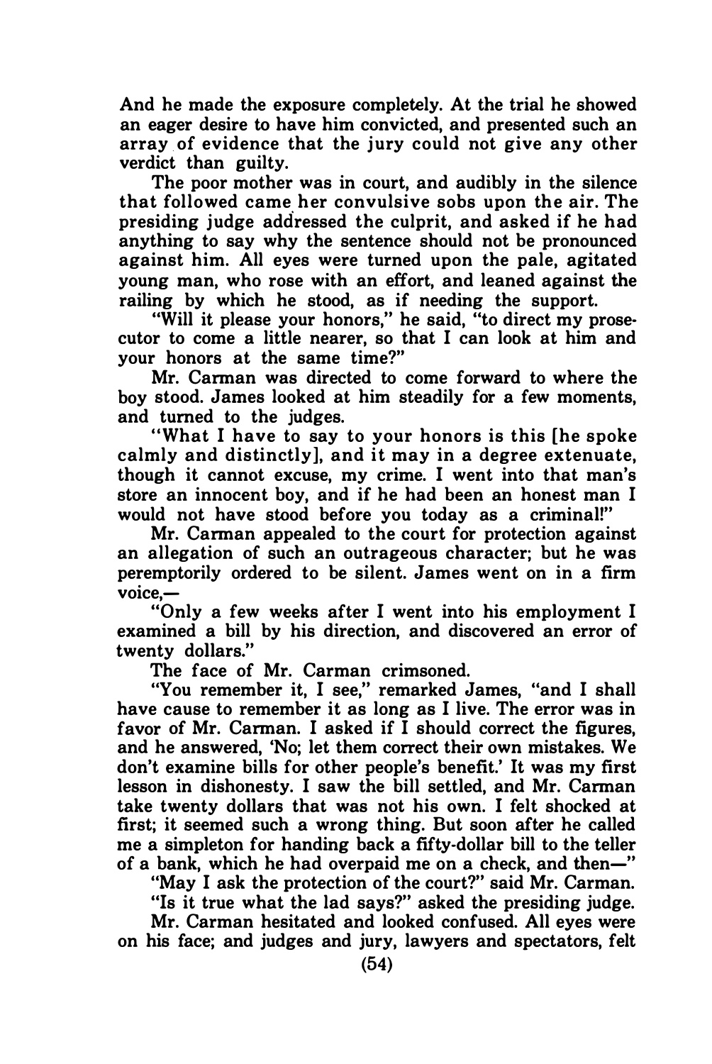And he made the exposure completely. At the trial he showed an eager desire to have him convicted, and presented such an array of evidence that the jury could not give any other verdict than guilty.

The poor mother was in court, and audibly in the silence that followed came her convulsive sobs upon the air. The presiding judge addressed the culprit, and asked if he had anything to say why the sentence should not be pronounced against him. All eyes were turned upon the pale, agitated young man, who rose with an effort, and leaned against the railing by which he stood, as if needing the support.

"Will it please your honors," he said, "to direct my prosecutor to come a little nearer, so that I can look at him and your honors at the same time?"

Mr. Carman was directed to come forward to where the boy stood. James looked at him steadily for a few moments, and turned to the judges.

"What I have to say to your honors is this [he spoke calmly and distinctly], and it may in a degree extenuate, though it cannot excuse, my crime. I went into that man's store an innocent boy, and if he had been an honest man I would not have stood before you today as a criminal!"

Mr. Carman appealed to the court for protection against an allegation of such an outrageous character; but he was peremptorily ordered to be silent. James went on in a firm voice,—

"Only a few weeks after I went into his employment I examined a bill by his direction, and discovered an error of twenty dollars."

The face of Mr. Carman crimsoned.

"You remember it, I see," remarked James, "and I shall have cause to remember it as long as I live. The error was in favor of Mr. Carman. I asked if I should correct the figures, and he answered, 'No; let them correct their own mistakes. We don't examine bills for other people's benefit.' It was my first lesson in dishonesty. I saw the bill settled, and Mr. Carman take twenty dollars that was not his own. I felt shocked at first; it seemed such a wrong thing. But soon after he called me a simpleton for handing back a fifty-dollar bill to the teller of a bank, which he had overpaid me on a check, and then—"

"May I ask the protection of the court?" said Mr. Carman.

"Is it true what the lad says?" asked the presiding judge.

Mr. Carman hesitated and looked confused. All eyes were on his face; and judges and jury, lawyers and spectators, felt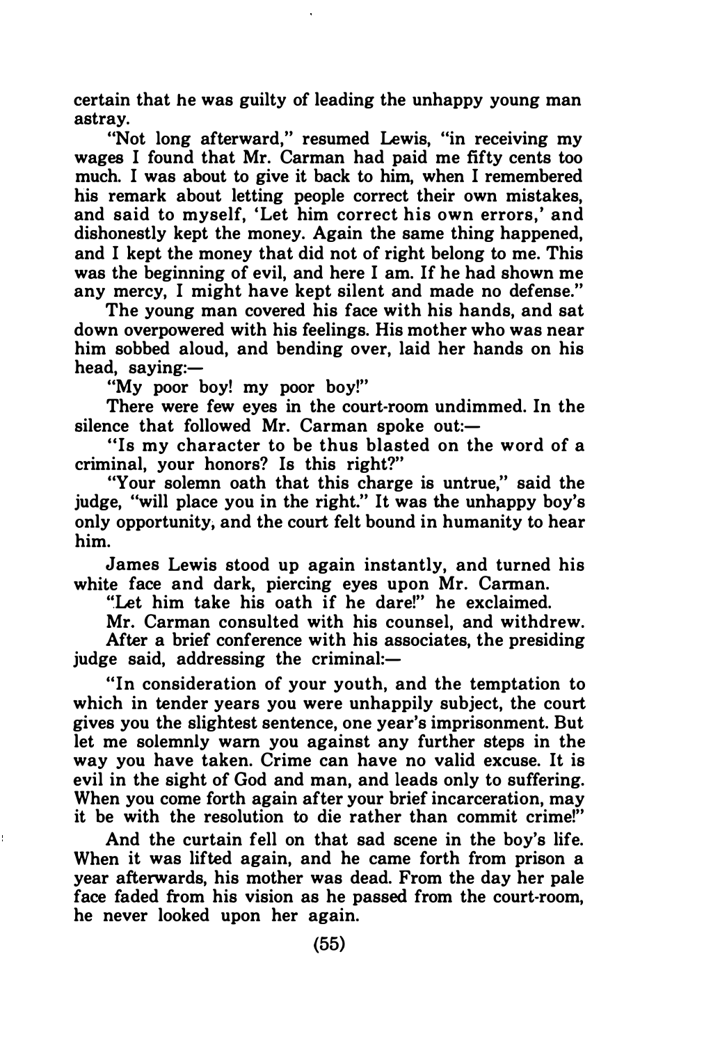certain that he was guilty of leading the unhappy young man astray.

"Not long afterward," resumed Lewis, "in receiving my wages I found that Mr. Carman had paid me fifty cents too much. I was about to give it back to him, when I remembered his remark about letting people correct their own mistakes, and said to myself, 'Let him correct his own errors,' and dishonestly kept the money. Again the same thing happened, and I kept the money that did not of right belong to me. This was the beginning of evil, and here I am. If he had shown me any mercy, I might have kept silent and made no defense."

The young man covered his face with his hands, and sat down overpowered with his feelings. His mother who was near him sobbed aloud, and bending over, laid her hands on his head, saying:—

"My poor boy! my poor boy!"

There were few eyes in the court-room undimmed. In the silence that followed Mr. Carman spoke out:—

"Is my character to be thus blasted on the word of a criminal, your honors? Is this right?"

"Your solemn oath that this charge is untrue," said the judge, "will place you in the right." It was the unhappy boy's only opportunity, and the court felt bound in humanity to hear him.

James Lewis stood up again instantly, and turned his white face and dark, piercing eyes upon Mr. Carman.

"Let him take his oath if he dare!" he exclaimed.

Mr. Carman consulted with his counsel, and withdrew.

After a brief conference with his associates, the presiding judge said, addressing the criminal:—

"In consideration of your youth, and the temptation to which in tender years you were unhappily subject, the court gives you the slightest sentence, one year's imprisonment. But let me solemnly warn you against any further steps in the way you have taken. Crime can have no valid excuse. It is evil in the sight of God and man, and leads only to suffering. When you come forth again after your brief incarceration, may it be with the resolution to die rather than commit crime!"

And the curtain fell on that sad scene in the boy's life. When it was lifted again, and he came forth from prison a year afterwards, his mother was dead. From the day her pale face faded from his vision as he passed from the court-room, he never looked upon her again.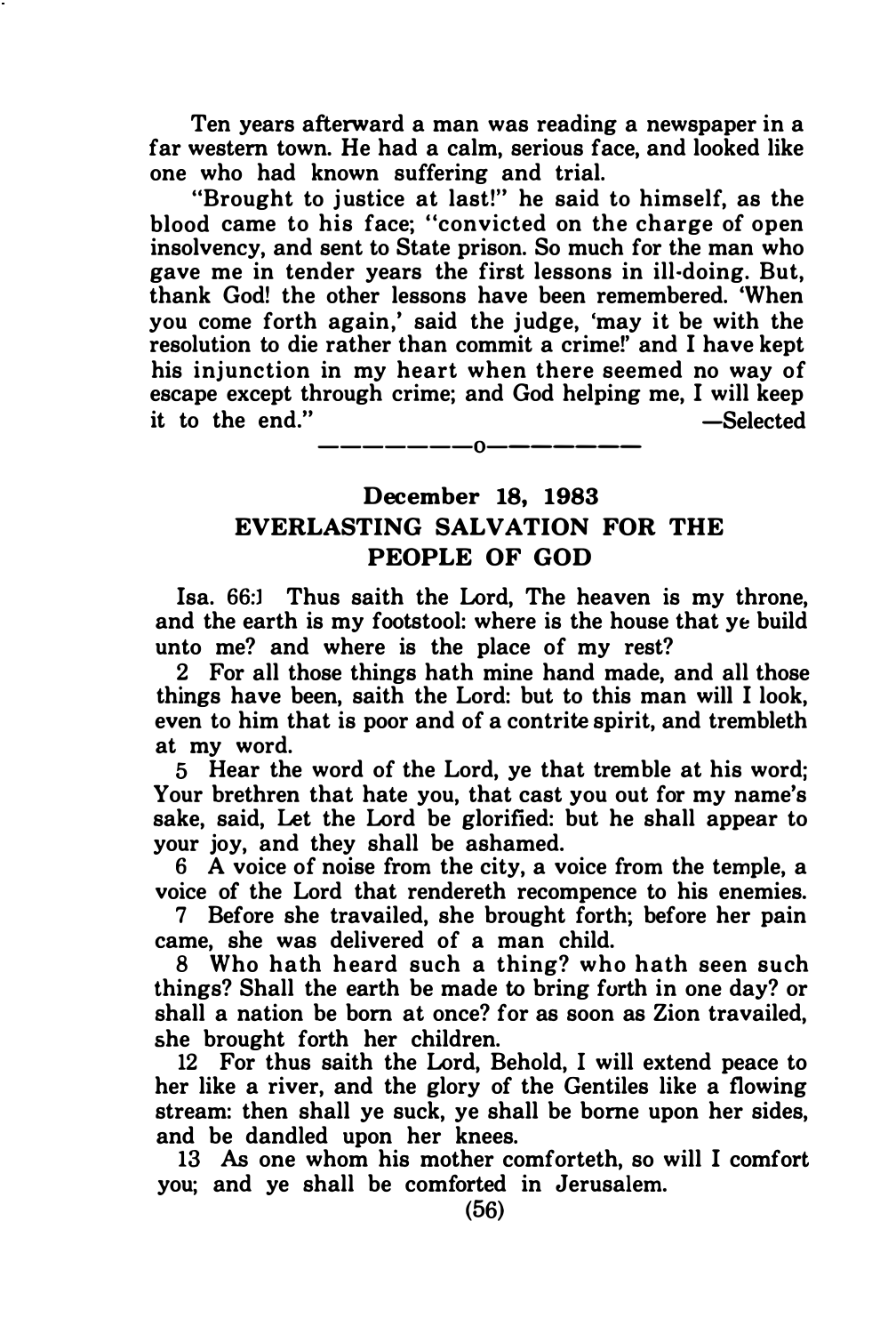Ten years afterward a man was reading a newspaper in a far western town. He had a calm, serious face, and looked like one who had known suffering and trial.

"Brought to justice at last!" he said to himself, as the blood came to his face; "convicted on the charge of open insolvency, and sent to State prison. So much for the man who gave me in tender years the first lessons in ill-doing. But, thank God! the other lessons have been remembered. 'When you come forth again,' said the judge, 'may it be with the resolution to die rather than commit a crime!' and I have kept his injunction in my heart when there seemed no way of escape except through crime; and God helping me, I will keep it to the end." —Selected

————————o————————

## December 18, 1983
## EVERLASTING SALVATION FOR THE PEOPLE OF GOD

Isa. 66:1 Thus saith the Lord, The heaven is my throne, and the earth is my footstool: where is the house that ye build unto me? and where is the place of my rest?

2 For all those things hath mine hand made, and all those things have been, saith the Lord: but to this man will I look, even to him that is poor and of a contrite spirit, and trembleth at my word.

5 Hear the word of the Lord, ye that tremble at his word; Your brethren that hate you, that cast you out for my name's sake, said, Let the Lord be glorified: but he shall appear to your joy, and they shall be ashamed.

6 A voice of noise from the city, a voice from the temple, a voice of the Lord that rendereth recompence to his enemies.

7 Before she travailed, she brought forth; before her pain came, she was delivered of a man child.

8 Who hath heard such a thing? who hath seen such things? Shall the earth be made to bring forth in one day? or shall a nation be born at once? for as soon as Zion travailed, she brought forth her children.

12 For thus saith the Lord, Behold, I will extend peace to her like a river, and the glory of the Gentiles like a flowing stream: then shall ye suck, ye shall be borne upon her sides, and be dandled upon her knees.

13 As one whom his mother comforteth, so will I comfort you; and ye shall be comforted in Jerusalem.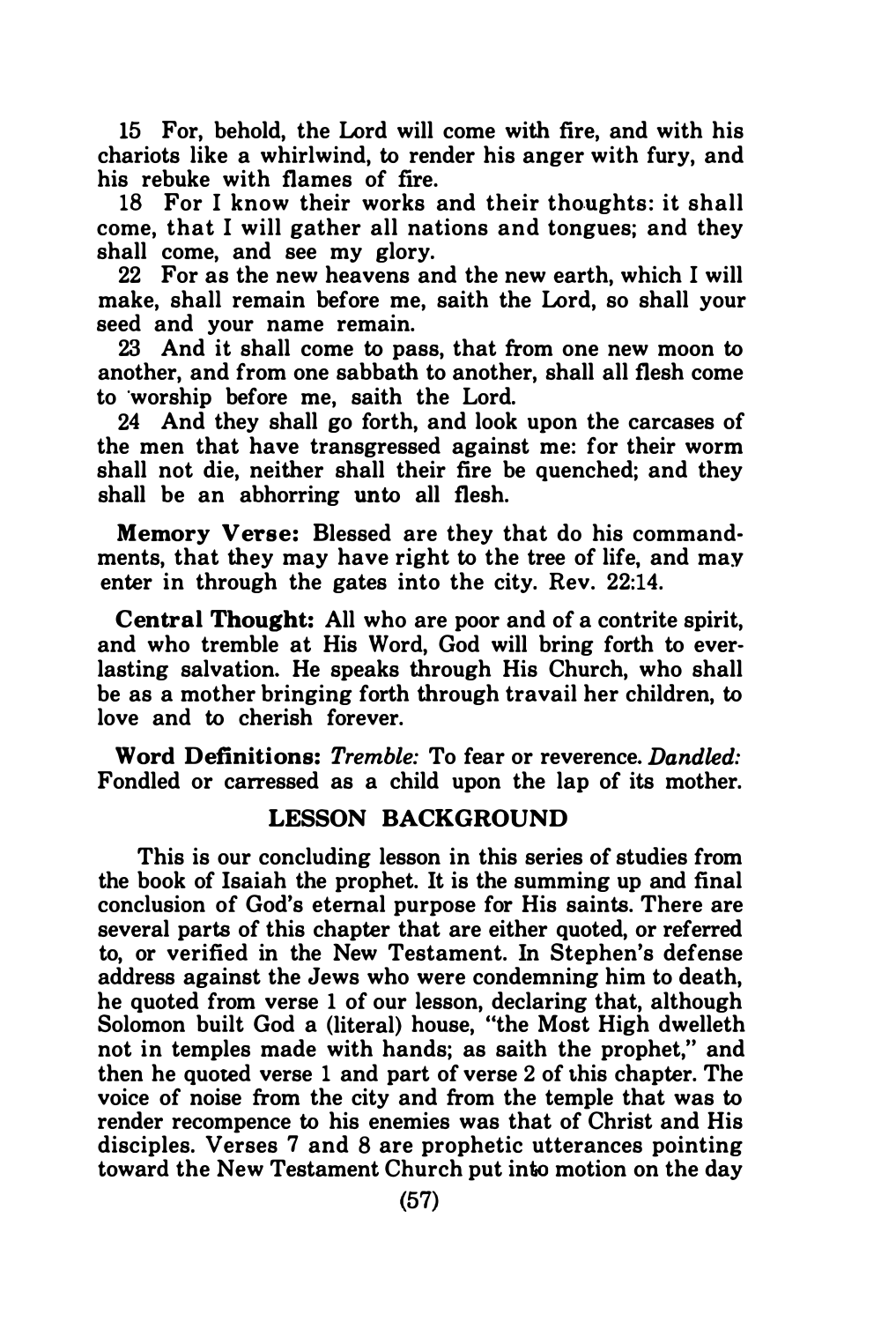15 For, behold, the Lord will come with fire, and with his chariots like a whirlwind, to render his anger with fury, and his rebuke with flames of fire.

18 For I know their works and their thoughts: it shall come, that I will gather all nations and tongues; and they shall come, and see my glory.

22 For as the new heavens and the new earth, which I will make, shall remain before me, saith the Lord, so shall your seed and your name remain.

23 And it shall come to pass, that from one new moon to another, and from one sabbath to another, shall all flesh come to 'worship before me, saith the Lord.

24 And they shall go forth, and look upon the carcases of the men that have transgressed against me: for their worm shall not die, neither shall their fire be quenched; and they shall be an abhorring unto all flesh.

**Memory Verse:** Blessed are they that do his commandments, that they may have right to the tree of life, and may enter in through the gates into the city. Rev. 22:14.

**Central Thought:** All who are poor and of a contrite spirit, and who tremble at His Word, God will bring forth to everlasting salvation. He speaks through His Church, who shall be as a mother bringing forth through travail her children, to love and to cherish forever.

**Word Definitions:** *Tremble:* To fear or reverence. *Dandled:* Fondled or carressed as a child upon the lap of its mother.

## LESSON BACKGROUND

This is our concluding lesson in this series of studies from the book of Isaiah the prophet. It is the summing up and final conclusion of God's eternal purpose for His saints. There are several parts of this chapter that are either quoted, or referred to, or verified in the New Testament. In Stephen's defense address against the Jews who were condemning him to death, he quoted from verse 1 of our lesson, declaring that, although Solomon built God a (literal) house, "the Most High dwelleth not in temples made with hands; as saith the prophet," and then he quoted verse 1 and part of verse 2 of this chapter. The voice of noise from the city and from the temple that was to render recompence to his enemies was that of Christ and His disciples. Verses 7 and 8 are prophetic utterances pointing toward the New Testament Church put into motion on the day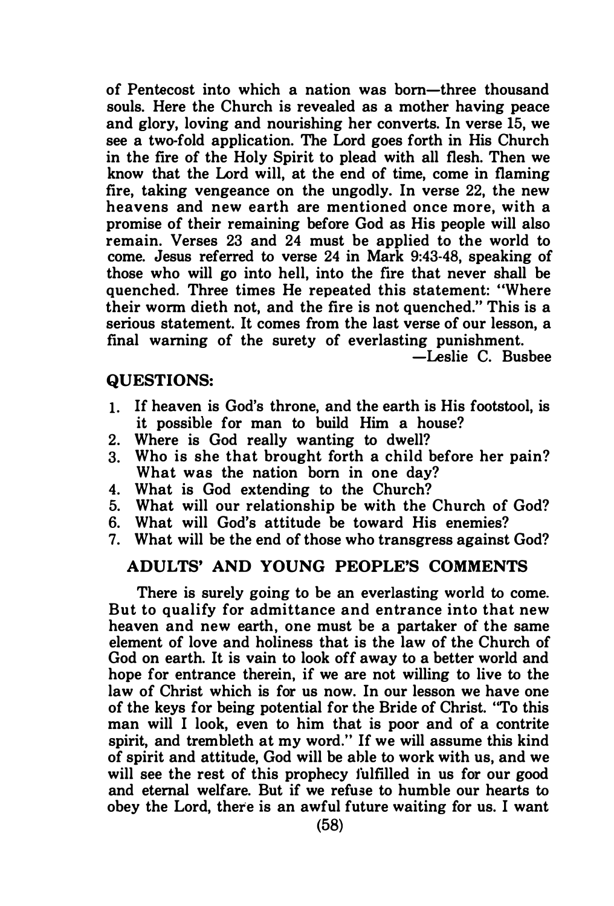of Pentecost into which a nation was born—three thousand souls. Here the Church is revealed as a mother having peace and glory, loving and nourishing her converts. In verse 15, we see a two-fold application. The Lord goes forth in His Church in the fire of the Holy Spirit to plead with all flesh. Then we know that the Lord will, at the end of time, come in flaming fire, taking vengeance on the ungodly. In verse 22, the new heavens and new earth are mentioned once more, with a promise of their remaining before God as His people will also remain. Verses 23 and 24 must be applied to the world to come. Jesus referred to verse 24 in Mark 9:43-48, speaking of those who will go into hell, into the fire that never shall be quenched. Three times He repeated this statement: "Where their worm dieth not, and the fire is not quenched." This is a serious statement. It comes from the last verse of our lesson, a final warning of the surety of everlasting punishment.

—Leslie C. Busbee

## QUESTIONS:

1. If heaven is God's throne, and the earth is His footstool, is it possible for man to build Him a house?
2. Where is God really wanting to dwell?
3. Who is she that brought forth a child before her pain? What was the nation born in one day?
4. What is God extending to the Church?
5. What will our relationship be with the Church of God?
6. What will God's attitude be toward His enemies?
7. What will be the end of those who transgress against God?

## ADULTS' AND YOUNG PEOPLE'S COMMENTS

There is surely going to be an everlasting world to come. But to qualify for admittance and entrance into that new heaven and new earth, one must be a partaker of the same element of love and holiness that is the law of the Church of God on earth. It is vain to look off away to a better world and hope for entrance therein, if we are not willing to live to the law of Christ which is for us now. In our lesson we have one of the keys for being potential for the Bride of Christ. "To this man will I look, even to him that is poor and of a contrite spirit, and trembleth at my word." If we will assume this kind of spirit and attitude, God will be able to work with us, and we will see the rest of this prophecy fulfilled in us for our good and eternal welfare. But if we refuse to humble our hearts to obey the Lord, there is an awful future waiting for us. I want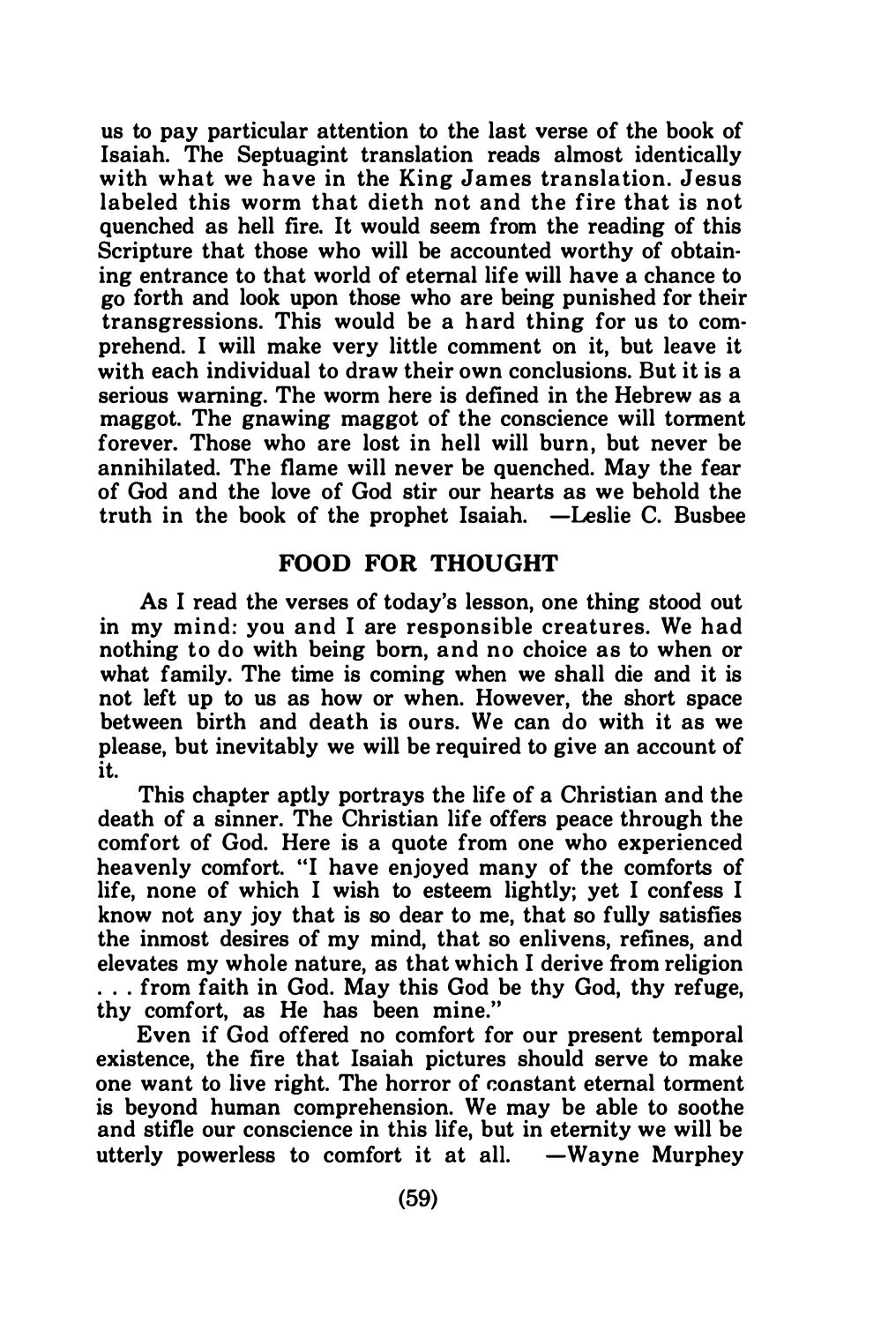us to pay particular attention to the last verse of the book of Isaiah. The Septuagint translation reads almost identically with what we have in the King James translation. Jesus labeled this worm that dieth not and the fire that is not quenched as hell fire. It would seem from the reading of this Scripture that those who will be accounted worthy of obtaining entrance to that world of eternal life will have a chance to go forth and look upon those who are being punished for their transgressions. This would be a hard thing for us to comprehend. I will make very little comment on it, but leave it with each individual to draw their own conclusions. But it is a serious warning. The worm here is defined in the Hebrew as a maggot. The gnawing maggot of the conscience will torment forever. Those who are lost in hell will burn, but never be annihilated. The flame will never be quenched. May the fear of God and the love of God stir our hearts as we behold the truth in the book of the prophet Isaiah. —Leslie C. Busbee

## FOOD FOR THOUGHT

As I read the verses of today's lesson, one thing stood out in my mind: you and I are responsible creatures. We had nothing to do with being born, and no choice as to when or what family. The time is coming when we shall die and it is not left up to us as how or when. However, the short space between birth and death is ours. We can do with it as we please, but inevitably we will be required to give an account of it.

This chapter aptly portrays the life of a Christian and the death of a sinner. The Christian life offers peace through the comfort of God. Here is a quote from one who experienced heavenly comfort. "I have enjoyed many of the comforts of life, none of which I wish to esteem lightly; yet I confess I know not any joy that is so dear to me, that so fully satisfies the inmost desires of my mind, that so enlivens, refines, and elevates my whole nature, as that which I derive from religion . . . from faith in God. May this God be thy God, thy refuge, thy comfort, as He has been mine."

Even if God offered no comfort for our present temporal existence, the fire that Isaiah pictures should serve to make one want to live right. The horror of constant eternal torment is beyond human comprehension. We may be able to soothe and stifle our conscience in this life, but in eternity we will be utterly powerless to comfort it at all. —Wayne Murphey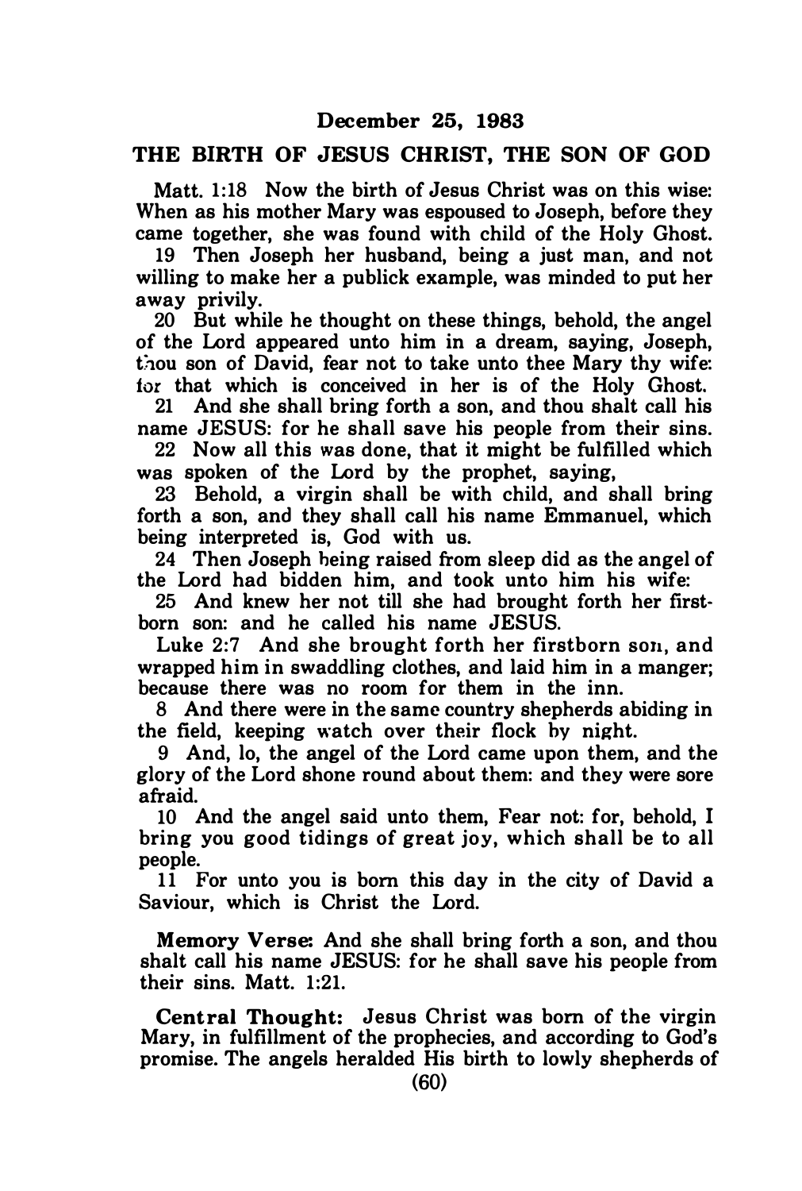**December 25, 1983**

## THE BIRTH OF JESUS CHRIST, THE SON OF GOD

Matt. 1:18 Now the birth of Jesus Christ was on this wise: When as his mother Mary was espoused to Joseph, before they came together, she was found with child of the Holy Ghost.

19 Then Joseph her husband, being a just man, and not willing to make her a publick example, was minded to put her away privily.

20 But while he thought on these things, behold, the angel of the Lord appeared unto him in a dream, saying, Joseph, thou son of David, fear not to take unto thee Mary thy wife: for that which is conceived in her is of the Holy Ghost.

21 And she shall bring forth a son, and thou shalt call his name JESUS: for he shall save his people from their sins.

22 Now all this was done, that it might be fulfilled which was spoken of the Lord by the prophet, saying,

23 Behold, a virgin shall be with child, and shall bring forth a son, and they shall call his name Emmanuel, which being interpreted is, God with us.

24 Then Joseph being raised from sleep did as the angel of the Lord had bidden him, and took unto him his wife:

25 And knew her not till she had brought forth her firstborn son: and he called his name JESUS.

Luke 2:7 And she brought forth her firstborn son, and wrapped him in swaddling clothes, and laid him in a manger; because there was no room for them in the inn.

8 And there were in the same country shepherds abiding in the field, keeping watch over their flock by night.

9 And, lo, the angel of the Lord came upon them, and the glory of the Lord shone round about them: and they were sore afraid.

10 And the angel said unto them, Fear not: for, behold, I bring you good tidings of great joy, which shall be to all people.

11 For unto you is born this day in the city of David a Saviour, which is Christ the Lord.

**Memory Verse:** And she shall bring forth a son, and thou shalt call his name JESUS: for he shall save his people from their sins. Matt. 1:21.

**Central Thought:** Jesus Christ was born of the virgin Mary, in fulfillment of the prophecies, and according to God's promise. The angels heralded His birth to lowly shepherds of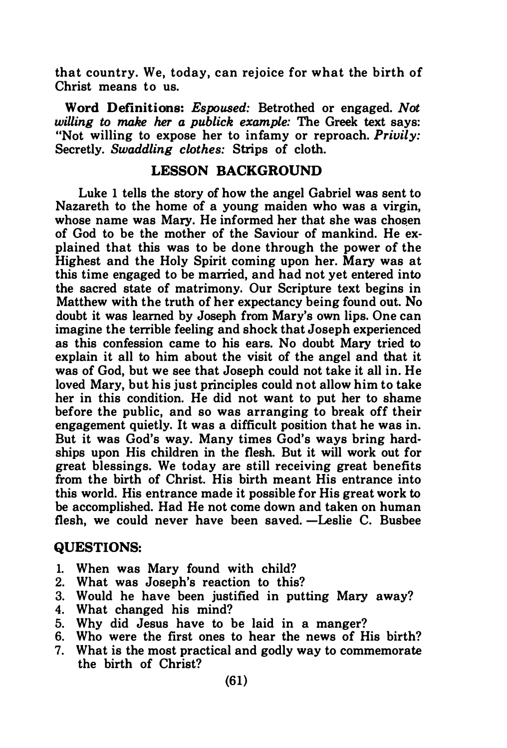that country. We, today, can rejoice for what the birth of Christ means to us.

**Word Definitions:** *Espoused:* Betrothed or engaged. *Not willing to make her a publick example:* The Greek text says: "Not willing to expose her to infamy or reproach. *Privily:* Secretly. *Swaddling clothes:* Strips of cloth.

## LESSON BACKGROUND

Luke 1 tells the story of how the angel Gabriel was sent to Nazareth to the home of a young maiden who was a virgin, whose name was Mary. He informed her that she was chosen of God to be the mother of the Saviour of mankind. He explained that this was to be done through the power of the Highest and the Holy Spirit coming upon her. Mary was at this time engaged to be married, and had not yet entered into the sacred state of matrimony. Our Scripture text begins in Matthew with the truth of her expectancy being found out. No doubt it was learned by Joseph from Mary's own lips. One can imagine the terrible feeling and shock that Joseph experienced as this confession came to his ears. No doubt Mary tried to explain it all to him about the visit of the angel and that it was of God, but we see that Joseph could not take it all in. He loved Mary, but his just principles could not allow him to take her in this condition. He did not want to put her to shame before the public, and so was arranging to break off their engagement quietly. It was a difficult position that he was in. But it was God's way. Many times God's ways bring hardships upon His children in the flesh. But it will work out for great blessings. We today are still receiving great benefits from the birth of Christ. His birth meant His entrance into this world. His entrance made it possible for His great work to be accomplished. Had He not come down and taken on human flesh, we could never have been saved. —Leslie C. Busbee

## QUESTIONS:

1. When was Mary found with child?
2. What was Joseph's reaction to this?
3. Would he have been justified in putting Mary away?
4. What changed his mind?
5. Why did Jesus have to be laid in a manger?
6. Who were the first ones to hear the news of His birth?
7. What is the most practical and godly way to commemorate the birth of Christ?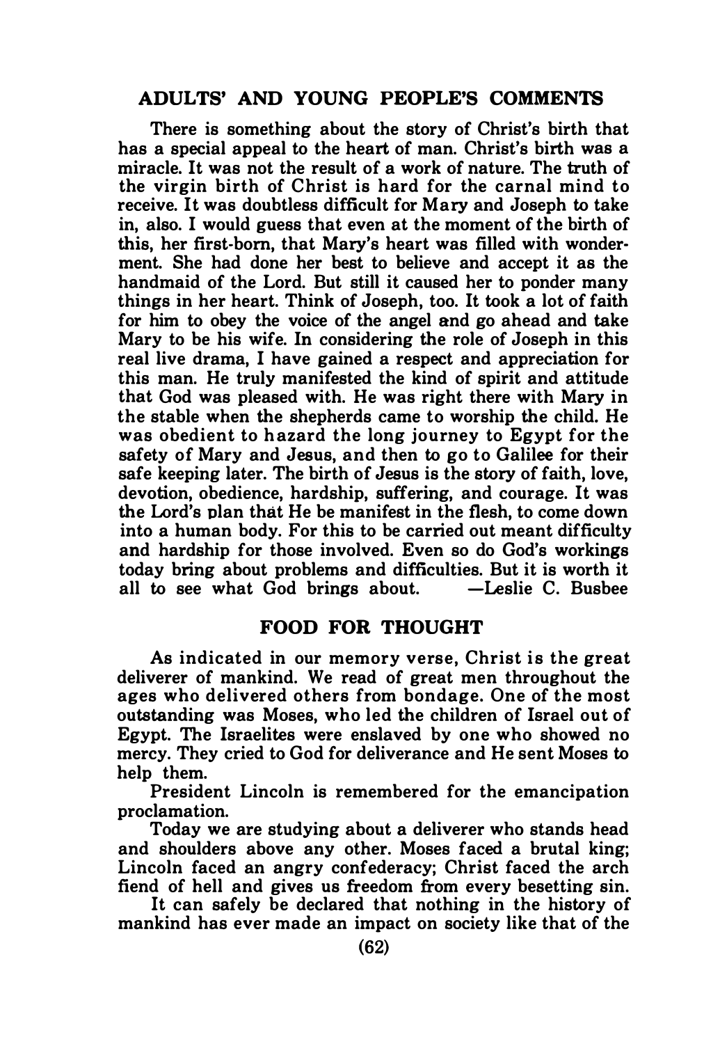## ADULTS' AND YOUNG PEOPLE'S COMMENTS

There is something about the story of Christ's birth that has a special appeal to the heart of man. Christ's birth was a miracle. It was not the result of a work of nature. The truth of the virgin birth of Christ is hard for the carnal mind to receive. It was doubtless difficult for Mary and Joseph to take in, also. I would guess that even at the moment of the birth of this, her first-born, that Mary's heart was filled with wonderment. She had done her best to believe and accept it as the handmaid of the Lord. But still it caused her to ponder many things in her heart. Think of Joseph, too. It took a lot of faith for him to obey the voice of the angel and go ahead and take Mary to be his wife. In considering the role of Joseph in this real live drama, I have gained a respect and appreciation for this man. He truly manifested the kind of spirit and attitude that God was pleased with. He was right there with Mary in the stable when the shepherds came to worship the child. He was obedient to hazard the long journey to Egypt for the safety of Mary and Jesus, and then to go to Galilee for their safe keeping later. The birth of Jesus is the story of faith, love, devotion, obedience, hardship, suffering, and courage. It was the Lord's plan that He be manifest in the flesh, to come down into a human body. For this to be carried out meant difficulty and hardship for those involved. Even so do God's workings today bring about problems and difficulties. But it is worth it all to see what God brings about. —Leslie C. Busbee

## FOOD FOR THOUGHT

As indicated in our memory verse, Christ is the great deliverer of mankind. We read of great men throughout the ages who delivered others from bondage. One of the most outstanding was Moses, who led the children of Israel out of Egypt. The Israelites were enslaved by one who showed no mercy. They cried to God for deliverance and He sent Moses to help them.

President Lincoln is remembered for the emancipation proclamation.

Today we are studying about a deliverer who stands head and shoulders above any other. Moses faced a brutal king; Lincoln faced an angry confederacy; Christ faced the arch fiend of hell and gives us freedom from every besetting sin.

It can safely be declared that nothing in the history of mankind has ever made an impact on society like that of the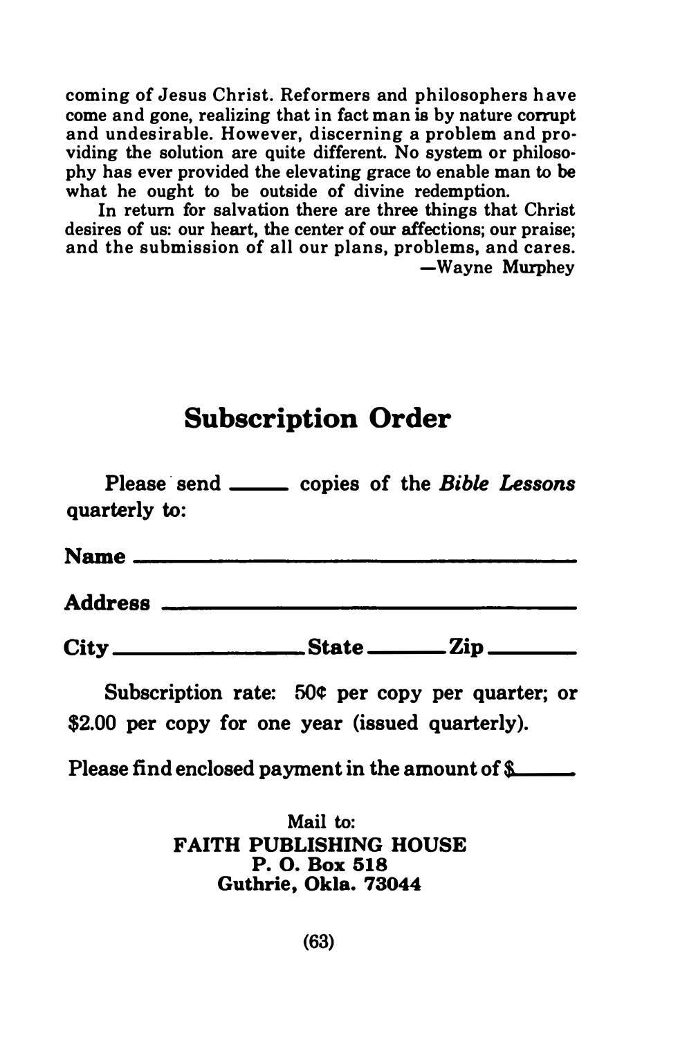coming of Jesus Christ. Reformers and philosophers have come and gone, realizing that in fact man is by nature corrupt and undesirable. However, discerning a problem and providing the solution are quite different. No system or philosophy has ever provided the elevating grace to enable man to be what he ought to be outside of divine redemption.

In return for salvation there are three things that Christ desires of us: our heart, the center of our affections; our praise; and the submission of all our plans, problems, and cares.

—Wayne Murphey

## Subscription Order

Please send ______ copies of the *Bible Lessons* quarterly to:

**Name** ________________________________

**Address** ________________________________

**City** ______________ **State** ________ **Zip** ________

Subscription rate: 50¢ per copy per quarter; or $2.00 per copy for one year (issued quarterly).

Please find enclosed payment in the amount of $______

Mail to:
**FAITH PUBLISHING HOUSE**
**P. O. Box 518**
**Guthrie, Okla. 73044**